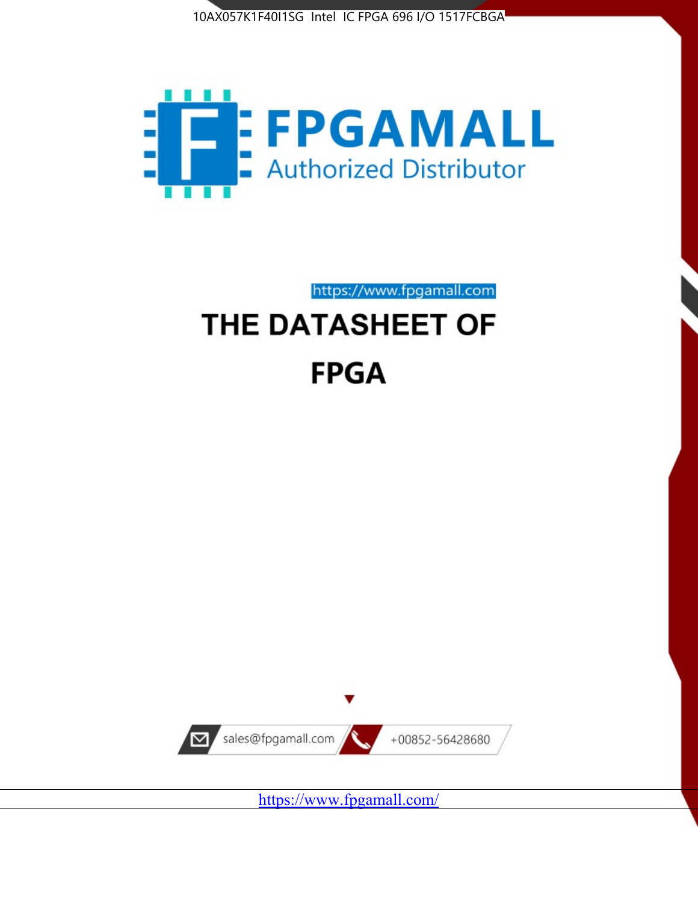10AX057K1F40I1SG Intel IC FPGA 696 I/O 1517FCBGA

FPGAMALL

Authorized Distributor

https://www.fpgamall.com

# THE DATASHEET OF

# FPGA

sales@fpgamall.com

+00852-56428680

https://www.fpgamall.com/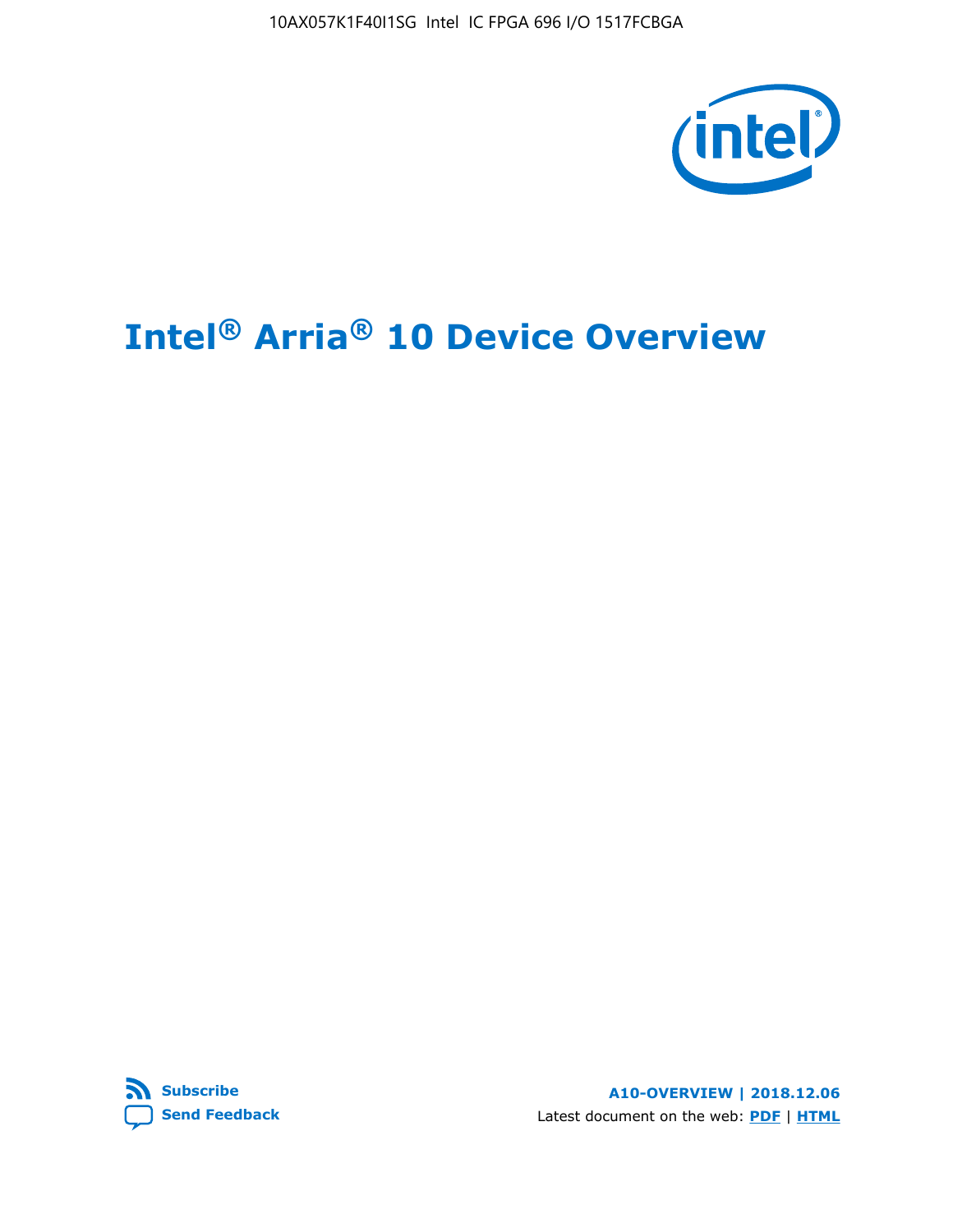# Intel® Arria® 10 Device Overview

**Subscribe**

**Send Feedback**

**A10-OVERVIEW | 2018.12.06**

Latest document on the web: **PDF** | **HTML**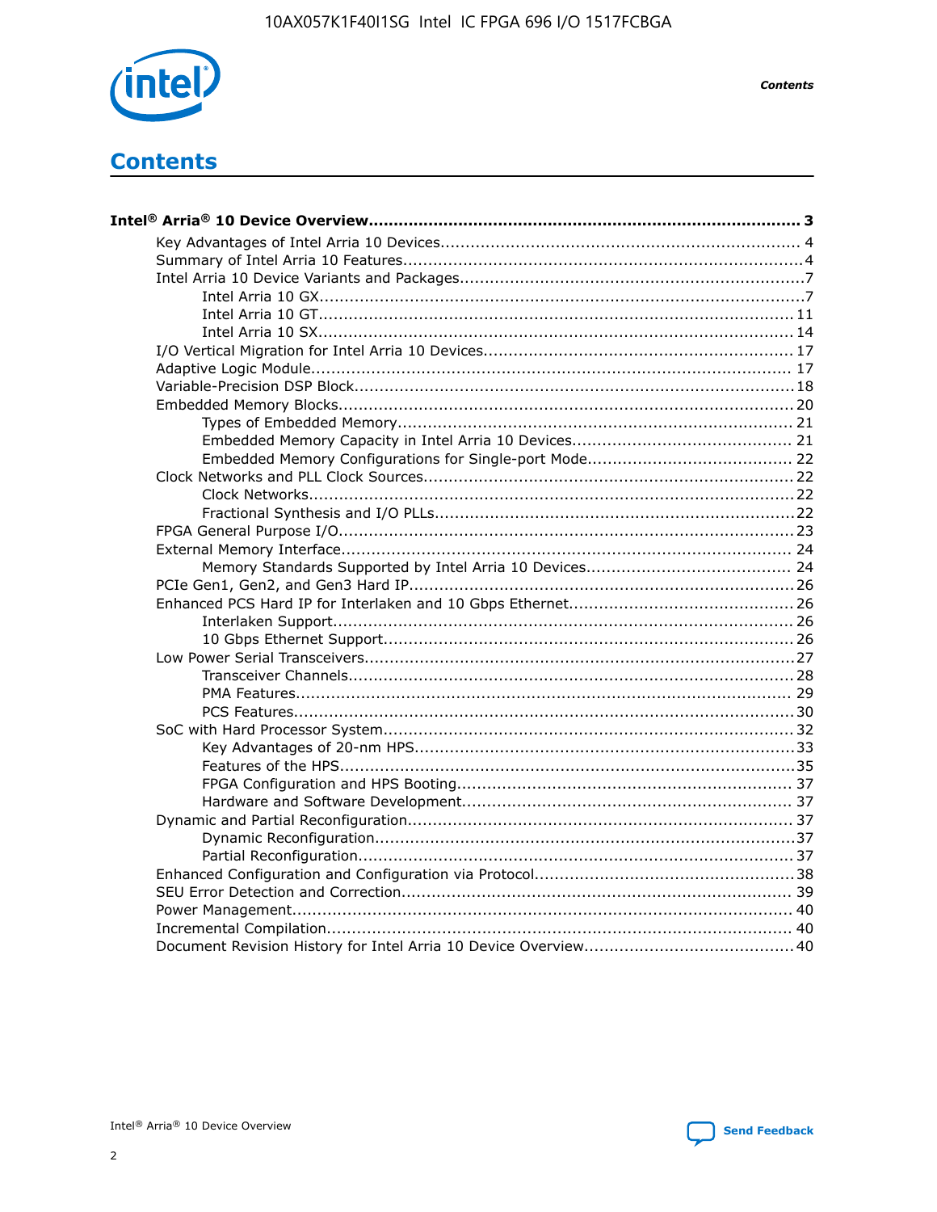# Contents

**Intel® Arria® 10 Device Overview....................................................................................... 3**

- Key Advantages of Intel Arria 10 Devices........................................................................ 4
- Summary of Intel Arria 10 Features................................................................................4
- Intel Arria 10 Device Variants and Packages.....................................................................7
  - Intel Arria 10 GX.................................................................................................7
  - Intel Arria 10 GT............................................................................................... 11
  - Intel Arria 10 SX............................................................................................... 14
- I/O Vertical Migration for Intel Arria 10 Devices.............................................................. 17
- Adaptive Logic Module................................................................................................ 17
- Variable-Precision DSP Block........................................................................................18
- Embedded Memory Blocks........................................................................................... 20
  - Types of Embedded Memory............................................................................... 21
  - Embedded Memory Capacity in Intel Arria 10 Devices............................................ 21
  - Embedded Memory Configurations for Single-port Mode......................................... 22
- Clock Networks and PLL Clock Sources.......................................................................... 22
  - Clock Networks................................................................................................. 22
  - Fractional Synthesis and I/O PLLs........................................................................ 22
- FPGA General Purpose I/O.......................................................................................... 23
- External Memory Interface.......................................................................................... 24
  - Memory Standards Supported by Intel Arria 10 Devices......................................... 24
- PCIe Gen1, Gen2, and Gen3 Hard IP............................................................................. 26
- Enhanced PCS Hard IP for Interlaken and 10 Gbps Ethernet............................................. 26
  - Interlaken Support............................................................................................ 26
  - 10 Gbps Ethernet Support.................................................................................. 26
- Low Power Serial Transceivers..................................................................................... 27
  - Transceiver Channels......................................................................................... 28
  - PMA Features................................................................................................... 29
  - PCS Features.................................................................................................... 30
- SoC with Hard Processor System.................................................................................. 32
  - Key Advantages of 20-nm HPS............................................................................ 33
  - Features of the HPS........................................................................................... 35
  - FPGA Configuration and HPS Booting................................................................... 37
  - Hardware and Software Development.................................................................. 37
- Dynamic and Partial Reconfiguration............................................................................. 37
  - Dynamic Reconfiguration.................................................................................... 37
  - Partial Reconfiguration....................................................................................... 37
- Enhanced Configuration and Configuration via Protocol.................................................... 38
- SEU Error Detection and Correction.............................................................................. 39
- Power Management................................................................................................... 40
- Incremental Compilation............................................................................................. 40
- Document Revision History for Intel Arria 10 Device Overview.......................................... 40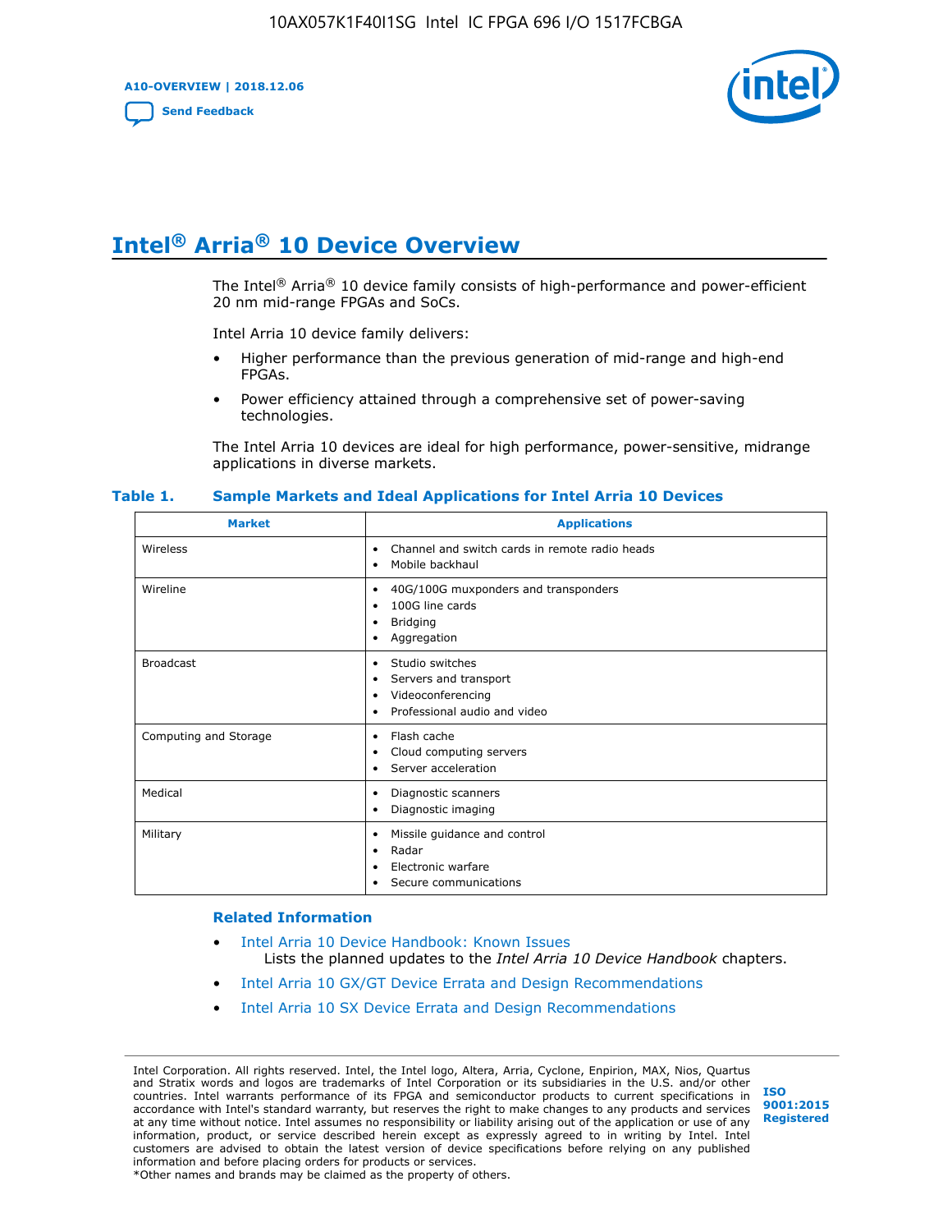# Intel® Arria® 10 Device Overview

The Intel® Arria® 10 device family consists of high-performance and power-efficient 20 nm mid-range FPGAs and SoCs.

Intel Arria 10 device family delivers:

- Higher performance than the previous generation of mid-range and high-end FPGAs.
- Power efficiency attained through a comprehensive set of power-saving technologies.

The Intel Arria 10 devices are ideal for high performance, power-sensitive, midrange applications in diverse markets.

**Table 1. Sample Markets and Ideal Applications for Intel Arria 10 Devices**

| Market | Applications |
|---|---|
| Wireless | • Channel and switch cards in remote radio heads<br>• Mobile backhaul |
| Wireline | • 40G/100G muxponders and transponders<br>• 100G line cards<br>• Bridging<br>• Aggregation |
| Broadcast | • Studio switches<br>• Servers and transport<br>• Videoconferencing<br>• Professional audio and video |
| Computing and Storage | • Flash cache<br>• Cloud computing servers<br>• Server acceleration |
| Medical | • Diagnostic scanners<br>• Diagnostic imaging |
| Military | • Missile guidance and control<br>• Radar<br>• Electronic warfare<br>• Secure communications |

### Related Information

- Intel Arria 10 Device Handbook: Known Issues
  Lists the planned updates to the *Intel Arria 10 Device Handbook* chapters.
- Intel Arria 10 GX/GT Device Errata and Design Recommendations
- Intel Arria 10 SX Device Errata and Design Recommendations

Intel Corporation. All rights reserved. Intel, the Intel logo, Altera, Arria, Cyclone, Enpirion, MAX, Nios, Quartus and Stratix words and logos are trademarks of Intel Corporation or its subsidiaries in the U.S. and/or other countries. Intel warrants performance of its FPGA and semiconductor products to current specifications in accordance with Intel's standard warranty, but reserves the right to make changes to any products and services at any time without notice. Intel assumes no responsibility or liability arising out of the application or use of any information, product, or service described herein except as expressly agreed to in writing by Intel. Intel customers are advised to obtain the latest version of device specifications before relying on any published information and before placing orders for products or services.
*Other names and brands may be claimed as the property of others.

ISO 9001:2015 Registered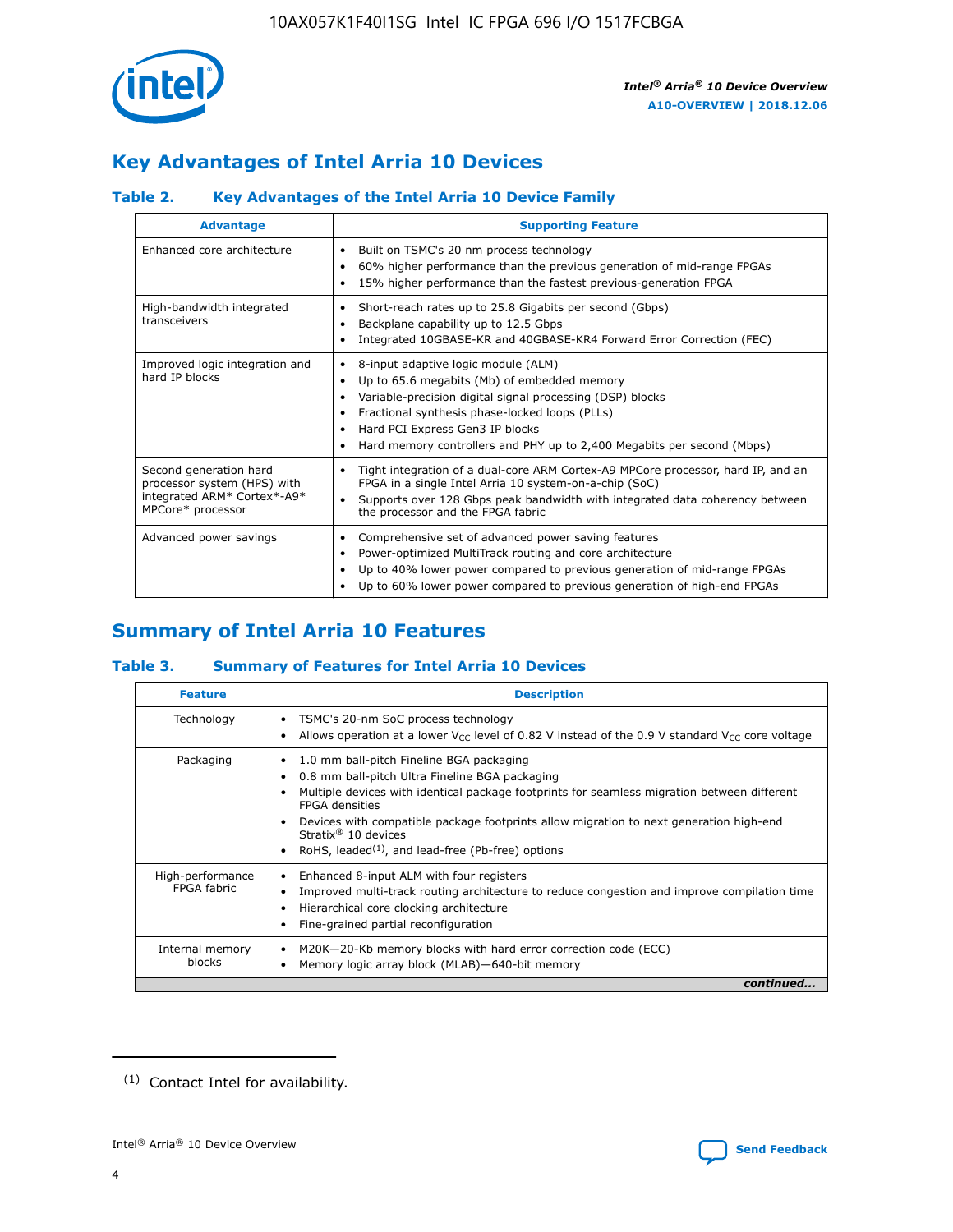## Key Advantages of Intel Arria 10 Devices

### Table 2. Key Advantages of the Intel Arria 10 Device Family

| Advantage | Supporting Feature |
|---|---|
| Enhanced core architecture | • Built on TSMC's 20 nm process technology<br>• 60% higher performance than the previous generation of mid-range FPGAs<br>• 15% higher performance than the fastest previous-generation FPGA |
| High-bandwidth integrated transceivers | • Short-reach rates up to 25.8 Gigabits per second (Gbps)<br>• Backplane capability up to 12.5 Gbps<br>• Integrated 10GBASE-KR and 40GBASE-KR4 Forward Error Correction (FEC) |
| Improved logic integration and hard IP blocks | • 8-input adaptive logic module (ALM)<br>• Up to 65.6 megabits (Mb) of embedded memory<br>• Variable-precision digital signal processing (DSP) blocks<br>• Fractional synthesis phase-locked loops (PLLs)<br>• Hard PCI Express Gen3 IP blocks<br>• Hard memory controllers and PHY up to 2,400 Megabits per second (Mbps) |
| Second generation hard processor system (HPS) with integrated ARM* Cortex*-A9* MPCore* processor | • Tight integration of a dual-core ARM Cortex-A9 MPCore processor, hard IP, and an FPGA in a single Intel Arria 10 system-on-a-chip (SoC)<br>• Supports over 128 Gbps peak bandwidth with integrated data coherency between the processor and the FPGA fabric |
| Advanced power savings | • Comprehensive set of advanced power saving features<br>• Power-optimized MultiTrack routing and core architecture<br>• Up to 40% lower power compared to previous generation of mid-range FPGAs<br>• Up to 60% lower power compared to previous generation of high-end FPGAs |

## Summary of Intel Arria 10 Features

### Table 3. Summary of Features for Intel Arria 10 Devices

| Feature | Description |
|---|---|
| Technology | • TSMC's 20-nm SoC process technology<br>• Allows operation at a lower $V_{CC}$ level of 0.82 V instead of the 0.9 V standard $V_{CC}$ core voltage |
| Packaging | • 1.0 mm ball-pitch Fineline BGA packaging<br>• 0.8 mm ball-pitch Ultra Fineline BGA packaging<br>• Multiple devices with identical package footprints for seamless migration between different FPGA densities<br>• Devices with compatible package footprints allow migration to next generation high-end Stratix® 10 devices<br>• RoHS, leaded[(1)], and lead-free (Pb-free) options |
| High-performance FPGA fabric | • Enhanced 8-input ALM with four registers<br>• Improved multi-track routing architecture to reduce congestion and improve compilation time<br>• Hierarchical core clocking architecture<br>• Fine-grained partial reconfiguration |
| Internal memory blocks | • M20K—20-Kb memory blocks with hard error correction code (ECC)<br>• Memory logic array block (MLAB)—640-bit memory |

*continued...*

(1) Contact Intel for availability.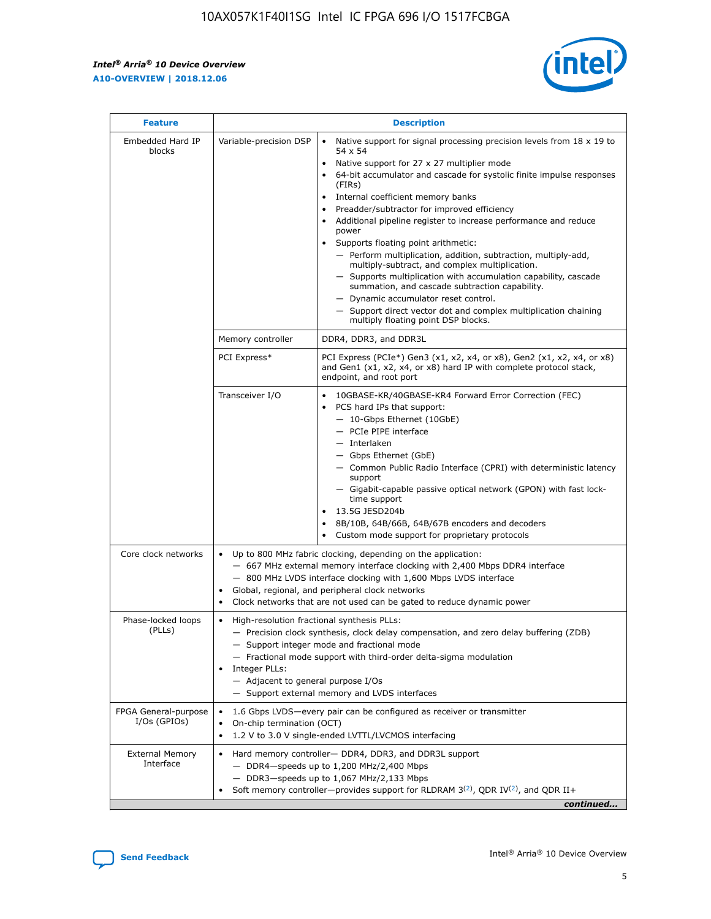| Feature | Description | |
|---|---|---|
| Embedded Hard IP blocks | Variable-precision DSP | • Native support for signal processing precision levels from 18 x 19 to 54 x 54<br>• Native support for 27 x 27 multiplier mode<br>• 64-bit accumulator and cascade for systolic finite impulse responses (FIRs)<br>• Internal coefficient memory banks<br>• Preadder/subtractor for improved efficiency<br>• Additional pipeline register to increase performance and reduce power<br>• Supports floating point arithmetic:<br>— Perform multiplication, addition, subtraction, multiply-add, multiply-subtract, and complex multiplication.<br>— Supports multiplication with accumulation capability, cascade summation, and cascade subtraction capability.<br>— Dynamic accumulator reset control.<br>— Support direct vector dot and complex multiplication chaining multiply floating point DSP blocks. |
| | Memory controller | DDR4, DDR3, and DDR3L |
| | PCI Express* | PCI Express (PCIe*) Gen3 (x1, x2, x4, or x8), Gen2 (x1, x2, x4, or x8) and Gen1 (x1, x2, x4, or x8) hard IP with complete protocol stack, endpoint, and root port |
| | Transceiver I/O | • 10GBASE-KR/40GBASE-KR4 Forward Error Correction (FEC)<br>• PCS hard IPs that support:<br>— 10-Gbps Ethernet (10GbE)<br>— PCIe PIPE interface<br>— Interlaken<br>— Gbps Ethernet (GbE)<br>— Common Public Radio Interface (CPRI) with deterministic latency support<br>— Gigabit-capable passive optical network (GPON) with fast lock-time support<br>• 13.5G JESD204b<br>• 8B/10B, 64B/66B, 64B/67B encoders and decoders<br>• Custom mode support for proprietary protocols |
| Core clock networks | • Up to 800 MHz fabric clocking, depending on the application:<br>— 667 MHz external memory interface clocking with 2,400 Mbps DDR4 interface<br>— 800 MHz LVDS interface clocking with 1,600 Mbps LVDS interface<br>• Global, regional, and peripheral clock networks<br>• Clock networks that are not used can be gated to reduce dynamic power | |
| Phase-locked loops (PLLs) | • High-resolution fractional synthesis PLLs:<br>— Precision clock synthesis, clock delay compensation, and zero delay buffering (ZDB)<br>— Support integer mode and fractional mode<br>— Fractional mode support with third-order delta-sigma modulation<br>• Integer PLLs:<br>— Adjacent to general purpose I/Os<br>— Support external memory and LVDS interfaces | |
| FPGA General-purpose I/Os (GPIOs) | • 1.6 Gbps LVDS—every pair can be configured as receiver or transmitter<br>• On-chip termination (OCT)<br>• 1.2 V to 3.0 V single-ended LVTTL/LVCMOS interfacing | |
| External Memory Interface | • Hard memory controller— DDR4, DDR3, and DDR3L support<br>— DDR4—speeds up to 1,200 MHz/2,400 Mbps<br>— DDR3—speeds up to 1,067 MHz/2,133 Mbps<br>• Soft memory controller—provides support for RLDRAM 3[(2)], QDR IV[(2)], and QDR II+ | |

*continued...*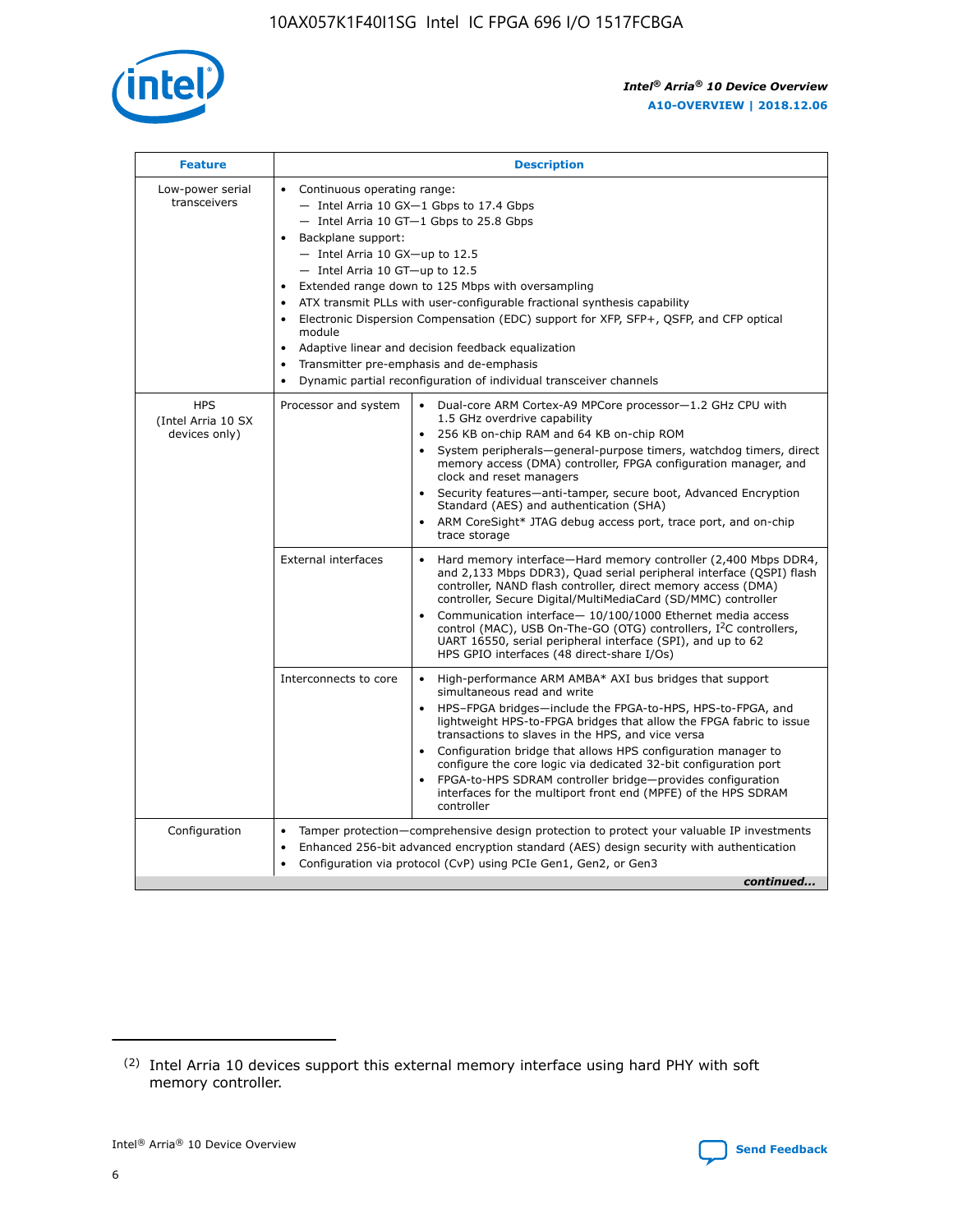| Feature | Description | |
|---|---|---|
| Low-power serial transceivers | • Continuous operating range:<br>— Intel Arria 10 GX—1 Gbps to 17.4 Gbps<br>— Intel Arria 10 GT—1 Gbps to 25.8 Gbps<br>• Backplane support:<br>— Intel Arria 10 GX—up to 12.5<br>— Intel Arria 10 GT—up to 12.5<br>• Extended range down to 125 Mbps with oversampling<br>• ATX transmit PLLs with user-configurable fractional synthesis capability<br>• Electronic Dispersion Compensation (EDC) support for XFP, SFP+, QSFP, and CFP optical module<br>• Adaptive linear and decision feedback equalization<br>• Transmitter pre-emphasis and de-emphasis<br>• Dynamic partial reconfiguration of individual transceiver channels | |
| HPS (Intel Arria 10 SX devices only) | Processor and system | • Dual-core ARM Cortex-A9 MPCore processor—1.2 GHz CPU with 1.5 GHz overdrive capability<br>• 256 KB on-chip RAM and 64 KB on-chip ROM<br>• System peripherals—general-purpose timers, watchdog timers, direct memory access (DMA) controller, FPGA configuration manager, and clock and reset managers<br>• Security features—anti-tamper, secure boot, Advanced Encryption Standard (AES) and authentication (SHA)<br>• ARM CoreSight* JTAG debug access port, trace port, and on-chip trace storage |
| | External interfaces | • Hard memory interface—Hard memory controller (2,400 Mbps DDR4, and 2,133 Mbps DDR3), Quad serial peripheral interface (QSPI) flash controller, NAND flash controller, direct memory access (DMA) controller, Secure Digital/MultiMediaCard (SD/MMC) controller<br>• Communication interface— 10/100/1000 Ethernet media access control (MAC), USB On-The-GO (OTG) controllers, I²C controllers, UART 16550, serial peripheral interface (SPI), and up to 62 HPS GPIO interfaces (48 direct-share I/Os) |
| | Interconnects to core | • High-performance ARM AMBA* AXI bus bridges that support simultaneous read and write<br>• HPS–FPGA bridges—include the FPGA-to-HPS, HPS-to-FPGA, and lightweight HPS-to-FPGA bridges that allow the FPGA fabric to issue transactions to slaves in the HPS, and vice versa<br>• Configuration bridge that allows HPS configuration manager to configure the core logic via dedicated 32-bit configuration port<br>• FPGA-to-HPS SDRAM controller bridge—provides configuration interfaces for the multiport front end (MPFE) of the HPS SDRAM controller |
| Configuration | • Tamper protection—comprehensive design protection to protect your valuable IP investments<br>• Enhanced 256-bit advanced encryption standard (AES) design security with authentication<br>• Configuration via protocol (CvP) using PCIe Gen1, Gen2, or Gen3 | |

*continued...*

(2) Intel Arria 10 devices support this external memory interface using hard PHY with soft memory controller.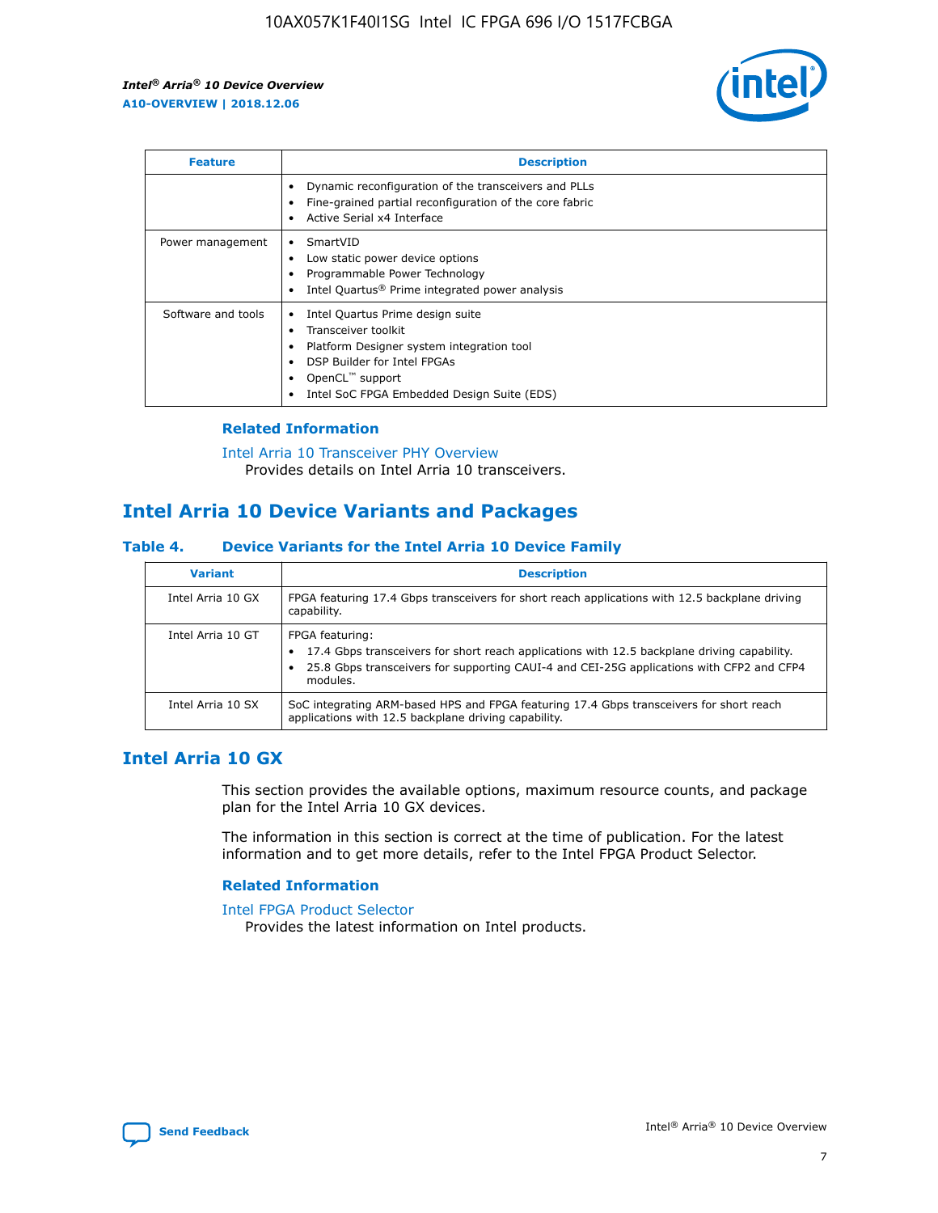| Feature | Description |
| --- | --- |
| | • Dynamic reconfiguration of the transceivers and PLLs<br>• Fine-grained partial reconfiguration of the core fabric<br>• Active Serial x4 Interface |
| Power management | • SmartVID<br>• Low static power device options<br>• Programmable Power Technology<br>• Intel Quartus® Prime integrated power analysis |
| Software and tools | • Intel Quartus Prime design suite<br>• Transceiver toolkit<br>• Platform Designer system integration tool<br>• DSP Builder for Intel FPGAs<br>• OpenCL™ support<br>• Intel SoC FPGA Embedded Design Suite (EDS) |

### Related Information

Intel Arria 10 Transceiver PHY Overview
Provides details on Intel Arria 10 transceivers.

## Intel Arria 10 Device Variants and Packages

### Table 4. Device Variants for the Intel Arria 10 Device Family

| Variant | Description |
| --- | --- |
| Intel Arria 10 GX | FPGA featuring 17.4 Gbps transceivers for short reach applications with 12.5 backplane driving capability. |
| Intel Arria 10 GT | FPGA featuring:<br>• 17.4 Gbps transceivers for short reach applications with 12.5 backplane driving capability.<br>• 25.8 Gbps transceivers for supporting CAUI-4 and CEI-25G applications with CFP2 and CFP4 modules. |
| Intel Arria 10 SX | SoC integrating ARM-based HPS and FPGA featuring 17.4 Gbps transceivers for short reach applications with 12.5 backplane driving capability. |

## Intel Arria 10 GX

This section provides the available options, maximum resource counts, and package plan for the Intel Arria 10 GX devices.

The information in this section is correct at the time of publication. For the latest information and to get more details, refer to the Intel FPGA Product Selector.

### Related Information

Intel FPGA Product Selector
Provides the latest information on Intel products.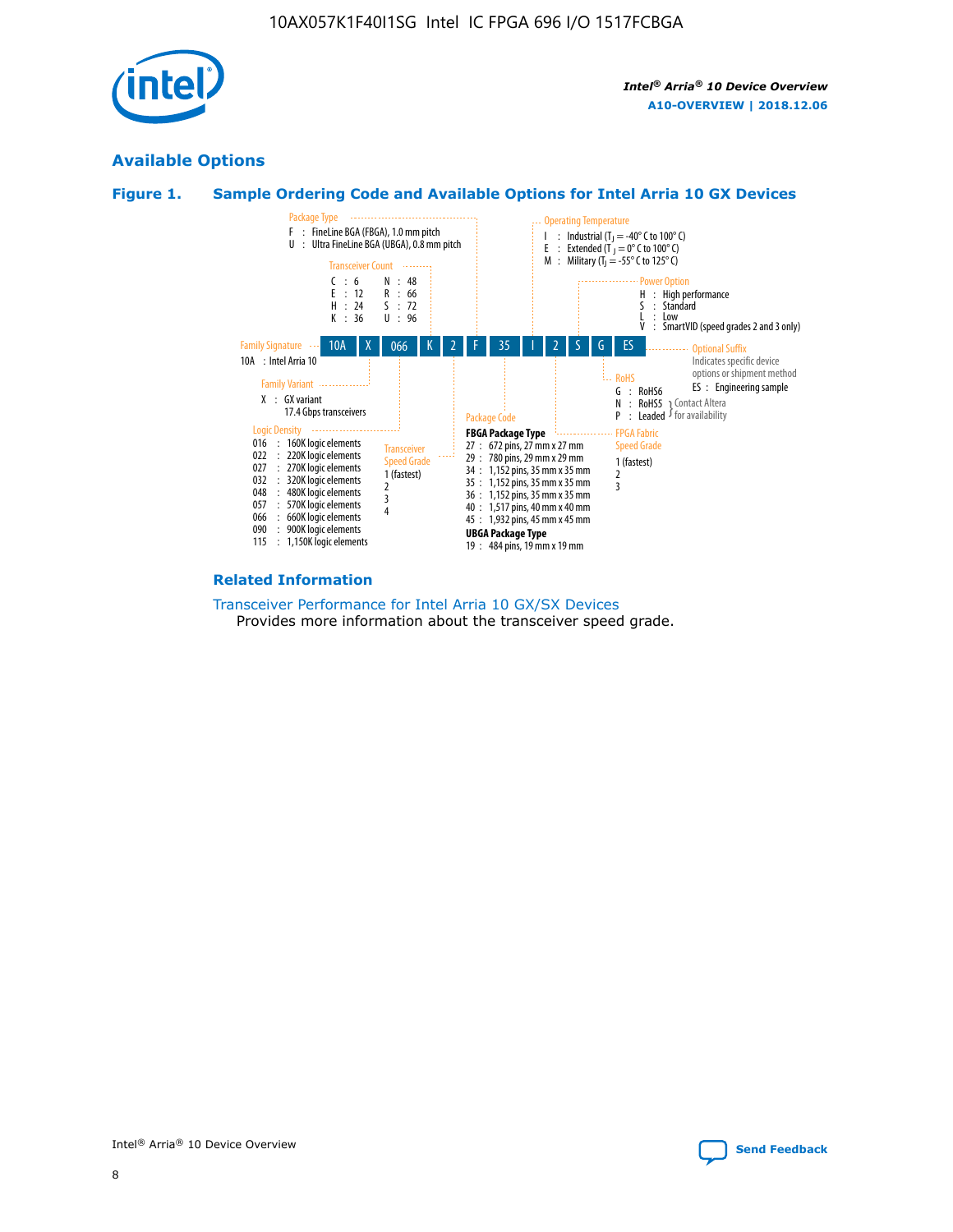## Available Options

### Figure 1. Sample Ordering Code and Available Options for Intel Arria 10 GX Devices

| 10A | X | 066 | K | 2 | F | 35 | I | 2 | S | G | ES |
|---|---|---|---|---|---|---|---|---|---|---|---|

**Family Signature**
- 10A : Intel Arria 10

**Family Variant**
- X : GX variant 17.4 Gbps transceivers

**Logic Density**
- 016 : 160K logic elements
- 022 : 220K logic elements
- 027 : 270K logic elements
- 032 : 320K logic elements
- 048 : 480K logic elements
- 057 : 570K logic elements
- 066 : 660K logic elements
- 090 : 900K logic elements
- 115 : 1,150K logic elements

**Transceiver Count**
- C : 6
- E : 12
- H : 24
- K : 36
- N : 48
- R : 66
- S : 72
- U : 96

**Transceiver Speed Grade**
- 1 (fastest)
- 2
- 3
- 4

**Package Type**
- F : FineLine BGA (FBGA), 1.0 mm pitch
- U : Ultra FineLine BGA (UBGA), 0.8 mm pitch

**Package Code**

FBGA Package Type
- 27 : 672 pins, 27 mm x 27 mm
- 29 : 780 pins, 29 mm x 29 mm
- 34 : 1,152 pins, 35 mm x 35 mm
- 35 : 1,152 pins, 35 mm x 35 mm
- 36 : 1,152 pins, 35 mm x 35 mm
- 40 : 1,517 pins, 40 mm x 40 mm
- 45 : 1,932 pins, 45 mm x 45 mm

UBGA Package Type
- 19 : 484 pins, 19 mm x 19 mm

**Operating Temperature**
- I : Industrial ($T_J$ = -40° C to 100° C)
- E : Extended ($T_J$ = 0° C to 100° C)
- M : Military ($T_J$ = -55° C to 125° C)

**FPGA Fabric Speed Grade**
- 1 (fastest)
- 2
- 3

**Power Option**
- H : High performance
- S : Standard
- L : Low
- V : SmartVID (speed grades 2 and 3 only)

**RoHS**
- G : RoHS6
- N : RoHS5 (Contact Altera for availability)
- P : Leaded (Contact Altera for availability)

**Optional Suffix**

Indicates specific device options or shipment method
- ES : Engineering sample

### Related Information

Transceiver Performance for Intel Arria 10 GX/SX Devices

Provides more information about the transceiver speed grade.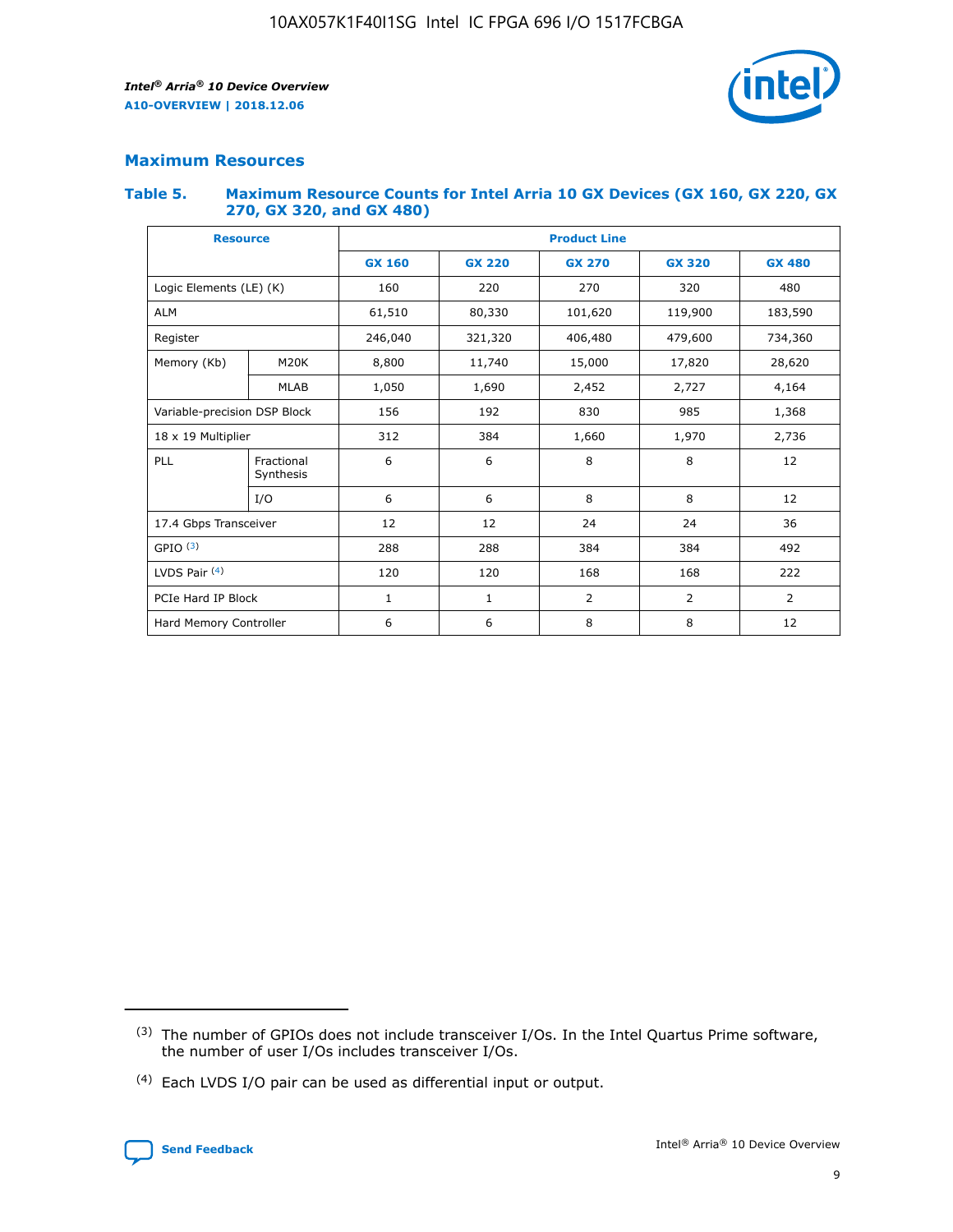## Maximum Resources

### Table 5. Maximum Resource Counts for Intel Arria 10 GX Devices (GX 160, GX 220, GX 270, GX 320, and GX 480)

| Resource | | Product Line | | | | |
|---|---|---|---|---|---|---|
| | | GX 160 | GX 220 | GX 270 | GX 320 | GX 480 |
| Logic Elements (LE) (K) | | 160 | 220 | 270 | 320 | 480 |
| ALM | | 61,510 | 80,330 | 101,620 | 119,900 | 183,590 |
| Register | | 246,040 | 321,320 | 406,480 | 479,600 | 734,360 |
| Memory (Kb) | M20K | 8,800 | 11,740 | 15,000 | 17,820 | 28,620 |
| | MLAB | 1,050 | 1,690 | 2,452 | 2,727 | 4,164 |
| Variable-precision DSP Block | | 156 | 192 | 830 | 985 | 1,368 |
| 18 x 19 Multiplier | | 312 | 384 | 1,660 | 1,970 | 2,736 |
| PLL | Fractional Synthesis | 6 | 6 | 8 | 8 | 12 |
| | I/O | 6 | 6 | 8 | 8 | 12 |
| 17.4 Gbps Transceiver | | 12 | 12 | 24 | 24 | 36 |
| GPIO [(3)] | | 288 | 288 | 384 | 384 | 492 |
| LVDS Pair [(4)] | | 120 | 120 | 168 | 168 | 222 |
| PCIe Hard IP Block | | 1 | 1 | 2 | 2 | 2 |
| Hard Memory Controller | | 6 | 6 | 8 | 8 | 12 |

(3) The number of GPIOs does not include transceiver I/Os. In the Intel Quartus Prime software, the number of user I/Os includes transceiver I/Os.

(4) Each LVDS I/O pair can be used as differential input or output.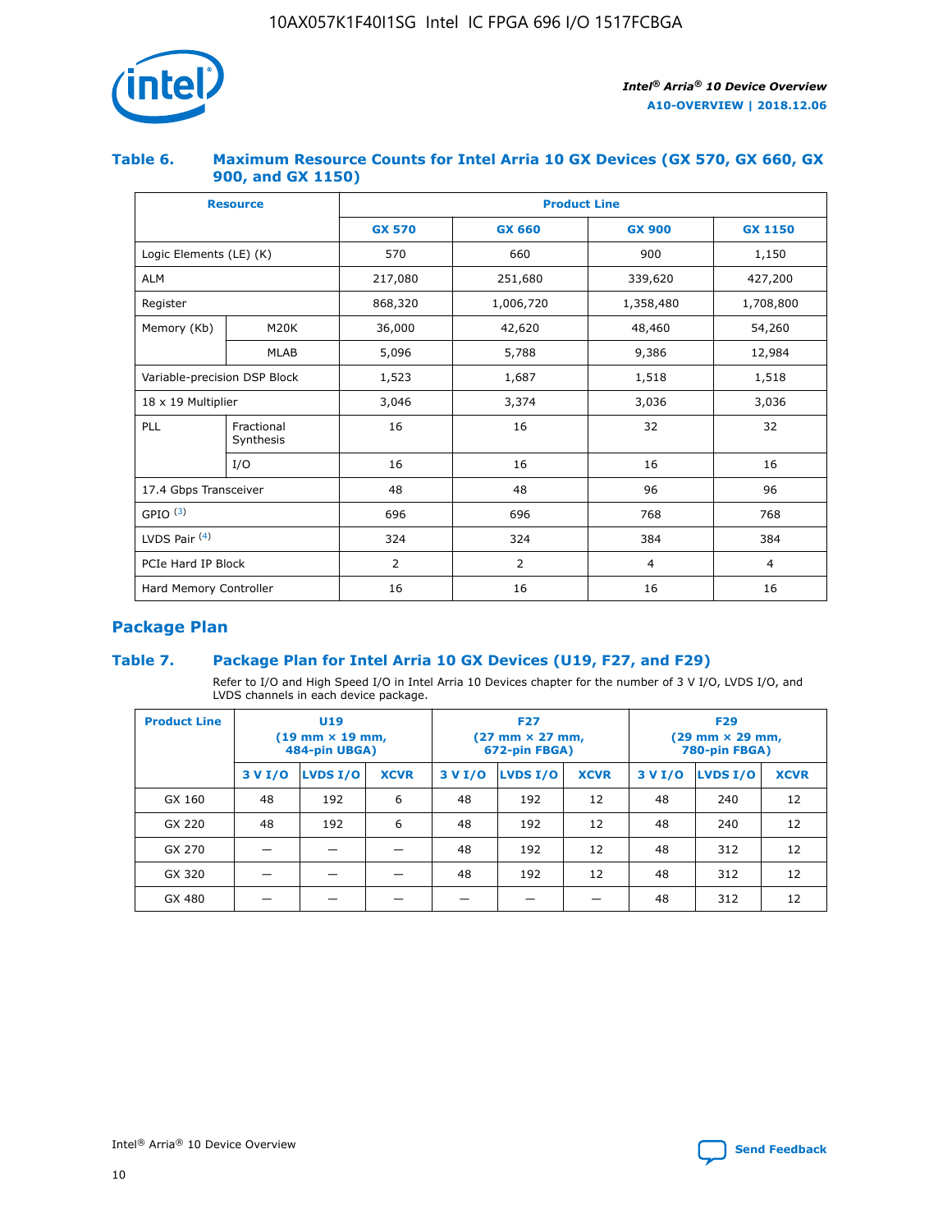### Table 6. Maximum Resource Counts for Intel Arria 10 GX Devices (GX 570, GX 660, GX 900, and GX 1150)

| Resource | | Product Line | | | |
|---|---|---|---|---|---|
| | | GX 570 | GX 660 | GX 900 | GX 1150 |
| Logic Elements (LE) (K) | | 570 | 660 | 900 | 1,150 |
| ALM | | 217,080 | 251,680 | 339,620 | 427,200 |
| Register | | 868,320 | 1,006,720 | 1,358,480 | 1,708,800 |
| Memory (Kb) | M20K | 36,000 | 42,620 | 48,460 | 54,260 |
| | MLAB | 5,096 | 5,788 | 9,386 | 12,984 |
| Variable-precision DSP Block | | 1,523 | 1,687 | 1,518 | 1,518 |
| 18 x 19 Multiplier | | 3,046 | 3,374 | 3,036 | 3,036 |
| PLL | Fractional Synthesis | 16 | 16 | 32 | 32 |
| | I/O | 16 | 16 | 16 | 16 |
| 17.4 Gbps Transceiver | | 48 | 48 | 96 | 96 |
| GPIO [(3)] | | 696 | 696 | 768 | 768 |
| LVDS Pair [(4)] | | 324 | 324 | 384 | 384 |
| PCIe Hard IP Block | | 2 | 2 | 4 | 4 |
| Hard Memory Controller | | 16 | 16 | 16 | 16 |

## Package Plan

### Table 7. Package Plan for Intel Arria 10 GX Devices (U19, F27, and F29)

Refer to I/O and High Speed I/O in Intel Arria 10 Devices chapter for the number of 3 V I/O, LVDS I/O, and LVDS channels in each device package.

| Product Line | U19 (19 mm × 19 mm, 484-pin UBGA) | | | F27 (27 mm × 27 mm, 672-pin FBGA) | | | F29 (29 mm × 29 mm, 780-pin FBGA) | | |
|---|---|---|---|---|---|---|---|---|---|
| | 3 V I/O | LVDS I/O | XCVR | 3 V I/O | LVDS I/O | XCVR | 3 V I/O | LVDS I/O | XCVR |
| GX 160 | 48 | 192 | 6 | 48 | 192 | 12 | 48 | 240 | 12 |
| GX 220 | 48 | 192 | 6 | 48 | 192 | 12 | 48 | 240 | 12 |
| GX 270 | — | — | — | 48 | 192 | 12 | 48 | 312 | 12 |
| GX 320 | — | — | — | 48 | 192 | 12 | 48 | 312 | 12 |
| GX 480 | — | — | — | — | — | — | 48 | 312 | 12 |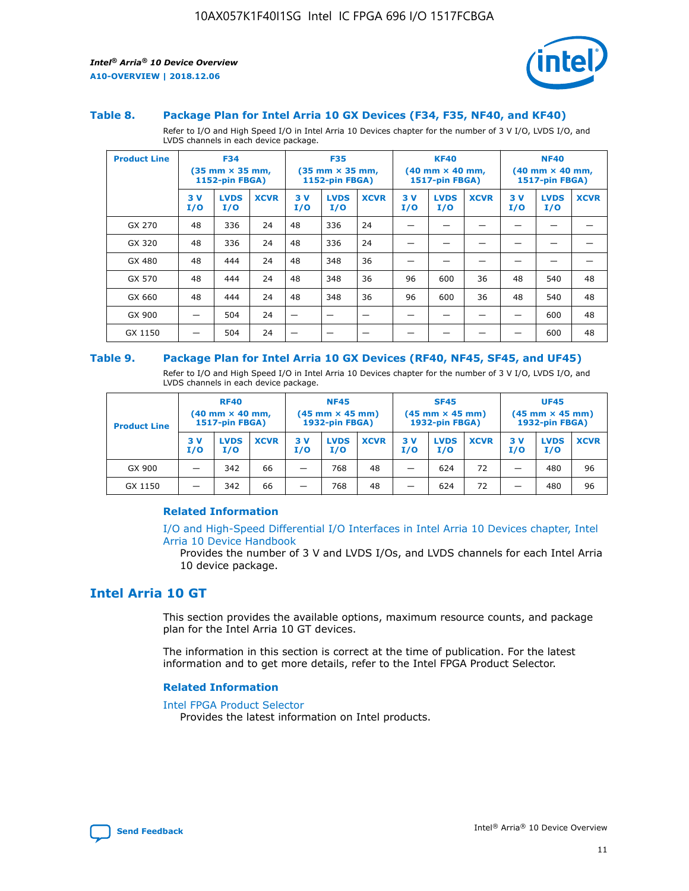### Table 8. Package Plan for Intel Arria 10 GX Devices (F34, F35, NF40, and KF40)

Refer to I/O and High Speed I/O in Intel Arria 10 Devices chapter for the number of 3 V I/O, LVDS I/O, and LVDS channels in each device package.

| Product Line | F34 (35 mm × 35 mm, 1152-pin FBGA) | | | F35 (35 mm × 35 mm, 1152-pin FBGA) | | | KF40 (40 mm × 40 mm, 1517-pin FBGA) | | | NF40 (40 mm × 40 mm, 1517-pin FBGA) | | |
|---|---|---|---|---|---|---|---|---|---|---|---|---|
| | 3 V I/O | LVDS I/O | XCVR | 3 V I/O | LVDS I/O | XCVR | 3 V I/O | LVDS I/O | XCVR | 3 V I/O | LVDS I/O | XCVR |
| GX 270 | 48 | 336 | 24 | 48 | 336 | 24 | — | — | — | — | — | — |
| GX 320 | 48 | 336 | 24 | 48 | 336 | 24 | — | — | — | — | — | — |
| GX 480 | 48 | 444 | 24 | 48 | 348 | 36 | — | — | — | — | — | — |
| GX 570 | 48 | 444 | 24 | 48 | 348 | 36 | 96 | 600 | 36 | 48 | 540 | 48 |
| GX 660 | 48 | 444 | 24 | 48 | 348 | 36 | 96 | 600 | 36 | 48 | 540 | 48 |
| GX 900 | — | 504 | 24 | — | — | — | — | — | — | — | 600 | 48 |
| GX 1150 | — | 504 | 24 | — | — | — | — | — | — | — | 600 | 48 |

### Table 9. Package Plan for Intel Arria 10 GX Devices (RF40, NF45, SF45, and UF45)

Refer to I/O and High Speed I/O in Intel Arria 10 Devices chapter for the number of 3 V I/O, LVDS I/O, and LVDS channels in each device package.

| Product Line | RF40 (40 mm × 40 mm, 1517-pin FBGA) | | | NF45 (45 mm × 45 mm) 1932-pin FBGA) | | | SF45 (45 mm × 45 mm) 1932-pin FBGA) | | | UF45 (45 mm × 45 mm) 1932-pin FBGA) | | |
|---|---|---|---|---|---|---|---|---|---|---|---|---|
| | 3 V I/O | LVDS I/O | XCVR | 3 V I/O | LVDS I/O | XCVR | 3 V I/O | LVDS I/O | XCVR | 3 V I/O | LVDS I/O | XCVR |
| GX 900 | — | 342 | 66 | — | 768 | 48 | — | 624 | 72 | — | 480 | 96 |
| GX 1150 | — | 342 | 66 | — | 768 | 48 | — | 624 | 72 | — | 480 | 96 |

#### Related Information

I/O and High-Speed Differential I/O Interfaces in Intel Arria 10 Devices chapter, Intel Arria 10 Device Handbook

Provides the number of 3 V and LVDS I/Os, and LVDS channels for each Intel Arria 10 device package.

## Intel Arria 10 GT

This section provides the available options, maximum resource counts, and package plan for the Intel Arria 10 GT devices.

The information in this section is correct at the time of publication. For the latest information and to get more details, refer to the Intel FPGA Product Selector.

#### Related Information

Intel FPGA Product Selector

Provides the latest information on Intel products.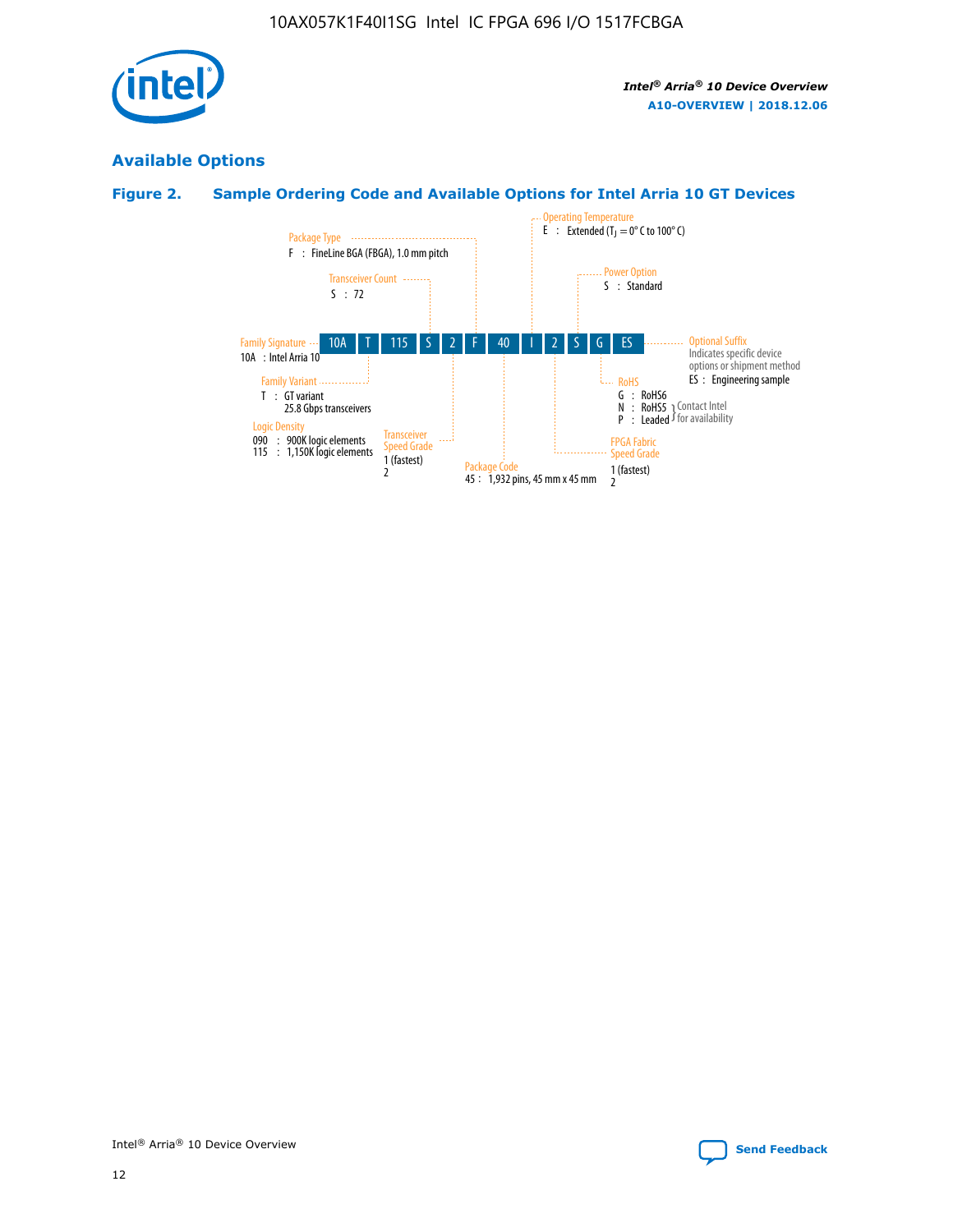## Available Options

### Figure 2. Sample Ordering Code and Available Options for Intel Arria 10 GT Devices

| 10A | T | 115 | S | 2 | F | 40 | I | 2 | S | G | ES |
|---|---|---|---|---|---|---|---|---|---|---|---|

**Family Signature**
10A : Intel Arria 10

**Family Variant**
T : GT variant
25.8 Gbps transceivers

**Logic Density**
090 : 900K logic elements
115 : 1,150K logic elements

**Transceiver Count**
S : 72

**Transceiver Speed Grade**
1 (fastest)
2

**Package Type**
F : FineLine BGA (FBGA), 1.0 mm pitch

**Package Code**
45 : 1,932 pins, 45 mm x 45 mm

**Operating Temperature**
E : Extended ($T_J$ = 0° C to 100° C)

**FPGA Fabric Speed Grade**
1 (fastest)
2

**Power Option**
S : Standard

**RoHS**
G : RoHS6
N : RoHS5 (Contact Intel for availability)
P : Leaded (Contact Intel for availability)

**Optional Suffix**
Indicates specific device options or shipment method
ES : Engineering sample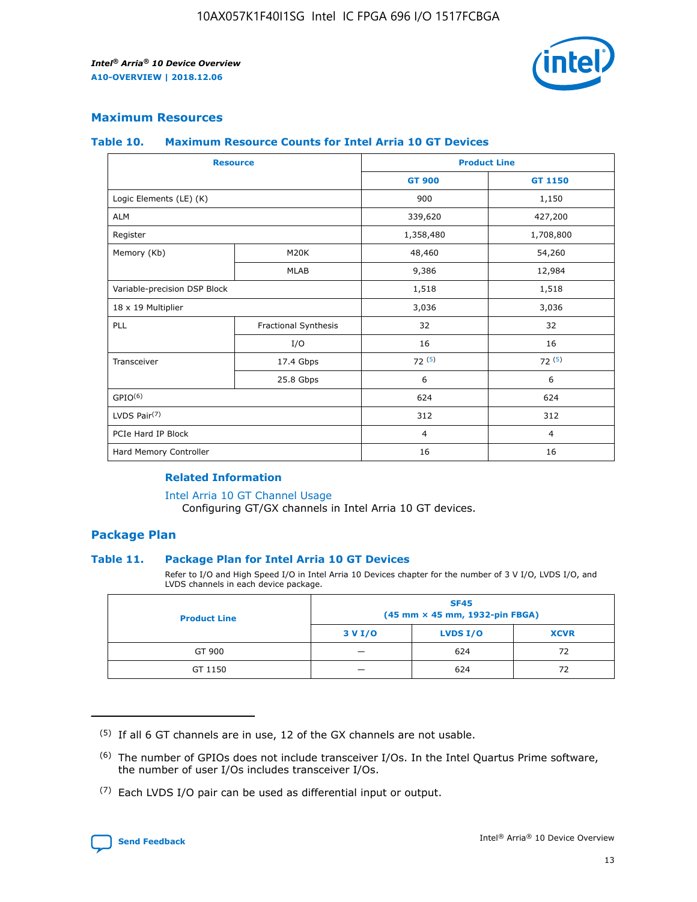## Maximum Resources

### Table 10. Maximum Resource Counts for Intel Arria 10 GT Devices

| Resource | | Product Line | |
|---|---|---|---|
| | | GT 900 | GT 1150 |
| Logic Elements (LE) (K) | | 900 | 1,150 |
| ALM | | 339,620 | 427,200 |
| Register | | 1,358,480 | 1,708,800 |
| Memory (Kb) | M20K | 48,460 | 54,260 |
| | MLAB | 9,386 | 12,984 |
| Variable-precision DSP Block | | 1,518 | 1,518 |
| 18 x 19 Multiplier | | 3,036 | 3,036 |
| PLL | Fractional Synthesis | 32 | 32 |
| | I/O | 16 | 16 |
| Transceiver | 17.4 Gbps | 72 (5) | 72 (5) |
| | 25.8 Gbps | 6 | 6 |
| GPIO(6) | | 624 | 624 |
| LVDS Pair(7) | | 312 | 312 |
| PCIe Hard IP Block | | 4 | 4 |
| Hard Memory Controller | | 16 | 16 |

### Related Information

Intel Arria 10 GT Channel Usage
Configuring GT/GX channels in Intel Arria 10 GT devices.

## Package Plan

### Table 11. Package Plan for Intel Arria 10 GT Devices

Refer to I/O and High Speed I/O in Intel Arria 10 Devices chapter for the number of 3 V I/O, LVDS I/O, and LVDS channels in each device package.

| Product Line | SF45 (45 mm × 45 mm, 1932-pin FBGA) | | |
|---|---|---|---|
| | 3 V I/O | LVDS I/O | XCVR |
| GT 900 | — | 624 | 72 |
| GT 1150 | — | 624 | 72 |

(5) If all 6 GT channels are in use, 12 of the GX channels are not usable.

(6) The number of GPIOs does not include transceiver I/Os. In the Intel Quartus Prime software, the number of user I/Os includes transceiver I/Os.

(7) Each LVDS I/O pair can be used as differential input or output.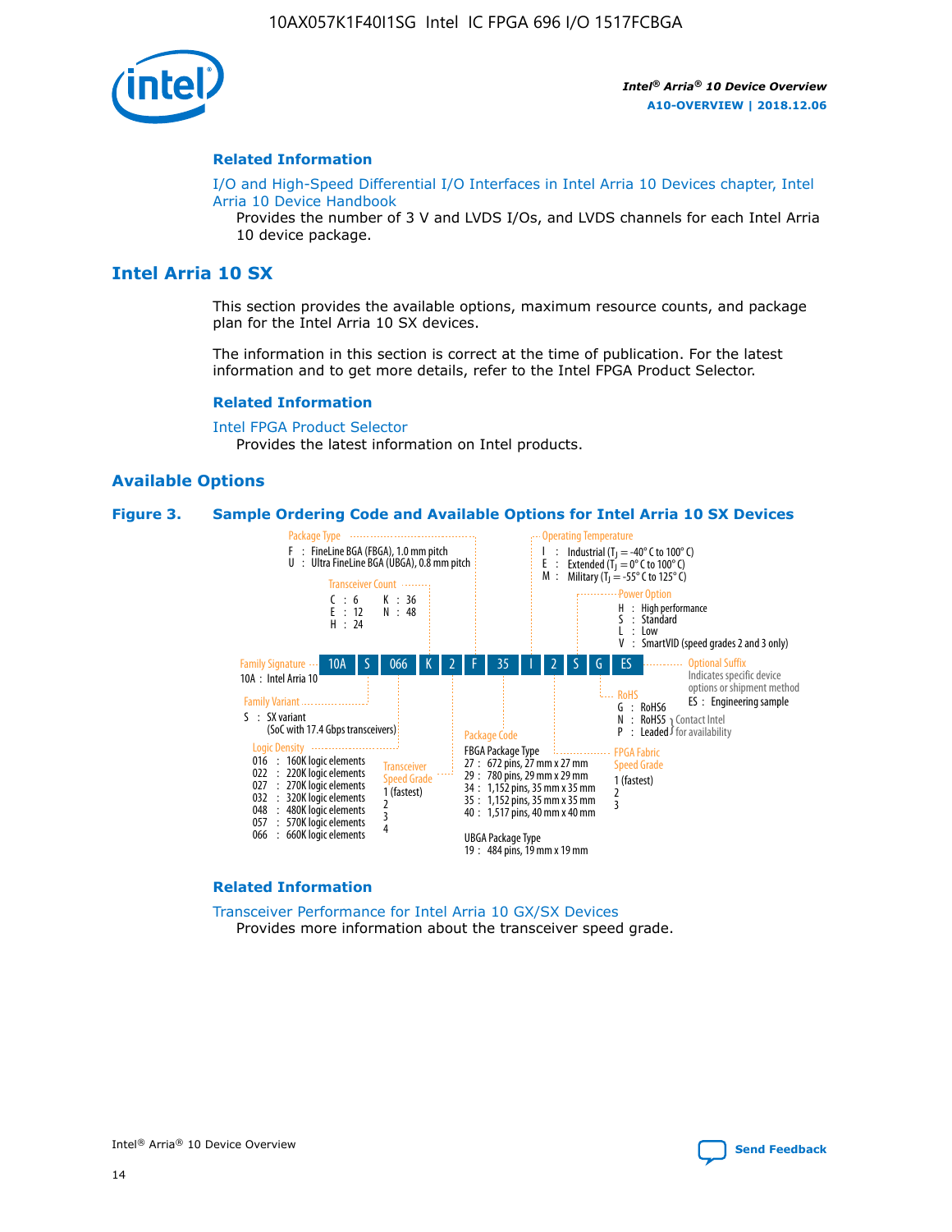## Related Information

I/O and High-Speed Differential I/O Interfaces in Intel Arria 10 Devices chapter, Intel Arria 10 Device Handbook
Provides the number of 3 V and LVDS I/Os, and LVDS channels for each Intel Arria 10 device package.

# Intel Arria 10 SX

This section provides the available options, maximum resource counts, and package plan for the Intel Arria 10 SX devices.

The information in this section is correct at the time of publication. For the latest information and to get more details, refer to the Intel FPGA Product Selector.

## Related Information

Intel FPGA Product Selector
Provides the latest information on Intel products.

## Available Options

### Figure 3. Sample Ordering Code and Available Options for Intel Arria 10 SX Devices

Sample ordering code: 10A S 066 K 2 F 35 I 2 S G ES

- **Family Signature**
  - 10A : Intel Arria 10
- **Family Variant**
  - S : SX variant (SoC with 17.4 Gbps transceivers)
- **Logic Density**
  - 016 : 160K logic elements
  - 022 : 220K logic elements
  - 027 : 270K logic elements
  - 032 : 320K logic elements
  - 048 : 480K logic elements
  - 057 : 570K logic elements
  - 066 : 660K logic elements
- **Transceiver Count**
  - C : 6
  - E : 12
  - H : 24
  - K : 36
  - N : 48
- **Transceiver Speed Grade**
  - 1 (fastest)
  - 2
  - 3
  - 4
- **Package Type**
  - F : FineLine BGA (FBGA), 1.0 mm pitch
  - U : Ultra FineLine BGA (UBGA), 0.8 mm pitch
- **Package Code**
  - FBGA Package Type
    - 27 : 672 pins, 27 mm x 27 mm
    - 29 : 780 pins, 29 mm x 29 mm
    - 34 : 1,152 pins, 35 mm x 35 mm
    - 35 : 1,152 pins, 35 mm x 35 mm
    - 40 : 1,517 pins, 40 mm x 40 mm
  - UBGA Package Type
    - 19 : 484 pins, 19 mm x 19 mm
- **Operating Temperature**
  - I : Industrial ($T_J$ = -40° C to 100° C)
  - E : Extended ($T_J$ = 0° C to 100° C)
  - M : Military ($T_J$ = -55° C to 125° C)
- **FPGA Fabric Speed Grade**
  - 1 (fastest)
  - 2
  - 3
- **Power Option**
  - H : High performance
  - S : Standard
  - L : Low
  - V : SmartVID (speed grades 2 and 3 only)
- **RoHS**
  - G : RoHS6
  - N : RoHS5 (Contact Intel for availability)
  - P : Leaded (Contact Intel for availability)
- **Optional Suffix** — Indicates specific device options or shipment method
  - ES : Engineering sample

## Related Information

Transceiver Performance for Intel Arria 10 GX/SX Devices
Provides more information about the transceiver speed grade.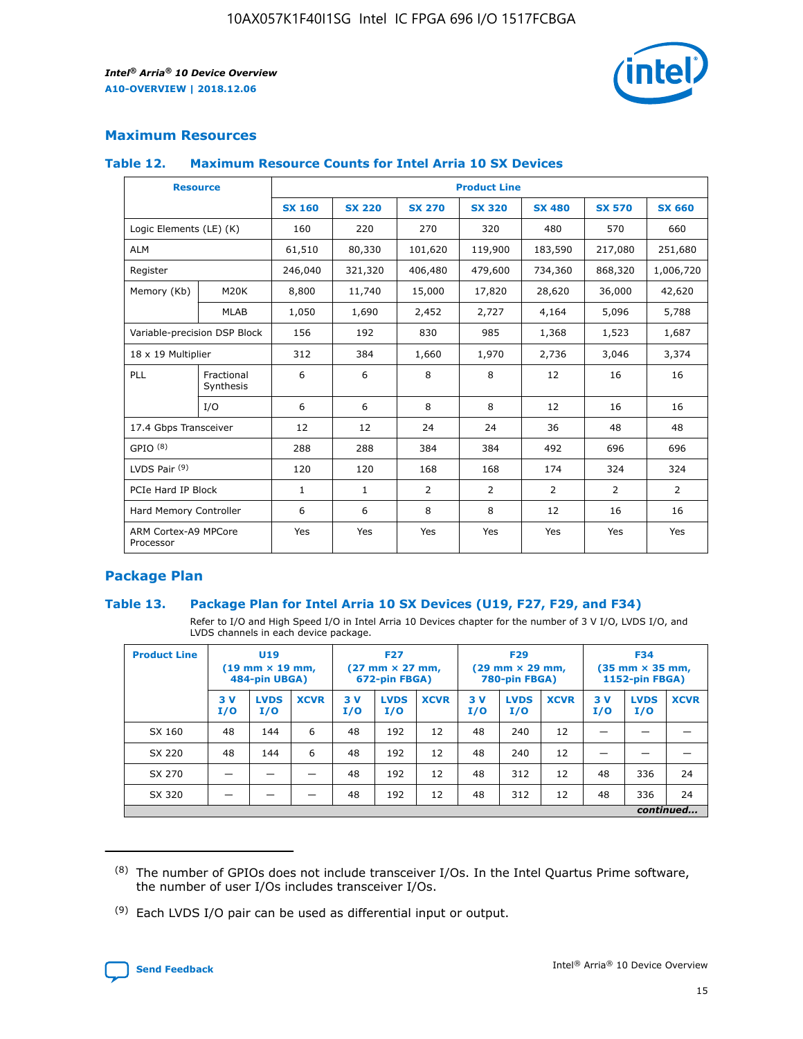## Maximum Resources

### Table 12. Maximum Resource Counts for Intel Arria 10 SX Devices

| Resource | | Product Line | | | | | | |
|---|---|---|---|---|---|---|---|---|
| | | SX 160 | SX 220 | SX 270 | SX 320 | SX 480 | SX 570 | SX 660 |
| Logic Elements (LE) (K) | | 160 | 220 | 270 | 320 | 480 | 570 | 660 |
| ALM | | 61,510 | 80,330 | 101,620 | 119,900 | 183,590 | 217,080 | 251,680 |
| Register | | 246,040 | 321,320 | 406,480 | 479,600 | 734,360 | 868,320 | 1,006,720 |
| Memory (Kb) | M20K | 8,800 | 11,740 | 15,000 | 17,820 | 28,620 | 36,000 | 42,620 |
| | MLAB | 1,050 | 1,690 | 2,452 | 2,727 | 4,164 | 5,096 | 5,788 |
| Variable-precision DSP Block | | 156 | 192 | 830 | 985 | 1,368 | 1,523 | 1,687 |
| 18 x 19 Multiplier | | 312 | 384 | 1,660 | 1,970 | 2,736 | 3,046 | 3,374 |
| PLL | Fractional Synthesis | 6 | 6 | 8 | 8 | 12 | 16 | 16 |
| | I/O | 6 | 6 | 8 | 8 | 12 | 16 | 16 |
| 17.4 Gbps Transceiver | | 12 | 12 | 24 | 24 | 36 | 48 | 48 |
| GPIO [(8)] | | 288 | 288 | 384 | 384 | 492 | 696 | 696 |
| LVDS Pair [(9)] | | 120 | 120 | 168 | 168 | 174 | 324 | 324 |
| PCIe Hard IP Block | | 1 | 1 | 2 | 2 | 2 | 2 | 2 |
| Hard Memory Controller | | 6 | 6 | 8 | 8 | 12 | 16 | 16 |
| ARM Cortex-A9 MPCore Processor | | Yes | Yes | Yes | Yes | Yes | Yes | Yes |

## Package Plan

### Table 13. Package Plan for Intel Arria 10 SX Devices (U19, F27, F29, and F34)

Refer to I/O and High Speed I/O in Intel Arria 10 Devices chapter for the number of 3 V I/O, LVDS I/O, and LVDS channels in each device package.

| Product Line | U19 (19 mm × 19 mm, 484-pin UBGA) | | | F27 (27 mm × 27 mm, 672-pin FBGA) | | | F29 (29 mm × 29 mm, 780-pin FBGA) | | | F34 (35 mm × 35 mm, 1152-pin FBGA) | | |
|---|---|---|---|---|---|---|---|---|---|---|---|---|
| | 3 V I/O | LVDS I/O | XCVR | 3 V I/O | LVDS I/O | XCVR | 3 V I/O | LVDS I/O | XCVR | 3 V I/O | LVDS I/O | XCVR |
| SX 160 | 48 | 144 | 6 | 48 | 192 | 12 | 48 | 240 | 12 | — | — | — |
| SX 220 | 48 | 144 | 6 | 48 | 192 | 12 | 48 | 240 | 12 | — | — | — |
| SX 270 | — | — | — | 48 | 192 | 12 | 48 | 312 | 12 | 48 | 336 | 24 |
| SX 320 | — | — | — | 48 | 192 | 12 | 48 | 312 | 12 | 48 | 336 | 24 |

*continued...*

(8) The number of GPIOs does not include transceiver I/Os. In the Intel Quartus Prime software, the number of user I/Os includes transceiver I/Os.

(9) Each LVDS I/O pair can be used as differential input or output.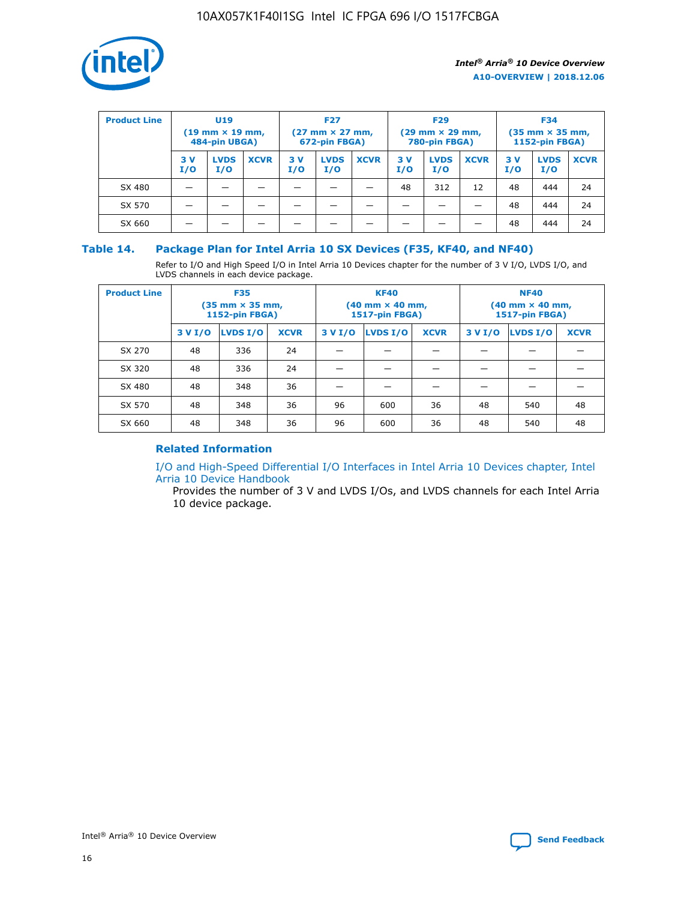| Product Line | U19 (19 mm × 19 mm, 484-pin UBGA) | | | F27 (27 mm × 27 mm, 672-pin FBGA) | | | F29 (29 mm × 29 mm, 780-pin FBGA) | | | F34 (35 mm × 35 mm, 1152-pin FBGA) | | |
|---|---|---|---|---|---|---|---|---|---|---|---|---|
| | 3 V I/O | LVDS I/O | XCVR | 3 V I/O | LVDS I/O | XCVR | 3 V I/O | LVDS I/O | XCVR | 3 V I/O | LVDS I/O | XCVR |
| SX 480 | — | — | — | — | — | — | 48 | 312 | 12 | 48 | 444 | 24 |
| SX 570 | — | — | — | — | — | — | — | — | — | 48 | 444 | 24 |
| SX 660 | — | — | — | — | — | — | — | — | — | 48 | 444 | 24 |

### Table 14. Package Plan for Intel Arria 10 SX Devices (F35, KF40, and NF40)

Refer to I/O and High Speed I/O in Intel Arria 10 Devices chapter for the number of 3 V I/O, LVDS I/O, and LVDS channels in each device package.

| Product Line | F35 (35 mm × 35 mm, 1152-pin FBGA) | | | KF40 (40 mm × 40 mm, 1517-pin FBGA) | | | NF40 (40 mm × 40 mm, 1517-pin FBGA) | | |
|---|---|---|---|---|---|---|---|---|---|
| | 3 V I/O | LVDS I/O | XCVR | 3 V I/O | LVDS I/O | XCVR | 3 V I/O | LVDS I/O | XCVR |
| SX 270 | 48 | 336 | 24 | — | — | — | — | — | — |
| SX 320 | 48 | 336 | 24 | — | — | — | — | — | — |
| SX 480 | 48 | 348 | 36 | — | — | — | — | — | — |
| SX 570 | 48 | 348 | 36 | 96 | 600 | 36 | 48 | 540 | 48 |
| SX 660 | 48 | 348 | 36 | 96 | 600 | 36 | 48 | 540 | 48 |

#### Related Information

I/O and High-Speed Differential I/O Interfaces in Intel Arria 10 Devices chapter, Intel Arria 10 Device Handbook

Provides the number of 3 V and LVDS I/Os, and LVDS channels for each Intel Arria 10 device package.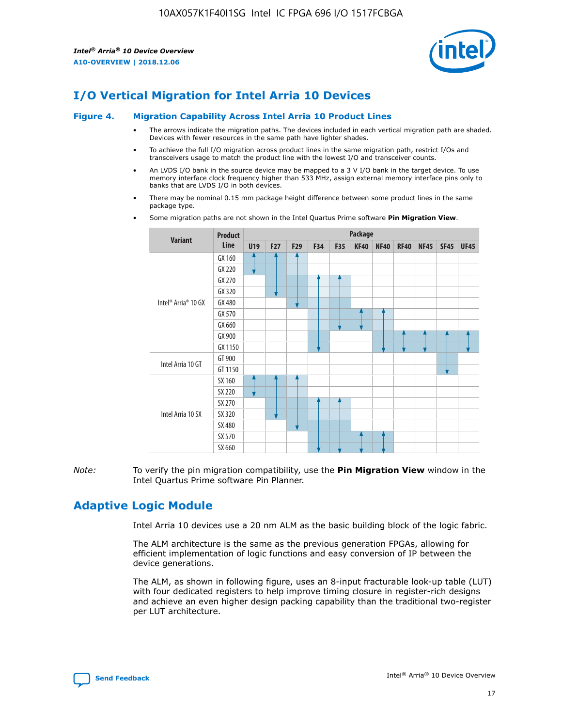## I/O Vertical Migration for Intel Arria 10 Devices

**Figure 4. Migration Capability Across Intel Arria 10 Product Lines**

- The arrows indicate the migration paths. The devices included in each vertical migration path are shaded. Devices with fewer resources in the same path have lighter shades.
- To achieve the full I/O migration across product lines in the same migration path, restrict I/Os and transceivers usage to match the product line with the lowest I/O and transceiver counts.
- An LVDS I/O bank in the source device may be mapped to a 3 V I/O bank in the target device. To use memory interface clock frequency higher than 533 MHz, assign external memory interface pins only to banks that are LVDS I/O in both devices.
- There may be nominal 0.15 mm package height difference between some product lines in the same package type.
- Some migration paths are not shown in the Intel Quartus Prime software **Pin Migration View**.

| Variant | Product Line | U19 | F27 | F29 | F34 | F35 | KF40 | NF40 | RF40 | NF45 | SF45 | UF45 |
|---|---|---|---|---|---|---|---|---|---|---|---|---|
| Intel® Arria® 10 GX | GX 160 | ↑ | ↑ | ↑ | | | | | | | | |
| | GX 220 | ↓ | | | | | | | | | | |
| | GX 270 | | | | ↑ | ↑ | | | | | | |
| | GX 320 | | ↓ | | | | | | | | | |
| | GX 480 | | | ↓ | | | | | | | | |
| | GX 570 | | | | | | ↑ | ↑ | | | | |
| | GX 660 | | | | | ↓ | ↓ | | | | | |
| | GX 900 | | | | | | | | ↑ | ↑ | ↑ | ↑ |
| | GX 1150 | | | | ↓ | | | ↓ | ↓ | ↓ | | ↓ |
| Intel Arria 10 GT | GT 900 | | | | | | | | | | | |
| | GT 1150 | | | | | | | | | | ↓ | |
| Intel Arria 10 SX | SX 160 | ↑ | ↑ | ↑ | | | | | | | | |
| | SX 220 | ↓ | | | | | | | | | | |
| | SX 270 | | | | ↑ | ↑ | | | | | | |
| | SX 320 | | ↓ | | | | | | | | | |
| | SX 480 | | | ↓ | | | | | | | | |
| | SX 570 | | | | | | ↑ | ↑ | | | | |
| | SX 660 | | | | ↓ | ↓ | ↓ | ↓ | | | | |

*Note:* To verify the pin migration compatibility, use the **Pin Migration View** window in the Intel Quartus Prime software Pin Planner.

## Adaptive Logic Module

Intel Arria 10 devices use a 20 nm ALM as the basic building block of the logic fabric.

The ALM architecture is the same as the previous generation FPGAs, allowing for efficient implementation of logic functions and easy conversion of IP between the device generations.

The ALM, as shown in following figure, uses an 8-input fracturable look-up table (LUT) with four dedicated registers to help improve timing closure in register-rich designs and achieve an even higher design packing capability than the traditional two-register per LUT architecture.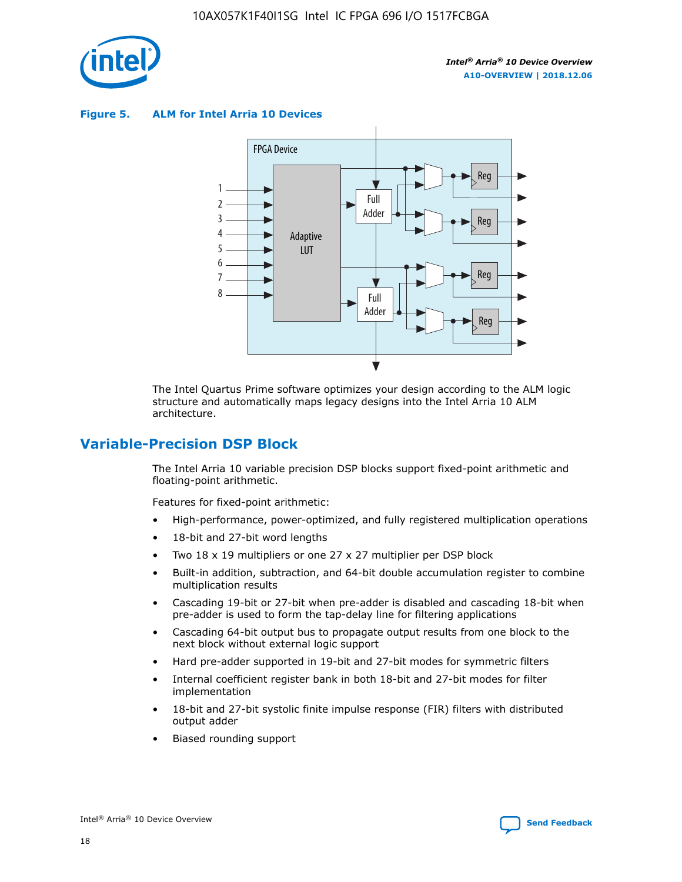**Figure 5. ALM for Intel Arria 10 Devices**

The Intel Quartus Prime software optimizes your design according to the ALM logic structure and automatically maps legacy designs into the Intel Arria 10 ALM architecture.

## Variable-Precision DSP Block

The Intel Arria 10 variable precision DSP blocks support fixed-point arithmetic and floating-point arithmetic.

Features for fixed-point arithmetic:

- High-performance, power-optimized, and fully registered multiplication operations
- 18-bit and 27-bit word lengths
- Two 18 x 19 multipliers or one 27 x 27 multiplier per DSP block
- Built-in addition, subtraction, and 64-bit double accumulation register to combine multiplication results
- Cascading 19-bit or 27-bit when pre-adder is disabled and cascading 18-bit when pre-adder is used to form the tap-delay line for filtering applications
- Cascading 64-bit output bus to propagate output results from one block to the next block without external logic support
- Hard pre-adder supported in 19-bit and 27-bit modes for symmetric filters
- Internal coefficient register bank in both 18-bit and 27-bit modes for filter implementation
- 18-bit and 27-bit systolic finite impulse response (FIR) filters with distributed output adder
- Biased rounding support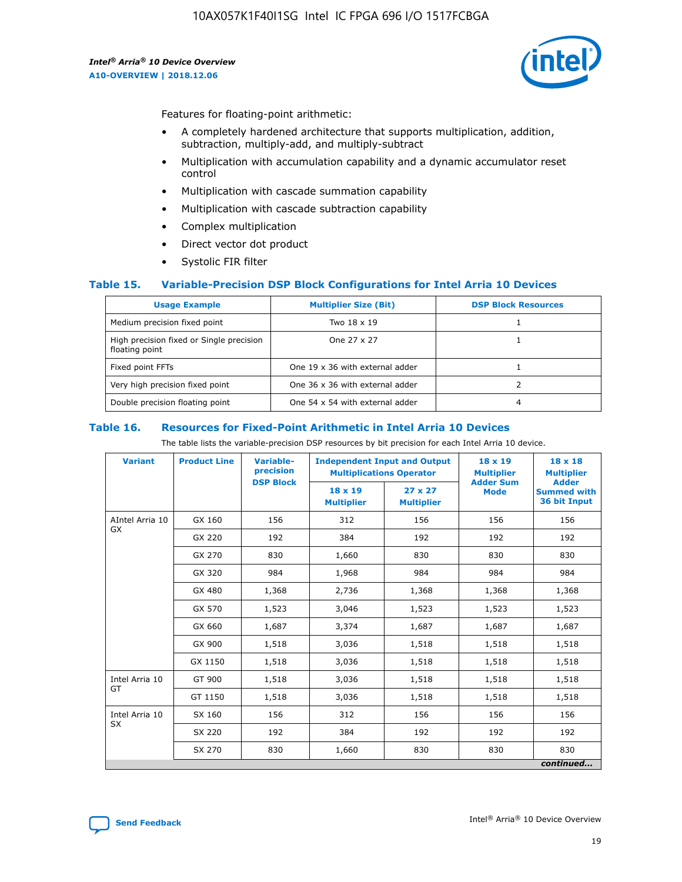Features for floating-point arithmetic:

- A completely hardened architecture that supports multiplication, addition, subtraction, multiply-add, and multiply-subtract
- Multiplication with accumulation capability and a dynamic accumulator reset control
- Multiplication with cascade summation capability
- Multiplication with cascade subtraction capability
- Complex multiplication
- Direct vector dot product
- Systolic FIR filter

### Table 15. Variable-Precision DSP Block Configurations for Intel Arria 10 Devices

| Usage Example | Multiplier Size (Bit) | DSP Block Resources |
|---|---|---|
| Medium precision fixed point | Two 18 x 19 | 1 |
| High precision fixed or Single precision floating point | One 27 x 27 | 1 |
| Fixed point FFTs | One 19 x 36 with external adder | 1 |
| Very high precision fixed point | One 36 x 36 with external adder | 2 |
| Double precision floating point | One 54 x 54 with external adder | 4 |

### Table 16. Resources for Fixed-Point Arithmetic in Intel Arria 10 Devices

The table lists the variable-precision DSP resources by bit precision for each Intel Arria 10 device.

| Variant | Product Line | Variable-precision DSP Block | Independent Input and Output Multiplications Operator | | 18 x 19 Multiplier Adder Sum Mode | 18 x 18 Multiplier Adder Summed with 36 bit Input |
|---|---|---|---|---|---|---|
| | | | 18 x 19 Multiplier | 27 x 27 Multiplier | | |
| AIntel Arria 10 GX | GX 160 | 156 | 312 | 156 | 156 | 156 |
| | GX 220 | 192 | 384 | 192 | 192 | 192 |
| | GX 270 | 830 | 1,660 | 830 | 830 | 830 |
| | GX 320 | 984 | 1,968 | 984 | 984 | 984 |
| | GX 480 | 1,368 | 2,736 | 1,368 | 1,368 | 1,368 |
| | GX 570 | 1,523 | 3,046 | 1,523 | 1,523 | 1,523 |
| | GX 660 | 1,687 | 3,374 | 1,687 | 1,687 | 1,687 |
| | GX 900 | 1,518 | 3,036 | 1,518 | 1,518 | 1,518 |
| | GX 1150 | 1,518 | 3,036 | 1,518 | 1,518 | 1,518 |
| Intel Arria 10 GT | GT 900 | 1,518 | 3,036 | 1,518 | 1,518 | 1,518 |
| | GT 1150 | 1,518 | 3,036 | 1,518 | 1,518 | 1,518 |
| Intel Arria 10 SX | SX 160 | 156 | 312 | 156 | 156 | 156 |
| | SX 220 | 192 | 384 | 192 | 192 | 192 |
| | SX 270 | 830 | 1,660 | 830 | 830 | 830 |

*continued...*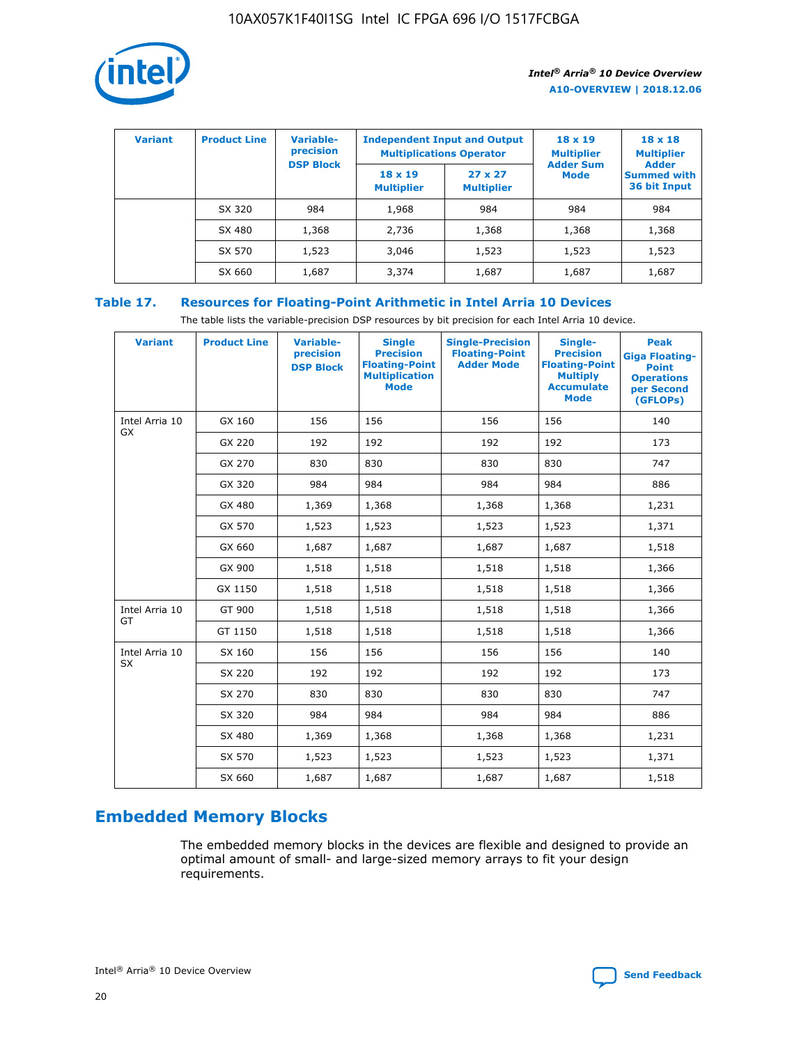| Variant | Product Line | Variable-precision DSP Block | Independent Input and Output Multiplications Operator | | 18 x 19 Multiplier Adder Sum Mode | 18 x 18 Multiplier Adder Summed with 36 bit Input |
|---|---|---|---|---|---|---|
| | | | 18 x 19 Multiplier | 27 x 27 Multiplier | | |
| | SX 320 | 984 | 1,968 | 984 | 984 | 984 |
| | SX 480 | 1,368 | 2,736 | 1,368 | 1,368 | 1,368 |
| | SX 570 | 1,523 | 3,046 | 1,523 | 1,523 | 1,523 |
| | SX 660 | 1,687 | 3,374 | 1,687 | 1,687 | 1,687 |

**Table 17. Resources for Floating-Point Arithmetic in Intel Arria 10 Devices**

The table lists the variable-precision DSP resources by bit precision for each Intel Arria 10 device.

| Variant | Product Line | Variable-precision DSP Block | Single Precision Floating-Point Multiplication Mode | Single-Precision Floating-Point Adder Mode | Single-Precision Floating-Point Multiply Accumulate Mode | Peak Giga Floating-Point Operations per Second (GFLOPs) |
|---|---|---|---|---|---|---|
| Intel Arria 10 GX | GX 160 | 156 | 156 | 156 | 156 | 140 |
| | GX 220 | 192 | 192 | 192 | 192 | 173 |
| | GX 270 | 830 | 830 | 830 | 830 | 747 |
| | GX 320 | 984 | 984 | 984 | 984 | 886 |
| | GX 480 | 1,369 | 1,368 | 1,368 | 1,368 | 1,231 |
| | GX 570 | 1,523 | 1,523 | 1,523 | 1,523 | 1,371 |
| | GX 660 | 1,687 | 1,687 | 1,687 | 1,687 | 1,518 |
| | GX 900 | 1,518 | 1,518 | 1,518 | 1,518 | 1,366 |
| | GX 1150 | 1,518 | 1,518 | 1,518 | 1,518 | 1,366 |
| Intel Arria 10 GT | GT 900 | 1,518 | 1,518 | 1,518 | 1,518 | 1,366 |
| | GT 1150 | 1,518 | 1,518 | 1,518 | 1,518 | 1,366 |
| Intel Arria 10 SX | SX 160 | 156 | 156 | 156 | 156 | 140 |
| | SX 220 | 192 | 192 | 192 | 192 | 173 |
| | SX 270 | 830 | 830 | 830 | 830 | 747 |
| | SX 320 | 984 | 984 | 984 | 984 | 886 |
| | SX 480 | 1,369 | 1,368 | 1,368 | 1,368 | 1,231 |
| | SX 570 | 1,523 | 1,523 | 1,523 | 1,523 | 1,371 |
| | SX 660 | 1,687 | 1,687 | 1,687 | 1,687 | 1,518 |

## Embedded Memory Blocks

The embedded memory blocks in the devices are flexible and designed to provide an optimal amount of small- and large-sized memory arrays to fit your design requirements.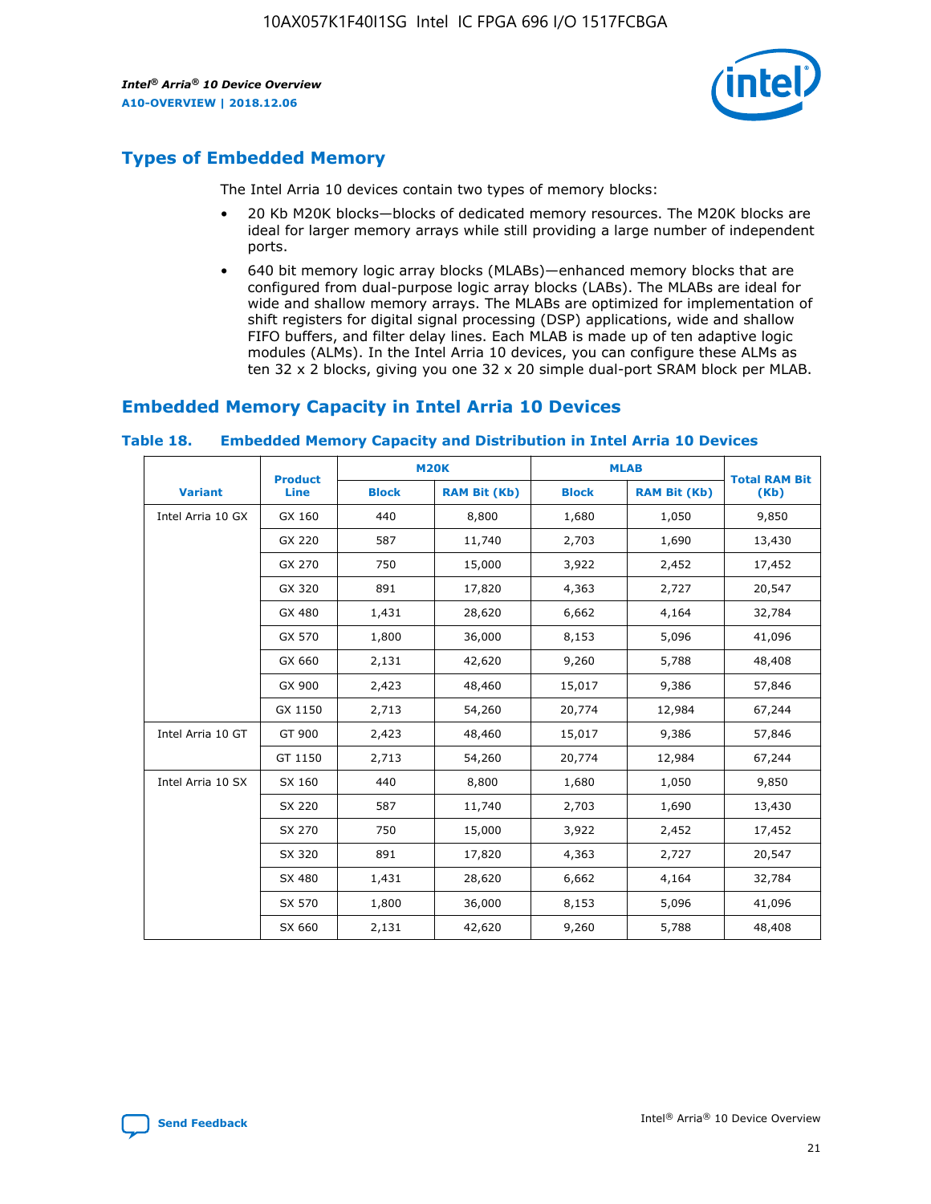## Types of Embedded Memory

The Intel Arria 10 devices contain two types of memory blocks:

- 20 Kb M20K blocks—blocks of dedicated memory resources. The M20K blocks are ideal for larger memory arrays while still providing a large number of independent ports.
- 640 bit memory logic array blocks (MLABs)—enhanced memory blocks that are configured from dual-purpose logic array blocks (LABs). The MLABs are ideal for wide and shallow memory arrays. The MLABs are optimized for implementation of shift registers for digital signal processing (DSP) applications, wide and shallow FIFO buffers, and filter delay lines. Each MLAB is made up of ten adaptive logic modules (ALMs). In the Intel Arria 10 devices, you can configure these ALMs as ten 32 x 2 blocks, giving you one 32 x 20 simple dual-port SRAM block per MLAB.

## Embedded Memory Capacity in Intel Arria 10 Devices

**Table 18. Embedded Memory Capacity and Distribution in Intel Arria 10 Devices**

| Variant | Product Line | M20K | | MLAB | | Total RAM Bit (Kb) |
|---|---|---|---|---|---|---|
| | | Block | RAM Bit (Kb) | Block | RAM Bit (Kb) | |
| Intel Arria 10 GX | GX 160 | 440 | 8,800 | 1,680 | 1,050 | 9,850 |
| | GX 220 | 587 | 11,740 | 2,703 | 1,690 | 13,430 |
| | GX 270 | 750 | 15,000 | 3,922 | 2,452 | 17,452 |
| | GX 320 | 891 | 17,820 | 4,363 | 2,727 | 20,547 |
| | GX 480 | 1,431 | 28,620 | 6,662 | 4,164 | 32,784 |
| | GX 570 | 1,800 | 36,000 | 8,153 | 5,096 | 41,096 |
| | GX 660 | 2,131 | 42,620 | 9,260 | 5,788 | 48,408 |
| | GX 900 | 2,423 | 48,460 | 15,017 | 9,386 | 57,846 |
| | GX 1150 | 2,713 | 54,260 | 20,774 | 12,984 | 67,244 |
| Intel Arria 10 GT | GT 900 | 2,423 | 48,460 | 15,017 | 9,386 | 57,846 |
| | GT 1150 | 2,713 | 54,260 | 20,774 | 12,984 | 67,244 |
| Intel Arria 10 SX | SX 160 | 440 | 8,800 | 1,680 | 1,050 | 9,850 |
| | SX 220 | 587 | 11,740 | 2,703 | 1,690 | 13,430 |
| | SX 270 | 750 | 15,000 | 3,922 | 2,452 | 17,452 |
| | SX 320 | 891 | 17,820 | 4,363 | 2,727 | 20,547 |
| | SX 480 | 1,431 | 28,620 | 6,662 | 4,164 | 32,784 |
| | SX 570 | 1,800 | 36,000 | 8,153 | 5,096 | 41,096 |
| | SX 660 | 2,131 | 42,620 | 9,260 | 5,788 | 48,408 |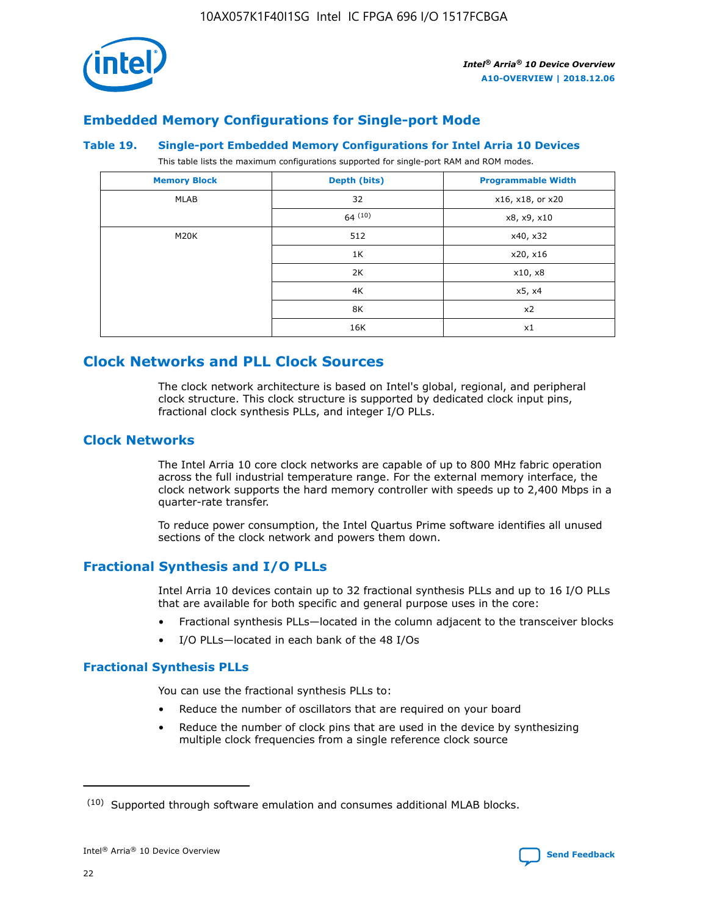## Embedded Memory Configurations for Single-port Mode

**Table 19. Single-port Embedded Memory Configurations for Intel Arria 10 Devices**

This table lists the maximum configurations supported for single-port RAM and ROM modes.

| Memory Block | Depth (bits) | Programmable Width |
|---|---|---|
| MLAB | 32 | x16, x18, or x20 |
| | 64 [10] | x8, x9, x10 |
| M20K | 512 | x40, x32 |
| | 1K | x20, x16 |
| | 2K | x10, x8 |
| | 4K | x5, x4 |
| | 8K | x2 |
| | 16K | x1 |

# Clock Networks and PLL Clock Sources

The clock network architecture is based on Intel's global, regional, and peripheral clock structure. This clock structure is supported by dedicated clock input pins, fractional clock synthesis PLLs, and integer I/O PLLs.

## Clock Networks

The Intel Arria 10 core clock networks are capable of up to 800 MHz fabric operation across the full industrial temperature range. For the external memory interface, the clock network supports the hard memory controller with speeds up to 2,400 Mbps in a quarter-rate transfer.

To reduce power consumption, the Intel Quartus Prime software identifies all unused sections of the clock network and powers them down.

## Fractional Synthesis and I/O PLLs

Intel Arria 10 devices contain up to 32 fractional synthesis PLLs and up to 16 I/O PLLs that are available for both specific and general purpose uses in the core:

- Fractional synthesis PLLs—located in the column adjacent to the transceiver blocks
- I/O PLLs—located in each bank of the 48 I/Os

### Fractional Synthesis PLLs

You can use the fractional synthesis PLLs to:

- Reduce the number of oscillators that are required on your board
- Reduce the number of clock pins that are used in the device by synthesizing multiple clock frequencies from a single reference clock source

[10] Supported through software emulation and consumes additional MLAB blocks.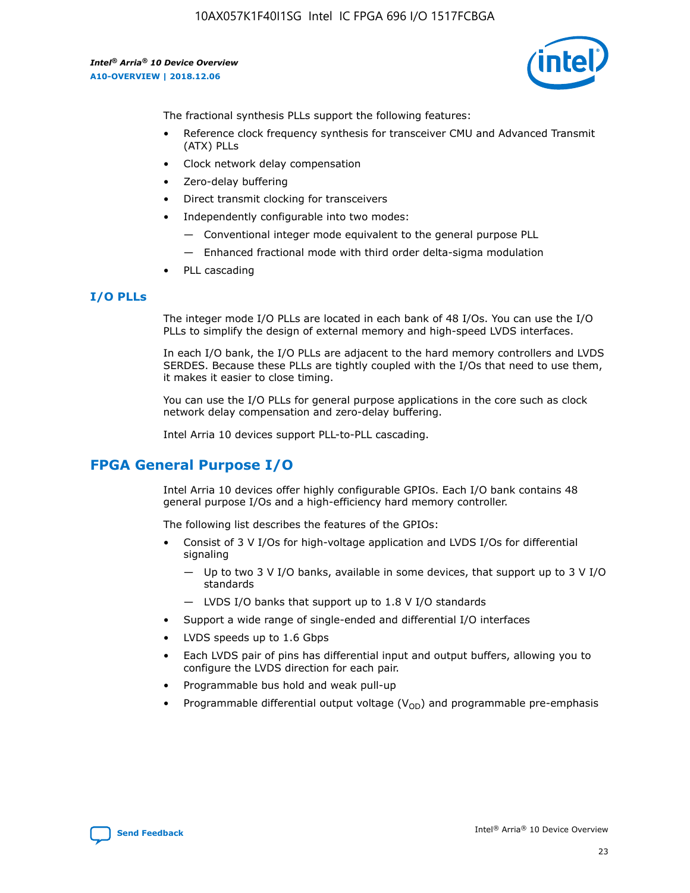The fractional synthesis PLLs support the following features:

- Reference clock frequency synthesis for transceiver CMU and Advanced Transmit (ATX) PLLs
- Clock network delay compensation
- Zero-delay buffering
- Direct transmit clocking for transceivers
- Independently configurable into two modes:
  - — Conventional integer mode equivalent to the general purpose PLL
  - — Enhanced fractional mode with third order delta-sigma modulation
- PLL cascading

## I/O PLLs

The integer mode I/O PLLs are located in each bank of 48 I/Os. You can use the I/O PLLs to simplify the design of external memory and high-speed LVDS interfaces.

In each I/O bank, the I/O PLLs are adjacent to the hard memory controllers and LVDS SERDES. Because these PLLs are tightly coupled with the I/Os that need to use them, it makes it easier to close timing.

You can use the I/O PLLs for general purpose applications in the core such as clock network delay compensation and zero-delay buffering.

Intel Arria 10 devices support PLL-to-PLL cascading.

# FPGA General Purpose I/O

Intel Arria 10 devices offer highly configurable GPIOs. Each I/O bank contains 48 general purpose I/Os and a high-efficiency hard memory controller.

The following list describes the features of the GPIOs:

- Consist of 3 V I/Os for high-voltage application and LVDS I/Os for differential signaling
  - — Up to two 3 V I/O banks, available in some devices, that support up to 3 V I/O standards
  - — LVDS I/O banks that support up to 1.8 V I/O standards
- Support a wide range of single-ended and differential I/O interfaces
- LVDS speeds up to 1.6 Gbps
- Each LVDS pair of pins has differential input and output buffers, allowing you to configure the LVDS direction for each pair.
- Programmable bus hold and weak pull-up
- Programmable differential output voltage ($V_{OD}$) and programmable pre-emphasis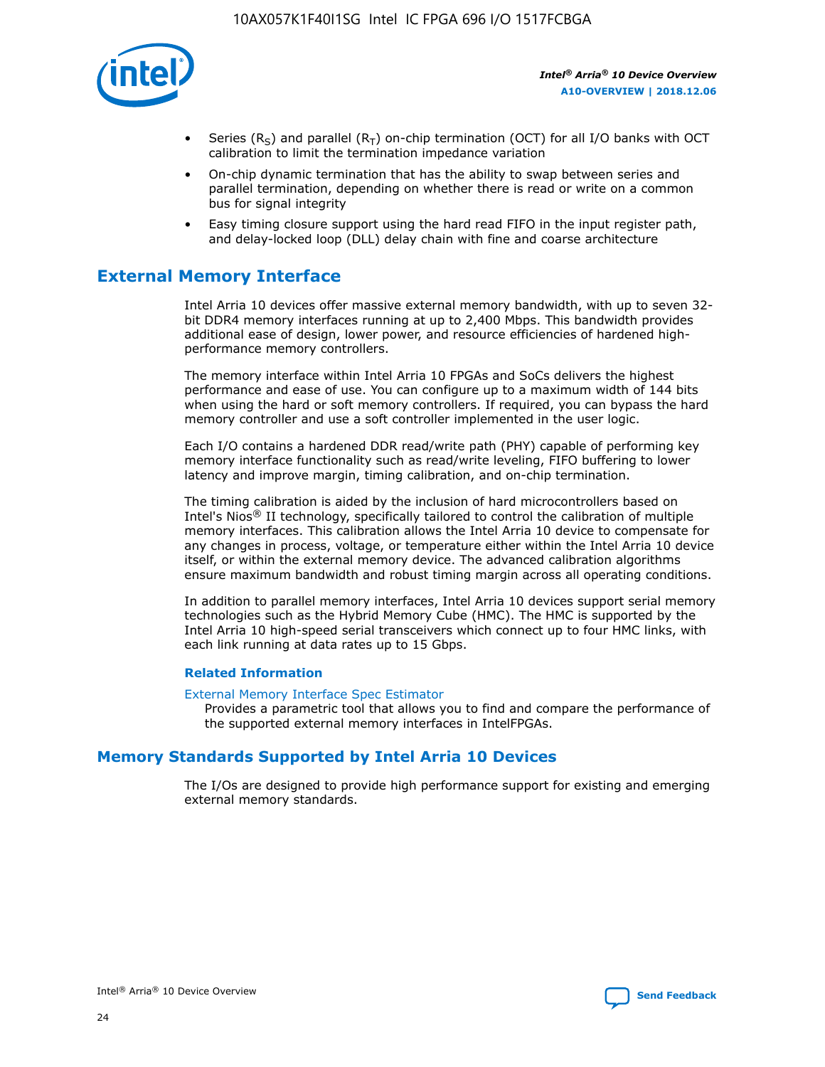- Series ($R_S$) and parallel ($R_T$) on-chip termination (OCT) for all I/O banks with OCT calibration to limit the termination impedance variation
- On-chip dynamic termination that has the ability to swap between series and parallel termination, depending on whether there is read or write on a common bus for signal integrity
- Easy timing closure support using the hard read FIFO in the input register path, and delay-locked loop (DLL) delay chain with fine and coarse architecture

## External Memory Interface

Intel Arria 10 devices offer massive external memory bandwidth, with up to seven 32-bit DDR4 memory interfaces running at up to 2,400 Mbps. This bandwidth provides additional ease of design, lower power, and resource efficiencies of hardened high-performance memory controllers.

The memory interface within Intel Arria 10 FPGAs and SoCs delivers the highest performance and ease of use. You can configure up to a maximum width of 144 bits when using the hard or soft memory controllers. If required, you can bypass the hard memory controller and use a soft controller implemented in the user logic.

Each I/O contains a hardened DDR read/write path (PHY) capable of performing key memory interface functionality such as read/write leveling, FIFO buffering to lower latency and improve margin, timing calibration, and on-chip termination.

The timing calibration is aided by the inclusion of hard microcontrollers based on Intel's Nios® II technology, specifically tailored to control the calibration of multiple memory interfaces. This calibration allows the Intel Arria 10 device to compensate for any changes in process, voltage, or temperature either within the Intel Arria 10 device itself, or within the external memory device. The advanced calibration algorithms ensure maximum bandwidth and robust timing margin across all operating conditions.

In addition to parallel memory interfaces, Intel Arria 10 devices support serial memory technologies such as the Hybrid Memory Cube (HMC). The HMC is supported by the Intel Arria 10 high-speed serial transceivers which connect up to four HMC links, with each link running at data rates up to 15 Gbps.

### Related Information

External Memory Interface Spec Estimator
Provides a parametric tool that allows you to find and compare the performance of the supported external memory interfaces in IntelFPGAs.

## Memory Standards Supported by Intel Arria 10 Devices

The I/Os are designed to provide high performance support for existing and emerging external memory standards.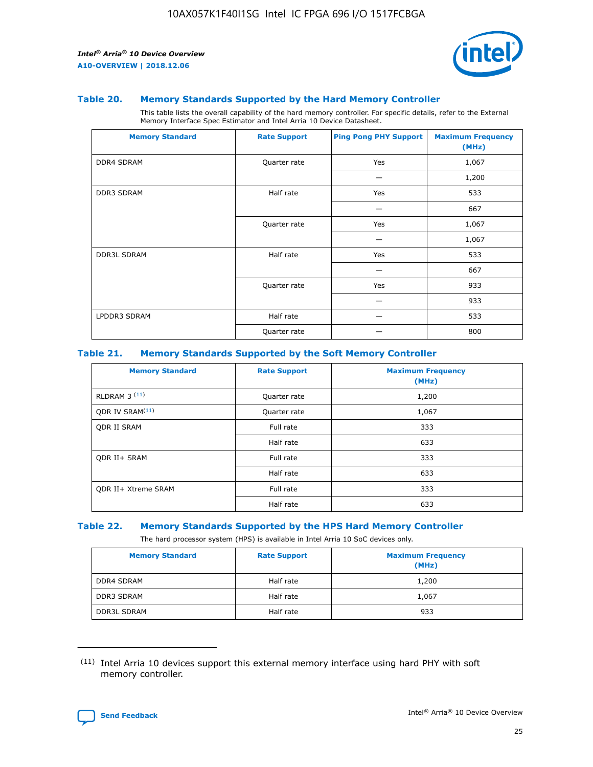### Table 20. Memory Standards Supported by the Hard Memory Controller

This table lists the overall capability of the hard memory controller. For specific details, refer to the External Memory Interface Spec Estimator and Intel Arria 10 Device Datasheet.

| Memory Standard | Rate Support | Ping Pong PHY Support | Maximum Frequency (MHz) |
|---|---|---|---|
| DDR4 SDRAM | Quarter rate | Yes | 1,067 |
| | | — | 1,200 |
| DDR3 SDRAM | Half rate | Yes | 533 |
| | | — | 667 |
| | Quarter rate | Yes | 1,067 |
| | | — | 1,067 |
| DDR3L SDRAM | Half rate | Yes | 533 |
| | | — | 667 |
| | Quarter rate | Yes | 933 |
| | | — | 933 |
| LPDDR3 SDRAM | Half rate | — | 533 |
| | Quarter rate | — | 800 |

### Table 21. Memory Standards Supported by the Soft Memory Controller

| Memory Standard | Rate Support | Maximum Frequency (MHz) |
|---|---|---|
| RLDRAM 3 [(11)] | Quarter rate | 1,200 |
| QDR IV SRAM[(11)] | Quarter rate | 1,067 |
| QDR II SRAM | Full rate | 333 |
| | Half rate | 633 |
| QDR II+ SRAM | Full rate | 333 |
| | Half rate | 633 |
| QDR II+ Xtreme SRAM | Full rate | 333 |
| | Half rate | 633 |

### Table 22. Memory Standards Supported by the HPS Hard Memory Controller

The hard processor system (HPS) is available in Intel Arria 10 SoC devices only.

| Memory Standard | Rate Support | Maximum Frequency (MHz) |
|---|---|---|
| DDR4 SDRAM | Half rate | 1,200 |
| DDR3 SDRAM | Half rate | 1,067 |
| DDR3L SDRAM | Half rate | 933 |

(11) Intel Arria 10 devices support this external memory interface using hard PHY with soft memory controller.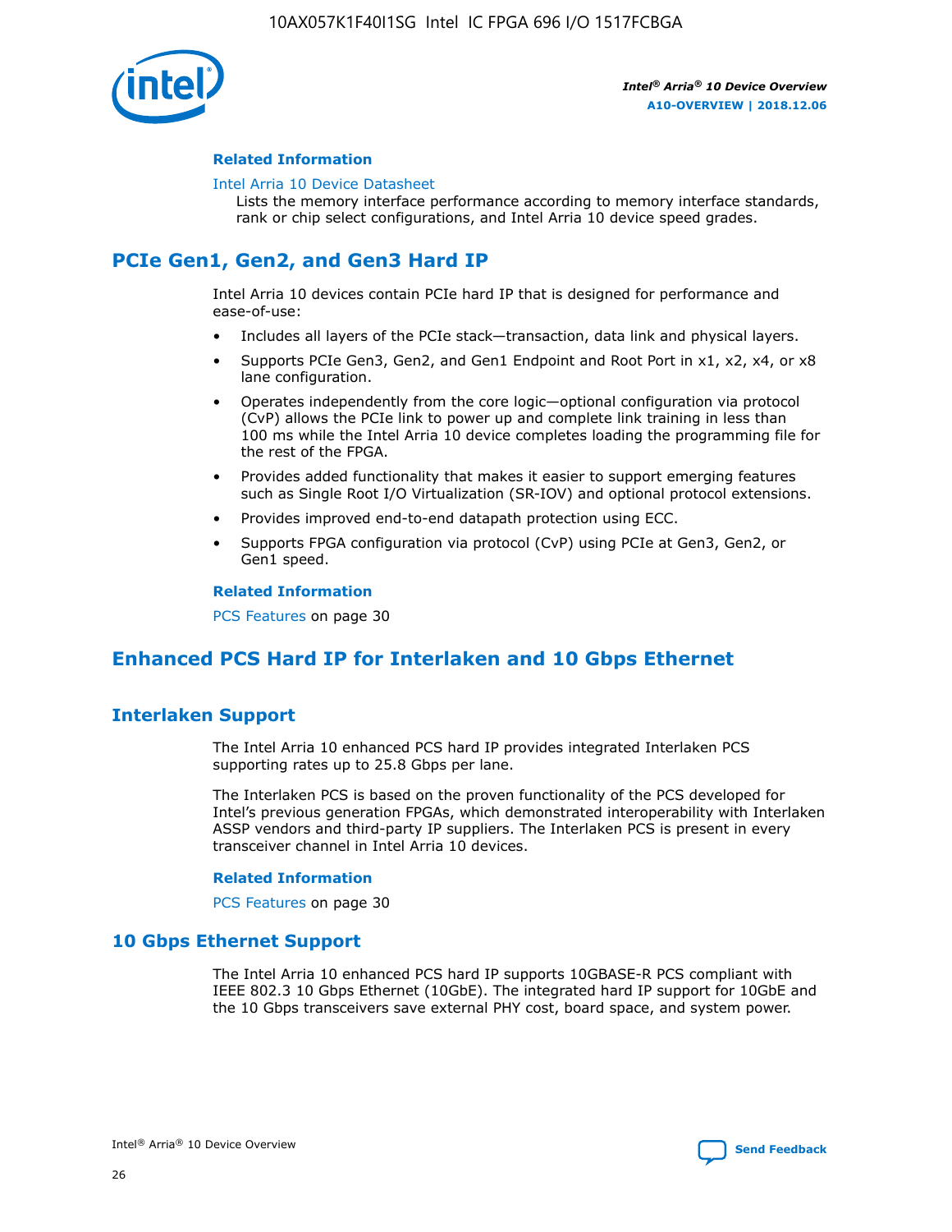#### Related Information

Intel Arria 10 Device Datasheet
Lists the memory interface performance according to memory interface standards, rank or chip select configurations, and Intel Arria 10 device speed grades.

## PCIe Gen1, Gen2, and Gen3 Hard IP

Intel Arria 10 devices contain PCIe hard IP that is designed for performance and ease-of-use:

- Includes all layers of the PCIe stack—transaction, data link and physical layers.
- Supports PCIe Gen3, Gen2, and Gen1 Endpoint and Root Port in x1, x2, x4, or x8 lane configuration.
- Operates independently from the core logic—optional configuration via protocol (CvP) allows the PCIe link to power up and complete link training in less than 100 ms while the Intel Arria 10 device completes loading the programming file for the rest of the FPGA.
- Provides added functionality that makes it easier to support emerging features such as Single Root I/O Virtualization (SR-IOV) and optional protocol extensions.
- Provides improved end-to-end datapath protection using ECC.
- Supports FPGA configuration via protocol (CvP) using PCIe at Gen3, Gen2, or Gen1 speed.

#### Related Information

PCS Features on page 30

## Enhanced PCS Hard IP for Interlaken and 10 Gbps Ethernet

### Interlaken Support

The Intel Arria 10 enhanced PCS hard IP provides integrated Interlaken PCS supporting rates up to 25.8 Gbps per lane.

The Interlaken PCS is based on the proven functionality of the PCS developed for Intel's previous generation FPGAs, which demonstrated interoperability with Interlaken ASSP vendors and third-party IP suppliers. The Interlaken PCS is present in every transceiver channel in Intel Arria 10 devices.

#### Related Information

PCS Features on page 30

### 10 Gbps Ethernet Support

The Intel Arria 10 enhanced PCS hard IP supports 10GBASE-R PCS compliant with IEEE 802.3 10 Gbps Ethernet (10GbE). The integrated hard IP support for 10GbE and the 10 Gbps transceivers save external PHY cost, board space, and system power.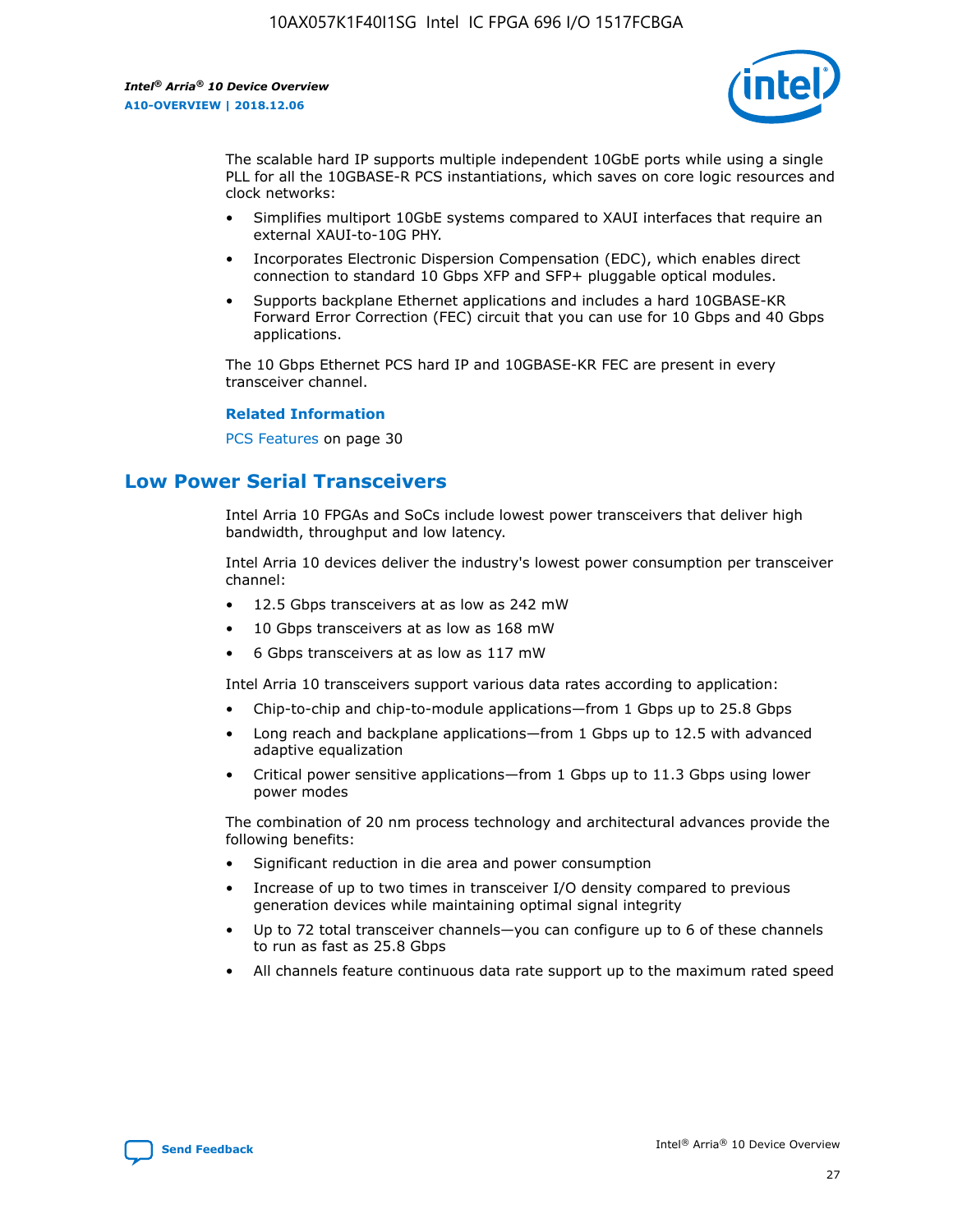The scalable hard IP supports multiple independent 10GbE ports while using a single PLL for all the 10GBASE-R PCS instantiations, which saves on core logic resources and clock networks:

- Simplifies multiport 10GbE systems compared to XAUI interfaces that require an external XAUI-to-10G PHY.
- Incorporates Electronic Dispersion Compensation (EDC), which enables direct connection to standard 10 Gbps XFP and SFP+ pluggable optical modules.
- Supports backplane Ethernet applications and includes a hard 10GBASE-KR Forward Error Correction (FEC) circuit that you can use for 10 Gbps and 40 Gbps applications.

The 10 Gbps Ethernet PCS hard IP and 10GBASE-KR FEC are present in every transceiver channel.

**Related Information**

PCS Features on page 30

## Low Power Serial Transceivers

Intel Arria 10 FPGAs and SoCs include lowest power transceivers that deliver high bandwidth, throughput and low latency.

Intel Arria 10 devices deliver the industry's lowest power consumption per transceiver channel:

- 12.5 Gbps transceivers at as low as 242 mW
- 10 Gbps transceivers at as low as 168 mW
- 6 Gbps transceivers at as low as 117 mW

Intel Arria 10 transceivers support various data rates according to application:

- Chip-to-chip and chip-to-module applications—from 1 Gbps up to 25.8 Gbps
- Long reach and backplane applications—from 1 Gbps up to 12.5 with advanced adaptive equalization
- Critical power sensitive applications—from 1 Gbps up to 11.3 Gbps using lower power modes

The combination of 20 nm process technology and architectural advances provide the following benefits:

- Significant reduction in die area and power consumption
- Increase of up to two times in transceiver I/O density compared to previous generation devices while maintaining optimal signal integrity
- Up to 72 total transceiver channels—you can configure up to 6 of these channels to run as fast as 25.8 Gbps
- All channels feature continuous data rate support up to the maximum rated speed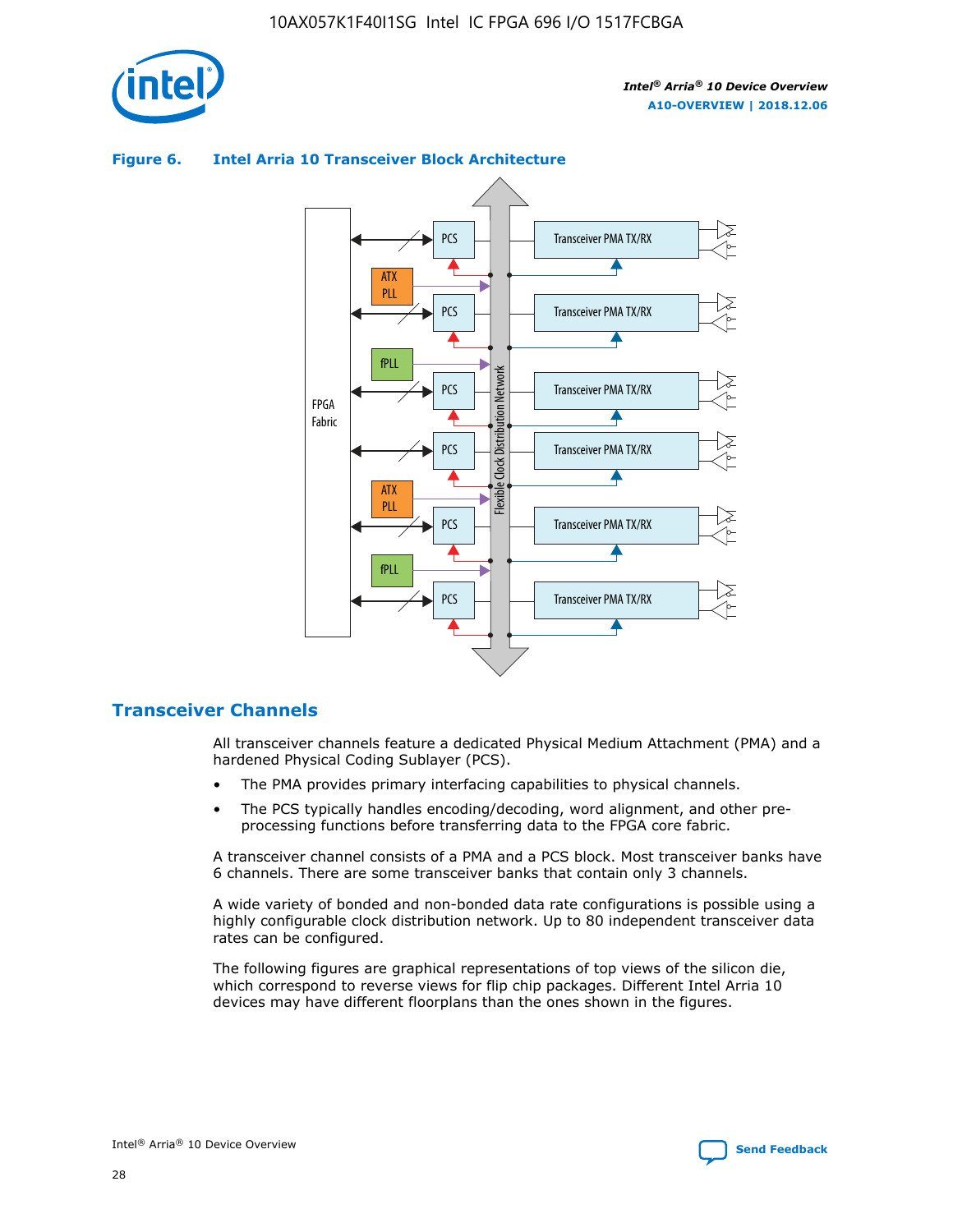**Figure 6. Intel Arria 10 Transceiver Block Architecture**

## Transceiver Channels

All transceiver channels feature a dedicated Physical Medium Attachment (PMA) and a hardened Physical Coding Sublayer (PCS).

- The PMA provides primary interfacing capabilities to physical channels.
- The PCS typically handles encoding/decoding, word alignment, and other pre-processing functions before transferring data to the FPGA core fabric.

A transceiver channel consists of a PMA and a PCS block. Most transceiver banks have 6 channels. There are some transceiver banks that contain only 3 channels.

A wide variety of bonded and non-bonded data rate configurations is possible using a highly configurable clock distribution network. Up to 80 independent transceiver data rates can be configured.

The following figures are graphical representations of top views of the silicon die, which correspond to reverse views for flip chip packages. Different Intel Arria 10 devices may have different floorplans than the ones shown in the figures.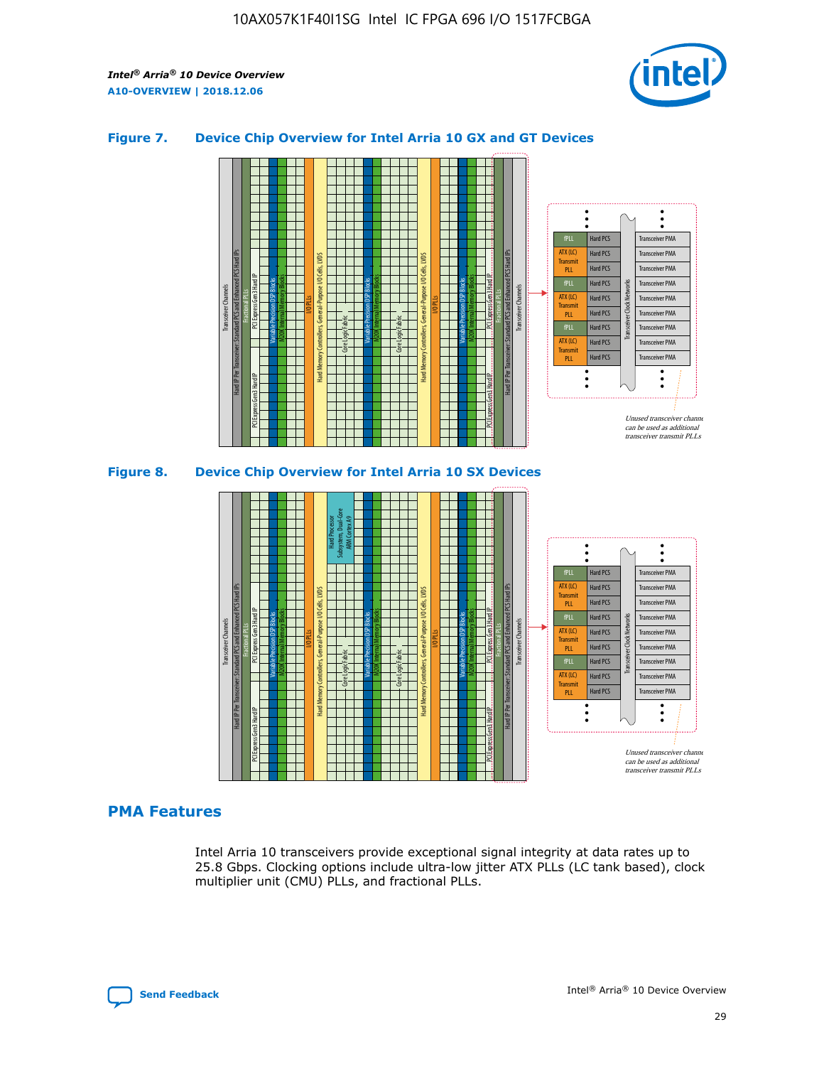## Figure 7. Device Chip Overview for Intel Arria 10 GX and GT Devices

## Figure 8. Device Chip Overview for Intel Arria 10 SX Devices

## PMA Features

Intel Arria 10 transceivers provide exceptional signal integrity at data rates up to 25.8 Gbps. Clocking options include ultra-low jitter ATX PLLs (LC tank based), clock multiplier unit (CMU) PLLs, and fractional PLLs.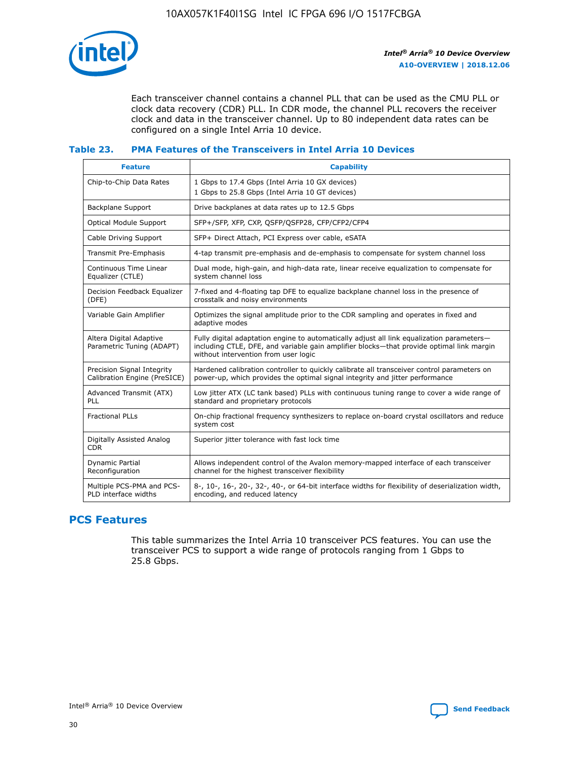Each transceiver channel contains a channel PLL that can be used as the CMU PLL or clock data recovery (CDR) PLL. In CDR mode, the channel PLL recovers the receiver clock and data in the transceiver channel. Up to 80 independent data rates can be configured on a single Intel Arria 10 device.

### Table 23. PMA Features of the Transceivers in Intel Arria 10 Devices

| Feature | Capability |
|---|---|
| Chip-to-Chip Data Rates | 1 Gbps to 17.4 Gbps (Intel Arria 10 GX devices)<br>1 Gbps to 25.8 Gbps (Intel Arria 10 GT devices) |
| Backplane Support | Drive backplanes at data rates up to 12.5 Gbps |
| Optical Module Support | SFP+/SFP, XFP, CXP, QSFP/QSFP28, CFP/CFP2/CFP4 |
| Cable Driving Support | SFP+ Direct Attach, PCI Express over cable, eSATA |
| Transmit Pre-Emphasis | 4-tap transmit pre-emphasis and de-emphasis to compensate for system channel loss |
| Continuous Time Linear Equalizer (CTLE) | Dual mode, high-gain, and high-data rate, linear receive equalization to compensate for system channel loss |
| Decision Feedback Equalizer (DFE) | 7-fixed and 4-floating tap DFE to equalize backplane channel loss in the presence of crosstalk and noisy environments |
| Variable Gain Amplifier | Optimizes the signal amplitude prior to the CDR sampling and operates in fixed and adaptive modes |
| Altera Digital Adaptive Parametric Tuning (ADAPT) | Fully digital adaptation engine to automatically adjust all link equalization parameters—including CTLE, DFE, and variable gain amplifier blocks—that provide optimal link margin without intervention from user logic |
| Precision Signal Integrity Calibration Engine (PreSICE) | Hardened calibration controller to quickly calibrate all transceiver control parameters on power-up, which provides the optimal signal integrity and jitter performance |
| Advanced Transmit (ATX) PLL | Low jitter ATX (LC tank based) PLLs with continuous tuning range to cover a wide range of standard and proprietary protocols |
| Fractional PLLs | On-chip fractional frequency synthesizers to replace on-board crystal oscillators and reduce system cost |
| Digitally Assisted Analog CDR | Superior jitter tolerance with fast lock time |
| Dynamic Partial Reconfiguration | Allows independent control of the Avalon memory-mapped interface of each transceiver channel for the highest transceiver flexibility |
| Multiple PCS-PMA and PCS-PLD interface widths | 8-, 10-, 16-, 20-, 32-, 40-, or 64-bit interface widths for flexibility of deserialization width, encoding, and reduced latency |

## PCS Features

This table summarizes the Intel Arria 10 transceiver PCS features. You can use the transceiver PCS to support a wide range of protocols ranging from 1 Gbps to 25.8 Gbps.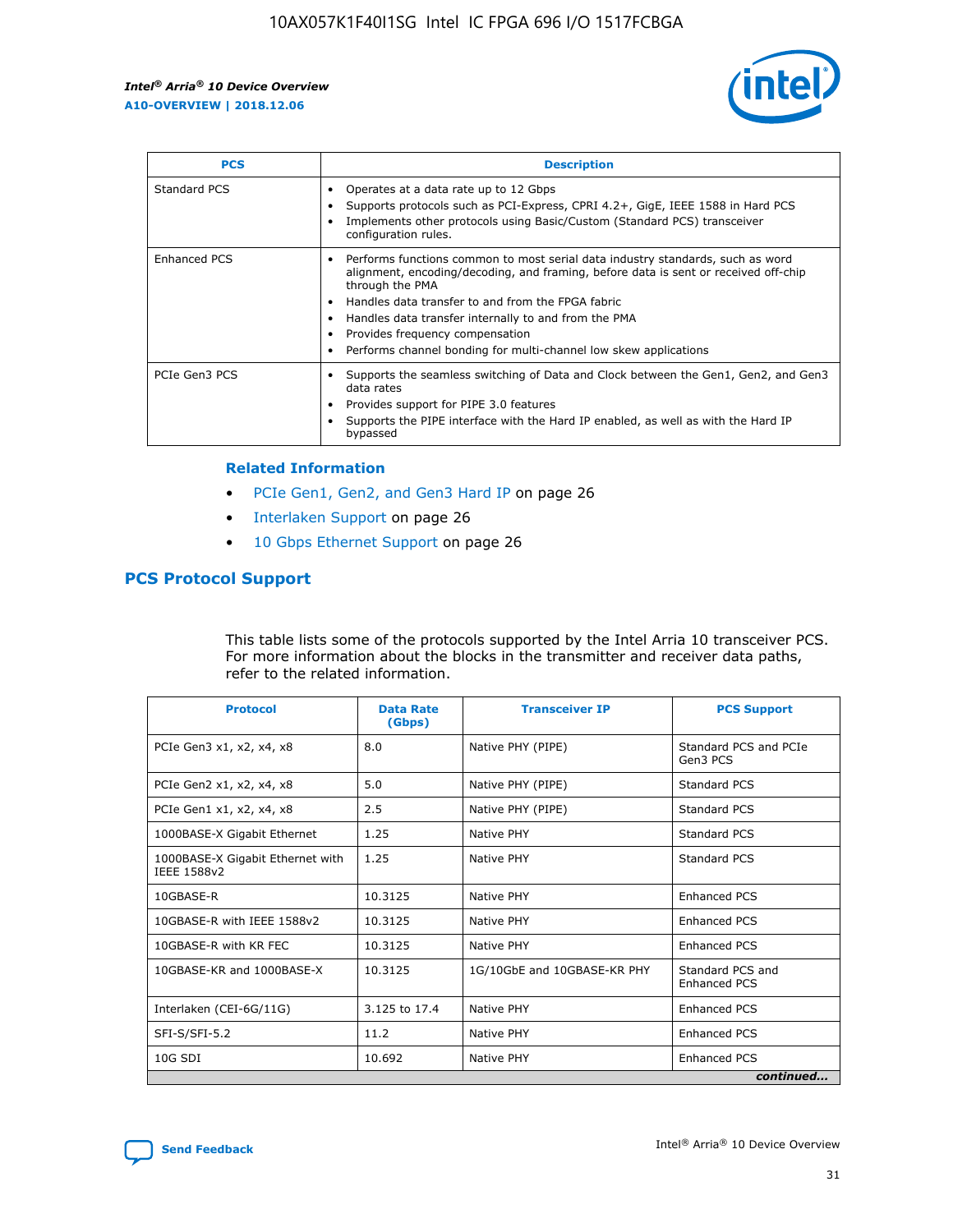| PCS | Description |
| --- | --- |
| Standard PCS | • Operates at a data rate up to 12 Gbps<br>• Supports protocols such as PCI-Express, CPRI 4.2+, GigE, IEEE 1588 in Hard PCS<br>• Implements other protocols using Basic/Custom (Standard PCS) transceiver configuration rules. |
| Enhanced PCS | • Performs functions common to most serial data industry standards, such as word alignment, encoding/decoding, and framing, before data is sent or received off-chip through the PMA<br>• Handles data transfer to and from the FPGA fabric<br>• Handles data transfer internally to and from the PMA<br>• Provides frequency compensation<br>• Performs channel bonding for multi-channel low skew applications |
| PCIe Gen3 PCS | • Supports the seamless switching of Data and Clock between the Gen1, Gen2, and Gen3 data rates<br>• Provides support for PIPE 3.0 features<br>• Supports the PIPE interface with the Hard IP enabled, as well as with the Hard IP bypassed |

**Related Information**

- PCIe Gen1, Gen2, and Gen3 Hard IP on page 26
- Interlaken Support on page 26
- 10 Gbps Ethernet Support on page 26

## PCS Protocol Support

This table lists some of the protocols supported by the Intel Arria 10 transceiver PCS. For more information about the blocks in the transmitter and receiver data paths, refer to the related information.

| Protocol | Data Rate (Gbps) | Transceiver IP | PCS Support |
| --- | --- | --- | --- |
| PCIe Gen3 x1, x2, x4, x8 | 8.0 | Native PHY (PIPE) | Standard PCS and PCIe Gen3 PCS |
| PCIe Gen2 x1, x2, x4, x8 | 5.0 | Native PHY (PIPE) | Standard PCS |
| PCIe Gen1 x1, x2, x4, x8 | 2.5 | Native PHY (PIPE) | Standard PCS |
| 1000BASE-X Gigabit Ethernet | 1.25 | Native PHY | Standard PCS |
| 1000BASE-X Gigabit Ethernet with IEEE 1588v2 | 1.25 | Native PHY | Standard PCS |
| 10GBASE-R | 10.3125 | Native PHY | Enhanced PCS |
| 10GBASE-R with IEEE 1588v2 | 10.3125 | Native PHY | Enhanced PCS |
| 10GBASE-R with KR FEC | 10.3125 | Native PHY | Enhanced PCS |
| 10GBASE-KR and 1000BASE-X | 10.3125 | 1G/10GbE and 10GBASE-KR PHY | Standard PCS and Enhanced PCS |
| Interlaken (CEI-6G/11G) | 3.125 to 17.4 | Native PHY | Enhanced PCS |
| SFI-S/SFI-5.2 | 11.2 | Native PHY | Enhanced PCS |
| 10G SDI | 10.692 | Native PHY | Enhanced PCS |

*continued...*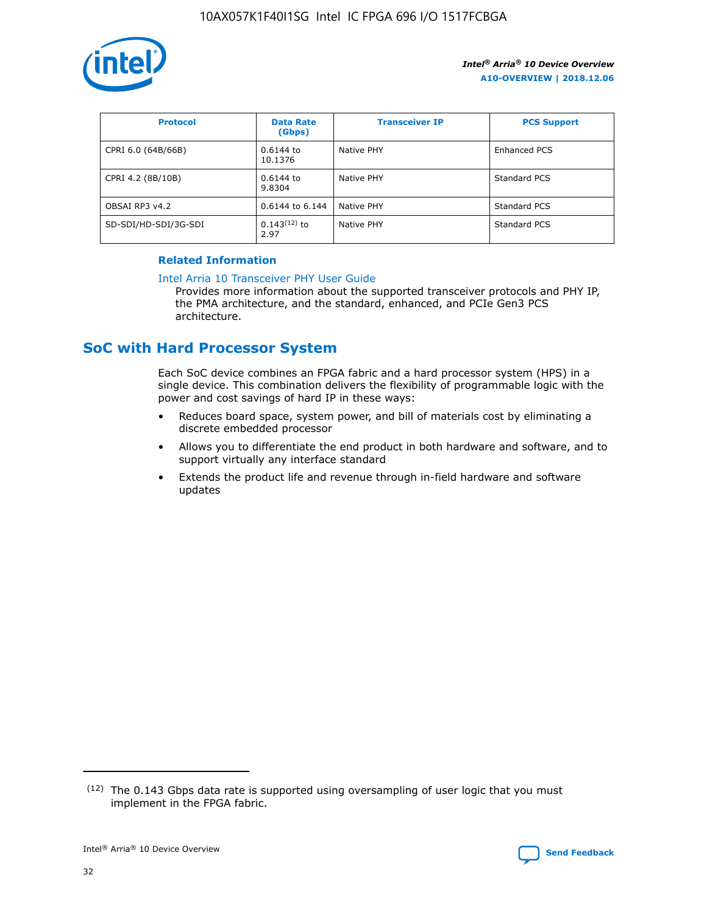| Protocol | Data Rate (Gbps) | Transceiver IP | PCS Support |
| --- | --- | --- | --- |
| CPRI 6.0 (64B/66B) | 0.6144 to 10.1376 | Native PHY | Enhanced PCS |
| CPRI 4.2 (8B/10B) | 0.6144 to 9.8304 | Native PHY | Standard PCS |
| OBSAI RP3 v4.2 | 0.6144 to 6.144 | Native PHY | Standard PCS |
| SD-SDI/HD-SDI/3G-SDI | 0.143[12] to 2.97 | Native PHY | Standard PCS |

**Related Information**

Intel Arria 10 Transceiver PHY User Guide

Provides more information about the supported transceiver protocols and PHY IP, the PMA architecture, and the standard, enhanced, and PCIe Gen3 PCS architecture.

## SoC with Hard Processor System

Each SoC device combines an FPGA fabric and a hard processor system (HPS) in a single device. This combination delivers the flexibility of programmable logic with the power and cost savings of hard IP in these ways:

- Reduces board space, system power, and bill of materials cost by eliminating a discrete embedded processor
- Allows you to differentiate the end product in both hardware and software, and to support virtually any interface standard
- Extends the product life and revenue through in-field hardware and software updates

(12) The 0.143 Gbps data rate is supported using oversampling of user logic that you must implement in the FPGA fabric.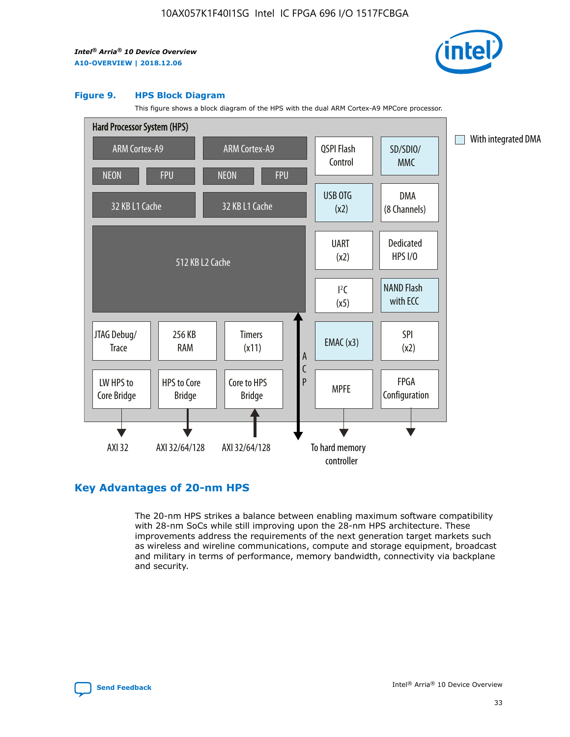### Figure 9. HPS Block Diagram

This figure shows a block diagram of the HPS with the dual ARM Cortex-A9 MPCore processor.

Hard Processor System (HPS)

ARM Cortex-A9 | ARM Cortex-A9 | QSPI Flash Control | SD/SDIO/MMC

NEON | FPU | NEON | FPU

32 KB L1 Cache | 32 KB L1 Cache | USB OTG (x2) | DMA (8 Channels)

512 KB L2 Cache | UART (x2) | Dedicated HPS I/O | I²C (x5) | NAND Flash with ECC

JTAG Debug/Trace | 256 KB RAM | Timers (x11) | ACP | EMAC (x3) | SPI (x2)

LW HPS to Core Bridge | HPS to Core Bridge | Core to HPS Bridge | MPFE | FPGA Configuration

AXI 32 | AXI 32/64/128 | AXI 32/64/128 | To hard memory controller

With integrated DMA

## Key Advantages of 20-nm HPS

The 20-nm HPS strikes a balance between enabling maximum software compatibility with 28-nm SoCs while still improving upon the 28-nm HPS architecture. These improvements address the requirements of the next generation target markets such as wireless and wireline communications, compute and storage equipment, broadcast and military in terms of performance, memory bandwidth, connectivity via backplane and security.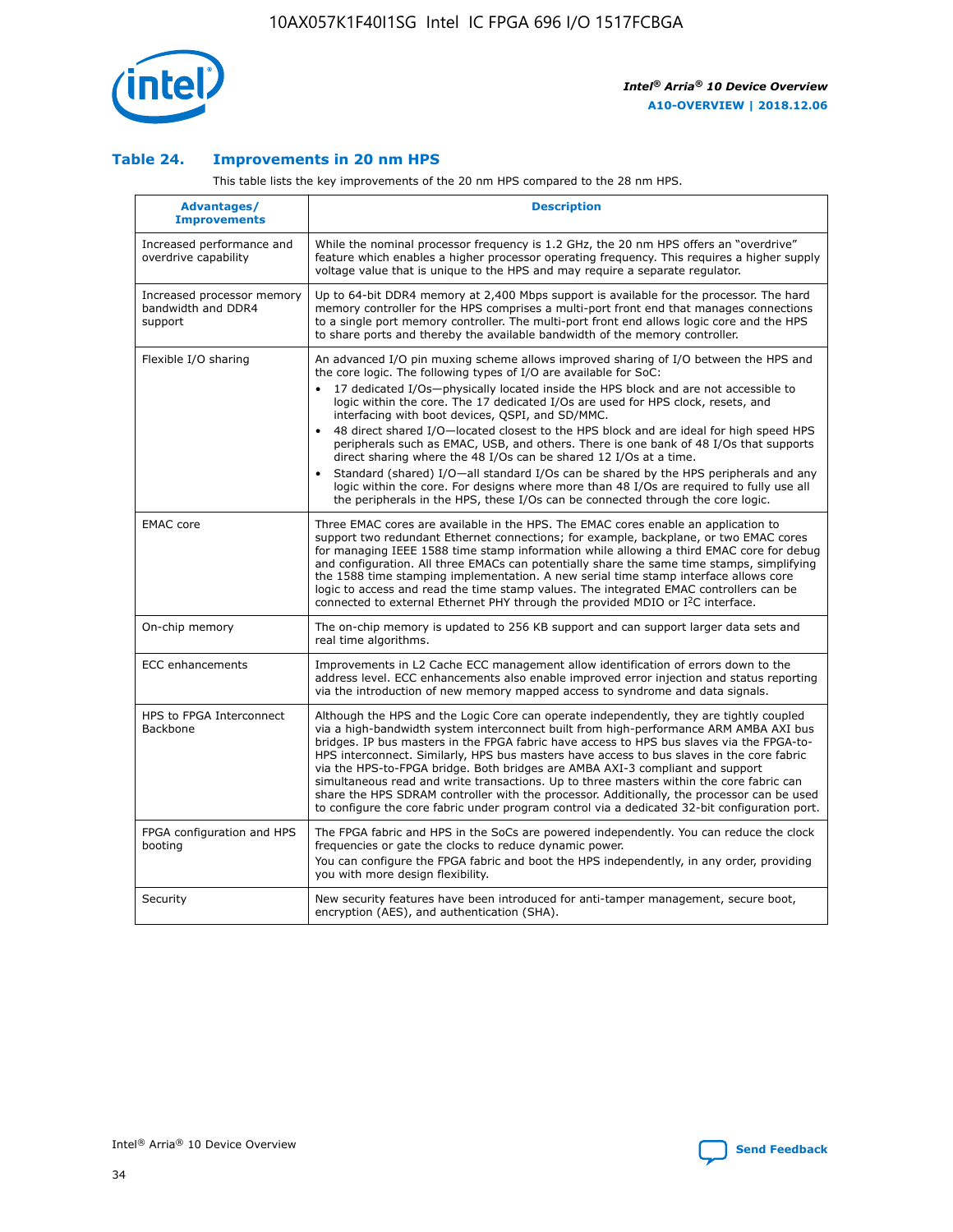## Table 24. Improvements in 20 nm HPS

This table lists the key improvements of the 20 nm HPS compared to the 28 nm HPS.

| Advantages/ Improvements | Description |
| --- | --- |
| Increased performance and overdrive capability | While the nominal processor frequency is 1.2 GHz, the 20 nm HPS offers an "overdrive" feature which enables a higher processor operating frequency. This requires a higher supply voltage value that is unique to the HPS and may require a separate regulator. |
| Increased processor memory bandwidth and DDR4 support | Up to 64-bit DDR4 memory at 2,400 Mbps support is available for the processor. The hard memory controller for the HPS comprises a multi-port front end that manages connections to a single port memory controller. The multi-port front end allows logic core and the HPS to share ports and thereby the available bandwidth of the memory controller. |
| Flexible I/O sharing | An advanced I/O pin muxing scheme allows improved sharing of I/O between the HPS and the core logic. The following types of I/O are available for SoC:<br>• 17 dedicated I/Os—physically located inside the HPS block and are not accessible to logic within the core. The 17 dedicated I/Os are used for HPS clock, resets, and interfacing with boot devices, QSPI, and SD/MMC.<br>• 48 direct shared I/O—located closest to the HPS block and are ideal for high speed HPS peripherals such as EMAC, USB, and others. There is one bank of 48 I/Os that supports direct sharing where the 48 I/Os can be shared 12 I/Os at a time.<br>• Standard (shared) I/O—all standard I/Os can be shared by the HPS peripherals and any logic within the core. For designs where more than 48 I/Os are required to fully use all the peripherals in the HPS, these I/Os can be connected through the core logic. |
| EMAC core | Three EMAC cores are available in the HPS. The EMAC cores enable an application to support two redundant Ethernet connections; for example, backplane, or two EMAC cores for managing IEEE 1588 time stamp information while allowing a third EMAC core for debug and configuration. All three EMACs can potentially share the same time stamps, simplifying the 1588 time stamping implementation. A new serial time stamp interface allows core logic to access and read the time stamp values. The integrated EMAC controllers can be connected to external Ethernet PHY through the provided MDIO or I$^2$C interface. |
| On-chip memory | The on-chip memory is updated to 256 KB support and can support larger data sets and real time algorithms. |
| ECC enhancements | Improvements in L2 Cache ECC management allow identification of errors down to the address level. ECC enhancements also enable improved error injection and status reporting via the introduction of new memory mapped access to syndrome and data signals. |
| HPS to FPGA Interconnect Backbone | Although the HPS and the Logic Core can operate independently, they are tightly coupled via a high-bandwidth system interconnect built from high-performance ARM AMBA AXI bus bridges. IP bus masters in the FPGA fabric have access to HPS bus slaves via the FPGA-to-HPS interconnect. Similarly, HPS bus masters have access to bus slaves in the core fabric via the HPS-to-FPGA bridge. Both bridges are AMBA AXI-3 compliant and support simultaneous read and write transactions. Up to three masters within the core fabric can share the HPS SDRAM controller with the processor. Additionally, the processor can be used to configure the core fabric under program control via a dedicated 32-bit configuration port. |
| FPGA configuration and HPS booting | The FPGA fabric and HPS in the SoCs are powered independently. You can reduce the clock frequencies or gate the clocks to reduce dynamic power.<br>You can configure the FPGA fabric and boot the HPS independently, in any order, providing you with more design flexibility. |
| Security | New security features have been introduced for anti-tamper management, secure boot, encryption (AES), and authentication (SHA). |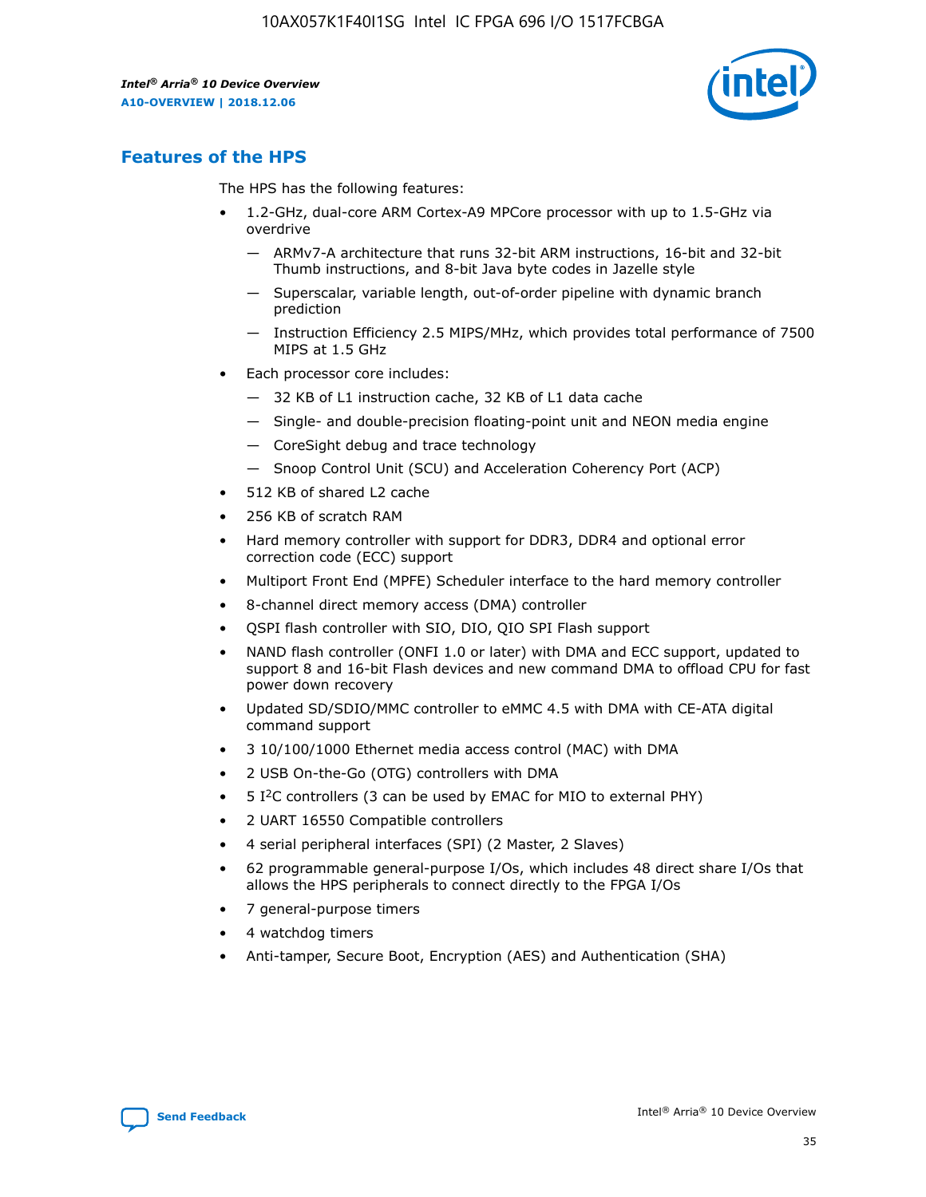## Features of the HPS

The HPS has the following features:

- 1.2-GHz, dual-core ARM Cortex-A9 MPCore processor with up to 1.5-GHz via overdrive
  - — ARMv7-A architecture that runs 32-bit ARM instructions, 16-bit and 32-bit Thumb instructions, and 8-bit Java byte codes in Jazelle style
  - — Superscalar, variable length, out-of-order pipeline with dynamic branch prediction
  - — Instruction Efficiency 2.5 MIPS/MHz, which provides total performance of 7500 MIPS at 1.5 GHz
- Each processor core includes:
  - — 32 KB of L1 instruction cache, 32 KB of L1 data cache
  - — Single- and double-precision floating-point unit and NEON media engine
  - — CoreSight debug and trace technology
  - — Snoop Control Unit (SCU) and Acceleration Coherency Port (ACP)
- 512 KB of shared L2 cache
- 256 KB of scratch RAM
- Hard memory controller with support for DDR3, DDR4 and optional error correction code (ECC) support
- Multiport Front End (MPFE) Scheduler interface to the hard memory controller
- 8-channel direct memory access (DMA) controller
- QSPI flash controller with SIO, DIO, QIO SPI Flash support
- NAND flash controller (ONFI 1.0 or later) with DMA and ECC support, updated to support 8 and 16-bit Flash devices and new command DMA to offload CPU for fast power down recovery
- Updated SD/SDIO/MMC controller to eMMC 4.5 with DMA with CE-ATA digital command support
- 3 10/100/1000 Ethernet media access control (MAC) with DMA
- 2 USB On-the-Go (OTG) controllers with DMA
- 5 I²C controllers (3 can be used by EMAC for MIO to external PHY)
- 2 UART 16550 Compatible controllers
- 4 serial peripheral interfaces (SPI) (2 Master, 2 Slaves)
- 62 programmable general-purpose I/Os, which includes 48 direct share I/Os that allows the HPS peripherals to connect directly to the FPGA I/Os
- 7 general-purpose timers
- 4 watchdog timers
- Anti-tamper, Secure Boot, Encryption (AES) and Authentication (SHA)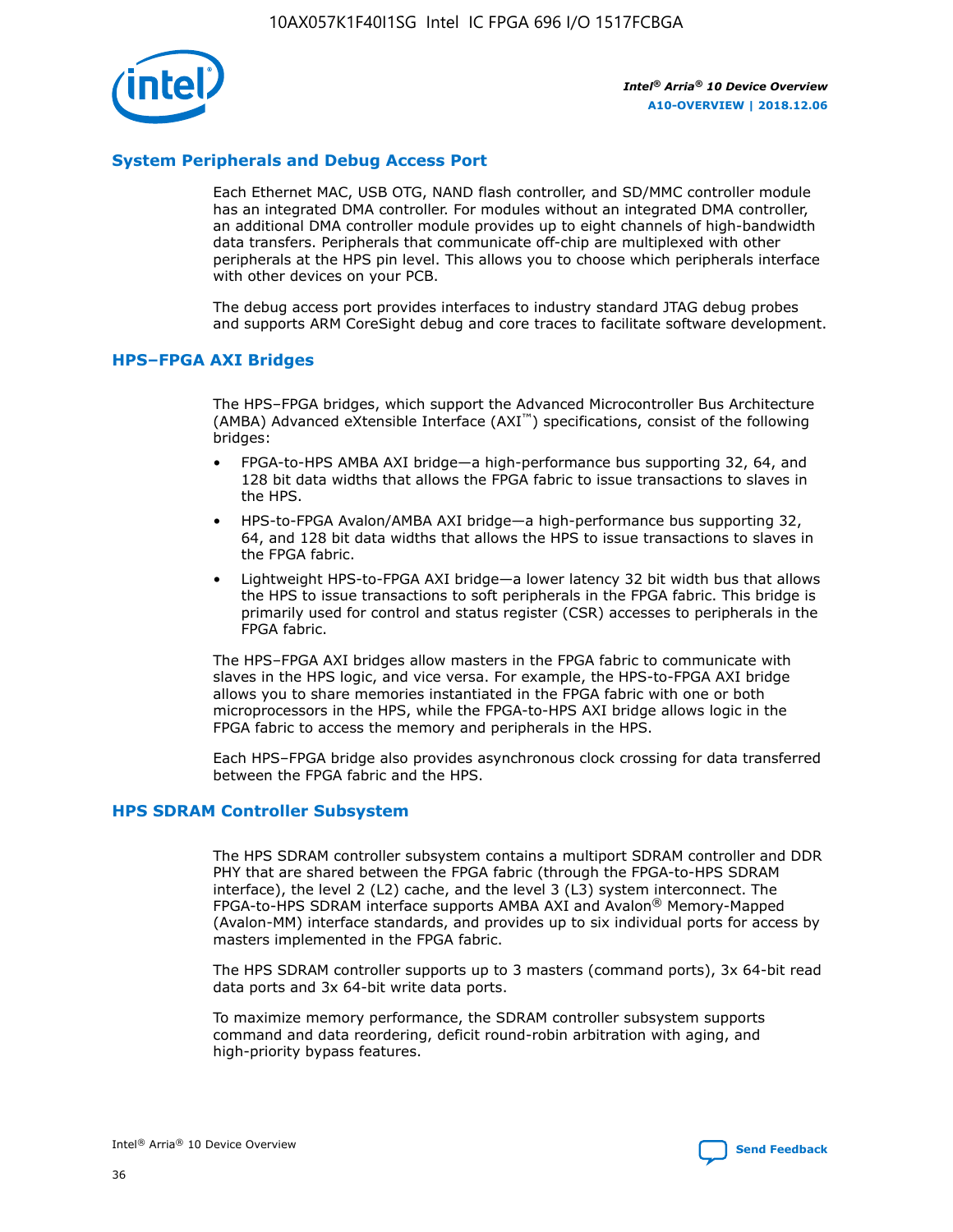## System Peripherals and Debug Access Port

Each Ethernet MAC, USB OTG, NAND flash controller, and SD/MMC controller module has an integrated DMA controller. For modules without an integrated DMA controller, an additional DMA controller module provides up to eight channels of high-bandwidth data transfers. Peripherals that communicate off-chip are multiplexed with other peripherals at the HPS pin level. This allows you to choose which peripherals interface with other devices on your PCB.

The debug access port provides interfaces to industry standard JTAG debug probes and supports ARM CoreSight debug and core traces to facilitate software development.

## HPS–FPGA AXI Bridges

The HPS–FPGA bridges, which support the Advanced Microcontroller Bus Architecture (AMBA) Advanced eXtensible Interface (AXI™) specifications, consist of the following bridges:

- FPGA-to-HPS AMBA AXI bridge—a high-performance bus supporting 32, 64, and 128 bit data widths that allows the FPGA fabric to issue transactions to slaves in the HPS.
- HPS-to-FPGA Avalon/AMBA AXI bridge—a high-performance bus supporting 32, 64, and 128 bit data widths that allows the HPS to issue transactions to slaves in the FPGA fabric.
- Lightweight HPS-to-FPGA AXI bridge—a lower latency 32 bit width bus that allows the HPS to issue transactions to soft peripherals in the FPGA fabric. This bridge is primarily used for control and status register (CSR) accesses to peripherals in the FPGA fabric.

The HPS–FPGA AXI bridges allow masters in the FPGA fabric to communicate with slaves in the HPS logic, and vice versa. For example, the HPS-to-FPGA AXI bridge allows you to share memories instantiated in the FPGA fabric with one or both microprocessors in the HPS, while the FPGA-to-HPS AXI bridge allows logic in the FPGA fabric to access the memory and peripherals in the HPS.

Each HPS–FPGA bridge also provides asynchronous clock crossing for data transferred between the FPGA fabric and the HPS.

## HPS SDRAM Controller Subsystem

The HPS SDRAM controller subsystem contains a multiport SDRAM controller and DDR PHY that are shared between the FPGA fabric (through the FPGA-to-HPS SDRAM interface), the level 2 (L2) cache, and the level 3 (L3) system interconnect. The FPGA-to-HPS SDRAM interface supports AMBA AXI and Avalon® Memory-Mapped (Avalon-MM) interface standards, and provides up to six individual ports for access by masters implemented in the FPGA fabric.

The HPS SDRAM controller supports up to 3 masters (command ports), 3x 64-bit read data ports and 3x 64-bit write data ports.

To maximize memory performance, the SDRAM controller subsystem supports command and data reordering, deficit round-robin arbitration with aging, and high-priority bypass features.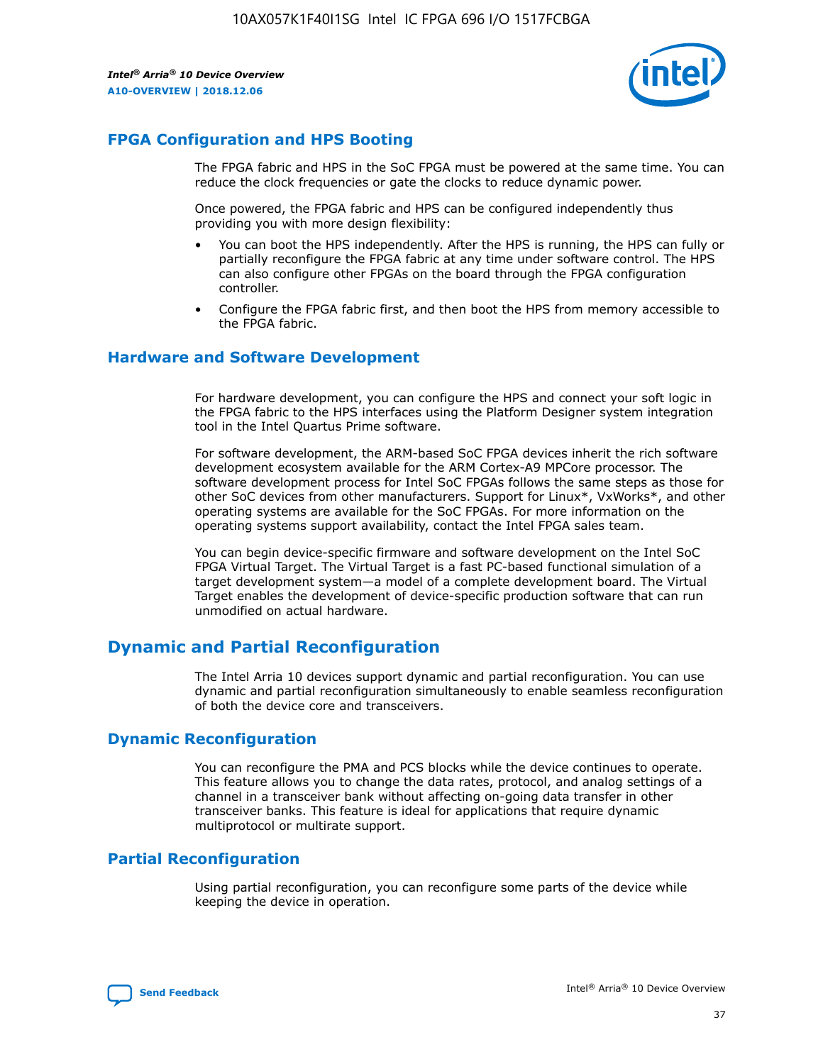## FPGA Configuration and HPS Booting

The FPGA fabric and HPS in the SoC FPGA must be powered at the same time. You can reduce the clock frequencies or gate the clocks to reduce dynamic power.

Once powered, the FPGA fabric and HPS can be configured independently thus providing you with more design flexibility:

- You can boot the HPS independently. After the HPS is running, the HPS can fully or partially reconfigure the FPGA fabric at any time under software control. The HPS can also configure other FPGAs on the board through the FPGA configuration controller.
- Configure the FPGA fabric first, and then boot the HPS from memory accessible to the FPGA fabric.

## Hardware and Software Development

For hardware development, you can configure the HPS and connect your soft logic in the FPGA fabric to the HPS interfaces using the Platform Designer system integration tool in the Intel Quartus Prime software.

For software development, the ARM-based SoC FPGA devices inherit the rich software development ecosystem available for the ARM Cortex-A9 MPCore processor. The software development process for Intel SoC FPGAs follows the same steps as those for other SoC devices from other manufacturers. Support for Linux*, VxWorks*, and other operating systems are available for the SoC FPGAs. For more information on the operating systems support availability, contact the Intel FPGA sales team.

You can begin device-specific firmware and software development on the Intel SoC FPGA Virtual Target. The Virtual Target is a fast PC-based functional simulation of a target development system—a model of a complete development board. The Virtual Target enables the development of device-specific production software that can run unmodified on actual hardware.

## Dynamic and Partial Reconfiguration

The Intel Arria 10 devices support dynamic and partial reconfiguration. You can use dynamic and partial reconfiguration simultaneously to enable seamless reconfiguration of both the device core and transceivers.

## Dynamic Reconfiguration

You can reconfigure the PMA and PCS blocks while the device continues to operate. This feature allows you to change the data rates, protocol, and analog settings of a channel in a transceiver bank without affecting on-going data transfer in other transceiver banks. This feature is ideal for applications that require dynamic multiprotocol or multirate support.

## Partial Reconfiguration

Using partial reconfiguration, you can reconfigure some parts of the device while keeping the device in operation.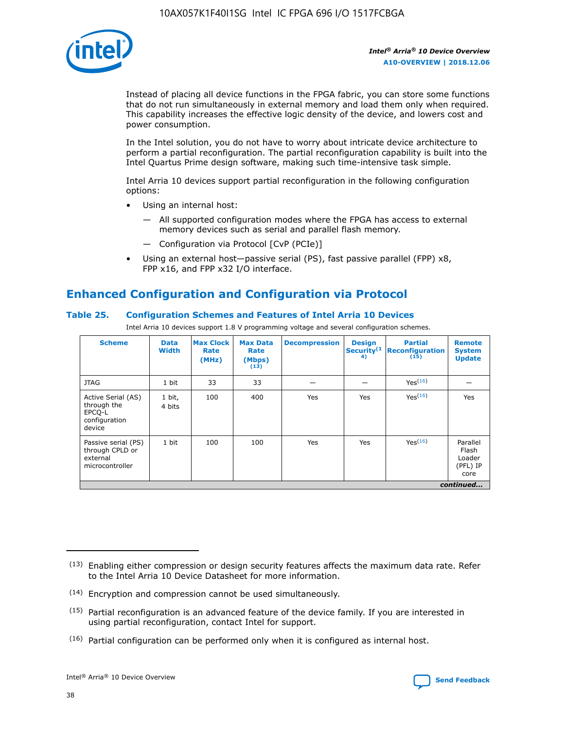Instead of placing all device functions in the FPGA fabric, you can store some functions that do not run simultaneously in external memory and load them only when required. This capability increases the effective logic density of the device, and lowers cost and power consumption.

In the Intel solution, you do not have to worry about intricate device architecture to perform a partial reconfiguration. The partial reconfiguration capability is built into the Intel Quartus Prime design software, making such time-intensive task simple.

Intel Arria 10 devices support partial reconfiguration in the following configuration options:

- Using an internal host:
  - All supported configuration modes where the FPGA has access to external memory devices such as serial and parallel flash memory.
  - Configuration via Protocol [CvP (PCIe)]
- Using an external host—passive serial (PS), fast passive parallel (FPP) x8, FPP x16, and FPP x32 I/O interface.

## Enhanced Configuration and Configuration via Protocol

### Table 25. Configuration Schemes and Features of Intel Arria 10 Devices

Intel Arria 10 devices support 1.8 V programming voltage and several configuration schemes.

| Scheme | Data Width | Max Clock Rate (MHz) | Max Data Rate (Mbps) (13) | Decompression | Design Security (14) | Partial Reconfiguration (15) | Remote System Update |
|---|---|---|---|---|---|---|---|
| JTAG | 1 bit | 33 | 33 | — | — | Yes (16) | — |
| Active Serial (AS) through the EPCQ-L configuration device | 1 bit, 4 bits | 100 | 400 | Yes | Yes | Yes (16) | Yes |
| Passive serial (PS) through CPLD or external microcontroller | 1 bit | 100 | 100 | Yes | Yes | Yes (16) | Parallel Flash Loader (PFL) IP core |

*continued...*

(13) Enabling either compression or design security features affects the maximum data rate. Refer to the Intel Arria 10 Device Datasheet for more information.

(14) Encryption and compression cannot be used simultaneously.

(15) Partial reconfiguration is an advanced feature of the device family. If you are interested in using partial reconfiguration, contact Intel for support.

(16) Partial configuration can be performed only when it is configured as internal host.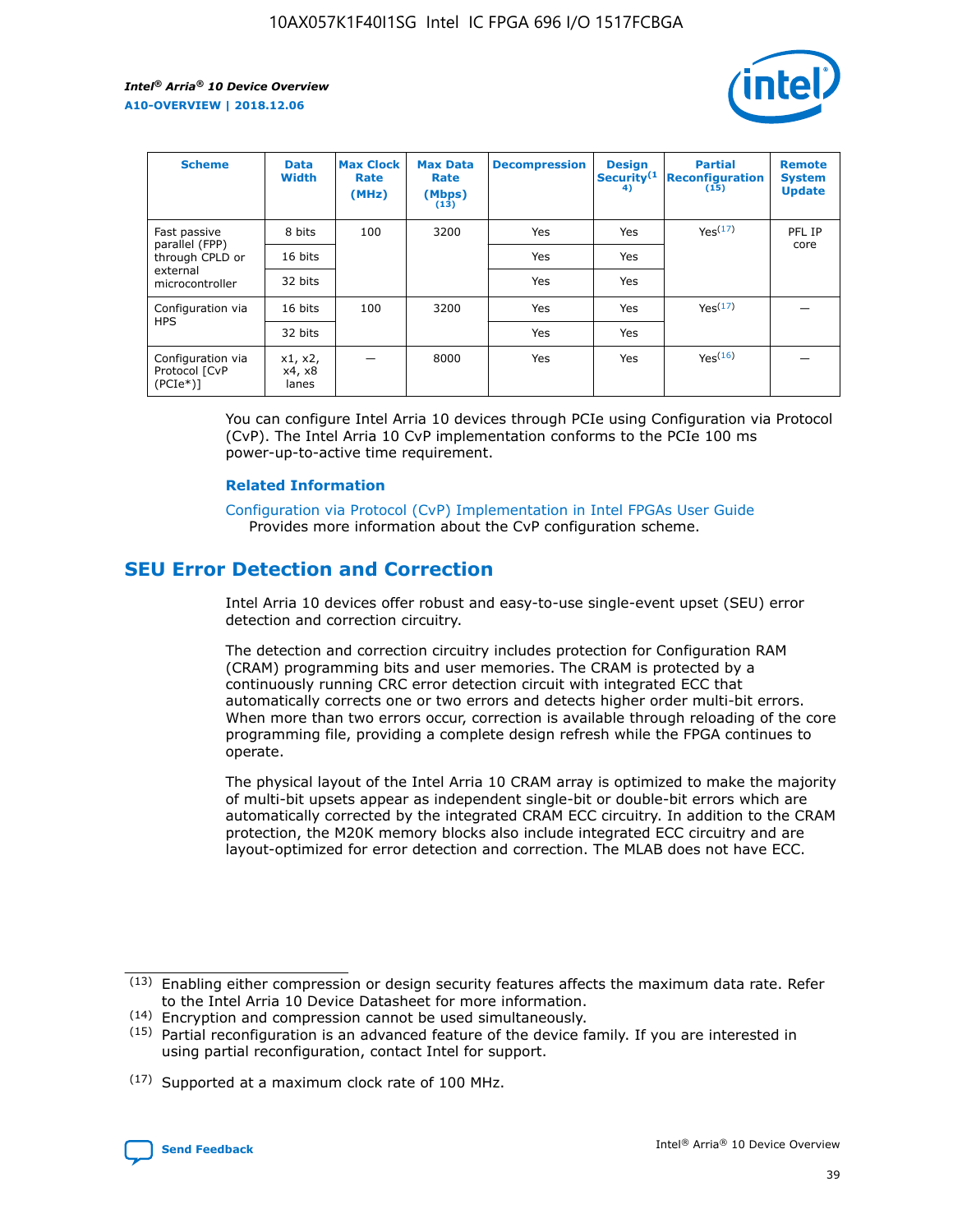| Scheme | Data Width | Max Clock Rate (MHz) | Max Data Rate (Mbps) (13) | Decompression | Design Security(14) | Partial Reconfiguration (15) | Remote System Update |
|---|---|---|---|---|---|---|---|
| Fast passive parallel (FPP) through CPLD or external microcontroller | 8 bits | 100 | 3200 | Yes | Yes | Yes(17) | PFL IP core |
| | 16 bits | | | Yes | Yes | | |
| | 32 bits | | | Yes | Yes | | |
| Configuration via HPS | 16 bits | 100 | 3200 | Yes | Yes | Yes(17) | — |
| | 32 bits | | | Yes | Yes | | |
| Configuration via Protocol [CvP (PCIe*)] | x1, x2, x4, x8 lanes | — | 8000 | Yes | Yes | Yes(16) | — |

You can configure Intel Arria 10 devices through PCIe using Configuration via Protocol (CvP). The Intel Arria 10 CvP implementation conforms to the PCIe 100 ms power-up-to-active time requirement.

### Related Information

Configuration via Protocol (CvP) Implementation in Intel FPGAs User Guide
Provides more information about the CvP configuration scheme.

## SEU Error Detection and Correction

Intel Arria 10 devices offer robust and easy-to-use single-event upset (SEU) error detection and correction circuitry.

The detection and correction circuitry includes protection for Configuration RAM (CRAM) programming bits and user memories. The CRAM is protected by a continuously running CRC error detection circuit with integrated ECC that automatically corrects one or two errors and detects higher order multi-bit errors. When more than two errors occur, correction is available through reloading of the core programming file, providing a complete design refresh while the FPGA continues to operate.

The physical layout of the Intel Arria 10 CRAM array is optimized to make the majority of multi-bit upsets appear as independent single-bit or double-bit errors which are automatically corrected by the integrated CRAM ECC circuitry. In addition to the CRAM protection, the M20K memory blocks also include integrated ECC circuitry and are layout-optimized for error detection and correction. The MLAB does not have ECC.

(13) Enabling either compression or design security features affects the maximum data rate. Refer to the Intel Arria 10 Device Datasheet for more information.

(14) Encryption and compression cannot be used simultaneously.

(15) Partial reconfiguration is an advanced feature of the device family. If you are interested in using partial reconfiguration, contact Intel for support.

(17) Supported at a maximum clock rate of 100 MHz.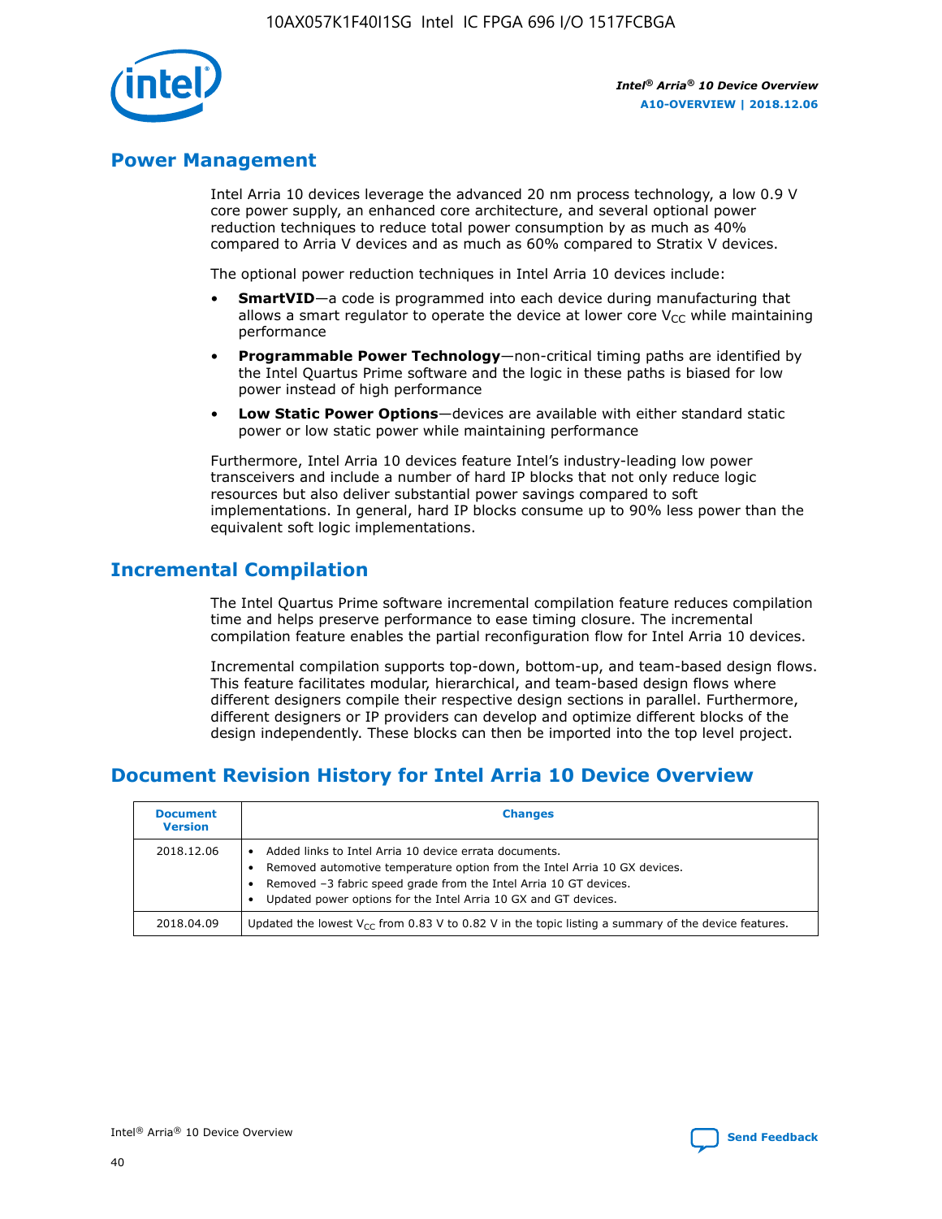## Power Management

Intel Arria 10 devices leverage the advanced 20 nm process technology, a low 0.9 V core power supply, an enhanced core architecture, and several optional power reduction techniques to reduce total power consumption by as much as 40% compared to Arria V devices and as much as 60% compared to Stratix V devices.

The optional power reduction techniques in Intel Arria 10 devices include:

- **SmartVID**—a code is programmed into each device during manufacturing that allows a smart regulator to operate the device at lower core $V_{CC}$ while maintaining performance
- **Programmable Power Technology**—non-critical timing paths are identified by the Intel Quartus Prime software and the logic in these paths is biased for low power instead of high performance
- **Low Static Power Options**—devices are available with either standard static power or low static power while maintaining performance

Furthermore, Intel Arria 10 devices feature Intel's industry-leading low power transceivers and include a number of hard IP blocks that not only reduce logic resources but also deliver substantial power savings compared to soft implementations. In general, hard IP blocks consume up to 90% less power than the equivalent soft logic implementations.

## Incremental Compilation

The Intel Quartus Prime software incremental compilation feature reduces compilation time and helps preserve performance to ease timing closure. The incremental compilation feature enables the partial reconfiguration flow for Intel Arria 10 devices.

Incremental compilation supports top-down, bottom-up, and team-based design flows. This feature facilitates modular, hierarchical, and team-based design flows where different designers compile their respective design sections in parallel. Furthermore, different designers or IP providers can develop and optimize different blocks of the design independently. These blocks can then be imported into the top level project.

## Document Revision History for Intel Arria 10 Device Overview

| Document Version | Changes |
|---|---|
| 2018.12.06 | • Added links to Intel Arria 10 device errata documents.<br>• Removed automotive temperature option from the Intel Arria 10 GX devices.<br>• Removed –3 fabric speed grade from the Intel Arria 10 GT devices.<br>• Updated power options for the Intel Arria 10 GX and GT devices. |
| 2018.04.09 | Updated the lowest $V_{CC}$ from 0.83 V to 0.82 V in the topic listing a summary of the device features. |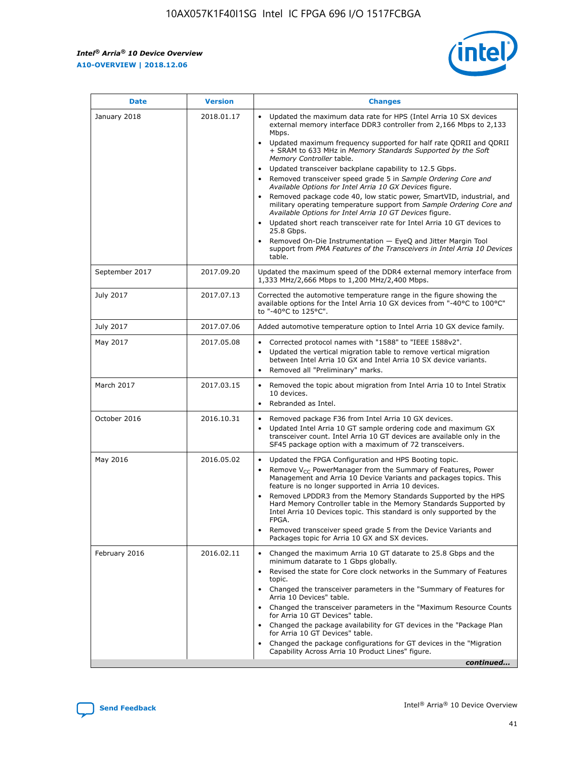| Date | Version | Changes |
| --- | --- | --- |
| January 2018 | 2018.01.17 | • Updated the maximum data rate for HPS (Intel Arria 10 SX devices external memory interface DDR3 controller from 2,166 Mbps to 2,133 Mbps.<br>• Updated maximum frequency supported for half rate QDRII and QDRII + SRAM to 633 MHz in *Memory Standards Supported by the Soft Memory Controller* table.<br>• Updated transceiver backplane capability to 12.5 Gbps.<br>• Removed transceiver speed grade 5 in *Sample Ordering Core and Available Options for Intel Arria 10 GX Devices* figure.<br>• Removed package code 40, low static power, SmartVID, industrial, and military operating temperature support from *Sample Ordering Core and Available Options for Intel Arria 10 GT Devices* figure.<br>• Updated short reach transceiver rate for Intel Arria 10 GT devices to 25.8 Gbps.<br>• Removed On-Die Instrumentation — EyeQ and Jitter Margin Tool support from *PMA Features of the Transceivers in Intel Arria 10 Devices* table. |
| September 2017 | 2017.09.20 | Updated the maximum speed of the DDR4 external memory interface from 1,333 MHz/2,666 Mbps to 1,200 MHz/2,400 Mbps. |
| July 2017 | 2017.07.13 | Corrected the automotive temperature range in the figure showing the available options for the Intel Arria 10 GX devices from "-40°C to 100°C" to "-40°C to 125°C". |
| July 2017 | 2017.07.06 | Added automotive temperature option to Intel Arria 10 GX device family. |
| May 2017 | 2017.05.08 | • Corrected protocol names with "1588" to "IEEE 1588v2".<br>• Updated the vertical migration table to remove vertical migration between Intel Arria 10 GX and Intel Arria 10 SX device variants.<br>• Removed all "Preliminary" marks. |
| March 2017 | 2017.03.15 | • Removed the topic about migration from Intel Arria 10 to Intel Stratix 10 devices.<br>• Rebranded as Intel. |
| October 2016 | 2016.10.31 | • Removed package F36 from Intel Arria 10 GX devices.<br>• Updated Intel Arria 10 GT sample ordering code and maximum GX transceiver count. Intel Arria 10 GT devices are available only in the SF45 package option with a maximum of 72 transceivers. |
| May 2016 | 2016.05.02 | • Updated the FPGA Configuration and HPS Booting topic.<br>• Remove $V_{CC}$ PowerManager from the Summary of Features, Power Management and Arria 10 Device Variants and packages topics. This feature is no longer supported in Arria 10 devices.<br>• Removed LPDDR3 from the Memory Standards Supported by the HPS Hard Memory Controller table in the Memory Standards Supported by Intel Arria 10 Devices topic. This standard is only supported by the FPGA.<br>• Removed transceiver speed grade 5 from the Device Variants and Packages topic for Arria 10 GX and SX devices. |
| February 2016 | 2016.02.11 | • Changed the maximum Arria 10 GT datarate to 25.8 Gbps and the minimum datarate to 1 Gbps globally.<br>• Revised the state for Core clock networks in the Summary of Features topic.<br>• Changed the transceiver parameters in the "Summary of Features for Arria 10 Devices" table.<br>• Changed the transceiver parameters in the "Maximum Resource Counts for Arria 10 GT Devices" table.<br>• Changed the package availability for GT devices in the "Package Plan for Arria 10 GT Devices" table.<br>• Changed the package configurations for GT devices in the "Migration Capability Across Arria 10 Product Lines" figure. |

*continued...*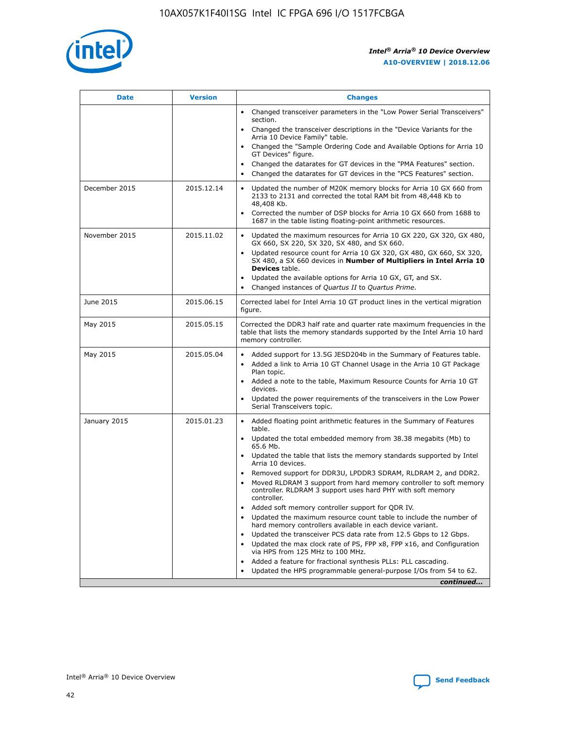| Date | Version | Changes |
| --- | --- | --- |
| | | • Changed transceiver parameters in the "Low Power Serial Transceivers" section.<br>• Changed the transceiver descriptions in the "Device Variants for the Arria 10 Device Family" table.<br>• Changed the "Sample Ordering Code and Available Options for Arria 10 GT Devices" figure.<br>• Changed the datarates for GT devices in the "PMA Features" section.<br>• Changed the datarates for GT devices in the "PCS Features" section. |
| December 2015 | 2015.12.14 | • Updated the number of M20K memory blocks for Arria 10 GX 660 from 2133 to 2131 and corrected the total RAM bit from 48,448 Kb to 48,408 Kb.<br>• Corrected the number of DSP blocks for Arria 10 GX 660 from 1688 to 1687 in the table listing floating-point arithmetic resources. |
| November 2015 | 2015.11.02 | • Updated the maximum resources for Arria 10 GX 220, GX 320, GX 480, GX 660, SX 220, SX 320, SX 480, and SX 660.<br>• Updated resource count for Arria 10 GX 320, GX 480, GX 660, SX 320, SX 480, a SX 660 devices in **Number of Multipliers in Intel Arria 10 Devices** table.<br>• Updated the available options for Arria 10 GX, GT, and SX.<br>• Changed instances of *Quartus II* to *Quartus Prime*. |
| June 2015 | 2015.06.15 | Corrected label for Intel Arria 10 GT product lines in the vertical migration figure. |
| May 2015 | 2015.05.15 | Corrected the DDR3 half rate and quarter rate maximum frequencies in the table that lists the memory standards supported by the Intel Arria 10 hard memory controller. |
| May 2015 | 2015.05.04 | • Added support for 13.5G JESD204b in the Summary of Features table.<br>• Added a link to Arria 10 GT Channel Usage in the Arria 10 GT Package Plan topic.<br>• Added a note to the table, Maximum Resource Counts for Arria 10 GT devices.<br>• Updated the power requirements of the transceivers in the Low Power Serial Transceivers topic. |
| January 2015 | 2015.01.23 | • Added floating point arithmetic features in the Summary of Features table.<br>• Updated the total embedded memory from 38.38 megabits (Mb) to 65.6 Mb.<br>• Updated the table that lists the memory standards supported by Intel Arria 10 devices.<br>• Removed support for DDR3U, LPDDR3 SDRAM, RLDRAM 2, and DDR2.<br>• Moved RLDRAM 3 support from hard memory controller to soft memory controller. RLDRAM 3 support uses hard PHY with soft memory controller.<br>• Added soft memory controller support for QDR IV.<br>• Updated the maximum resource count table to include the number of hard memory controllers available in each device variant.<br>• Updated the transceiver PCS data rate from 12.5 Gbps to 12 Gbps.<br>• Updated the max clock rate of PS, FPP x8, FPP x16, and Configuration via HPS from 125 MHz to 100 MHz.<br>• Added a feature for fractional synthesis PLLs: PLL cascading.<br>• Updated the HPS programmable general-purpose I/Os from 54 to 62. |

*continued...*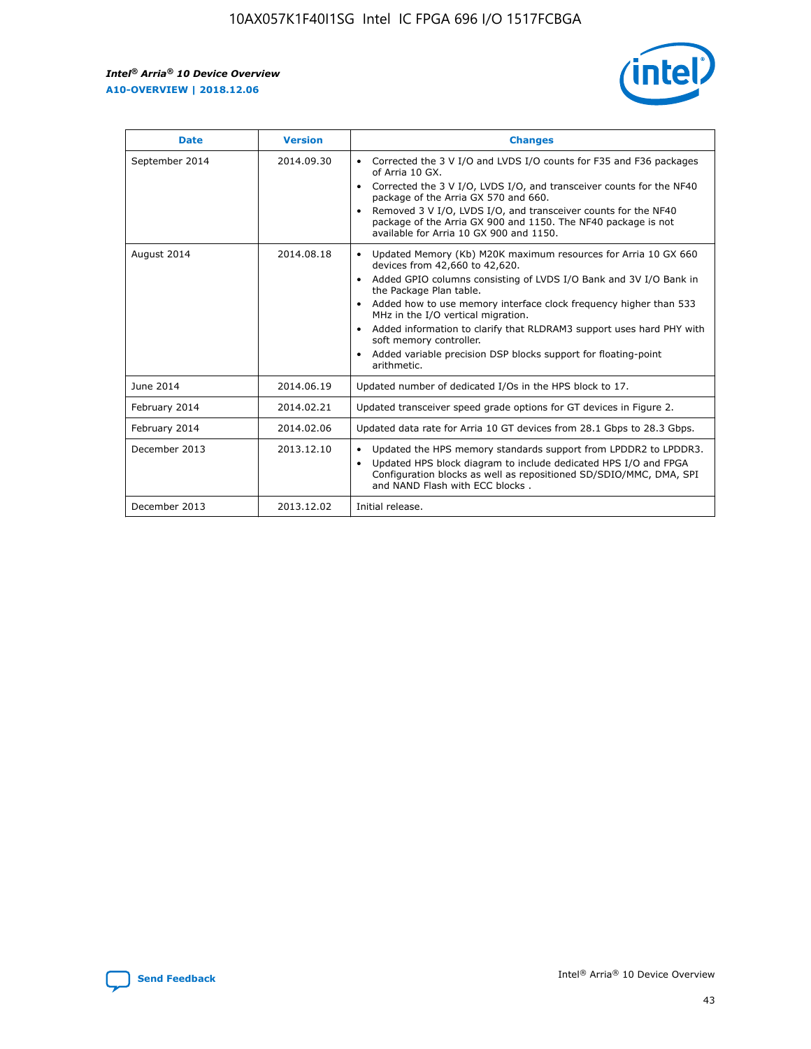| Date | Version | Changes |
| --- | --- | --- |
| September 2014 | 2014.09.30 | • Corrected the 3 V I/O and LVDS I/O counts for F35 and F36 packages of Arria 10 GX. • Corrected the 3 V I/O, LVDS I/O, and transceiver counts for the NF40 package of the Arria GX 570 and 660. • Removed 3 V I/O, LVDS I/O, and transceiver counts for the NF40 package of the Arria GX 900 and 1150. The NF40 package is not available for Arria 10 GX 900 and 1150. |
| August 2014 | 2014.08.18 | • Updated Memory (Kb) M20K maximum resources for Arria 10 GX 660 devices from 42,660 to 42,620. • Added GPIO columns consisting of LVDS I/O Bank and 3V I/O Bank in the Package Plan table. • Added how to use memory interface clock frequency higher than 533 MHz in the I/O vertical migration. • Added information to clarify that RLDRAM3 support uses hard PHY with soft memory controller. • Added variable precision DSP blocks support for floating-point arithmetic. |
| June 2014 | 2014.06.19 | Updated number of dedicated I/Os in the HPS block to 17. |
| February 2014 | 2014.02.21 | Updated transceiver speed grade options for GT devices in Figure 2. |
| February 2014 | 2014.02.06 | Updated data rate for Arria 10 GT devices from 28.1 Gbps to 28.3 Gbps. |
| December 2013 | 2013.12.10 | • Updated the HPS memory standards support from LPDDR2 to LPDDR3. • Updated HPS block diagram to include dedicated HPS I/O and FPGA Configuration blocks as well as repositioned SD/SDIO/MMC, DMA, SPI and NAND Flash with ECC blocks . |
| December 2013 | 2013.12.02 | Initial release. |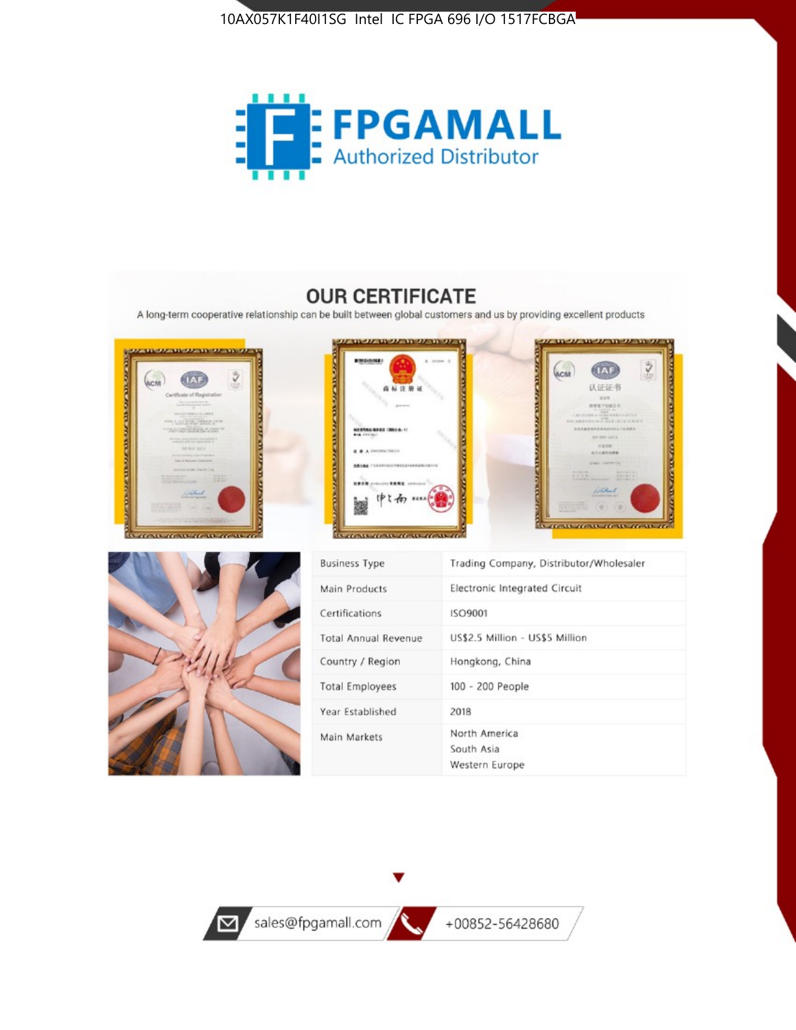10AX057K1F40I1SG Intel IC FPGA 696 I/O 1517FCBGA

FPGAMALL
Authorized Distributor

## OUR CERTIFICATE

A long-term cooperative relationship can be built between global customers and us by providing excellent products

| | |
|---|---|
| Business Type | Trading Company, Distributor/Wholesaler |
| Main Products | Electronic Integrated Circuit |
| Certifications | ISO9001 |
| Total Annual Revenue | US$2.5 Million - US$5 Million |
| Country / Region | Hongkong, China |
| Total Employees | 100 - 200 People |
| Year Established | 2018 |
| Main Markets | North America<br>South Asia<br>Western Europe |

sales@fpgamall.com

+00852-56428680